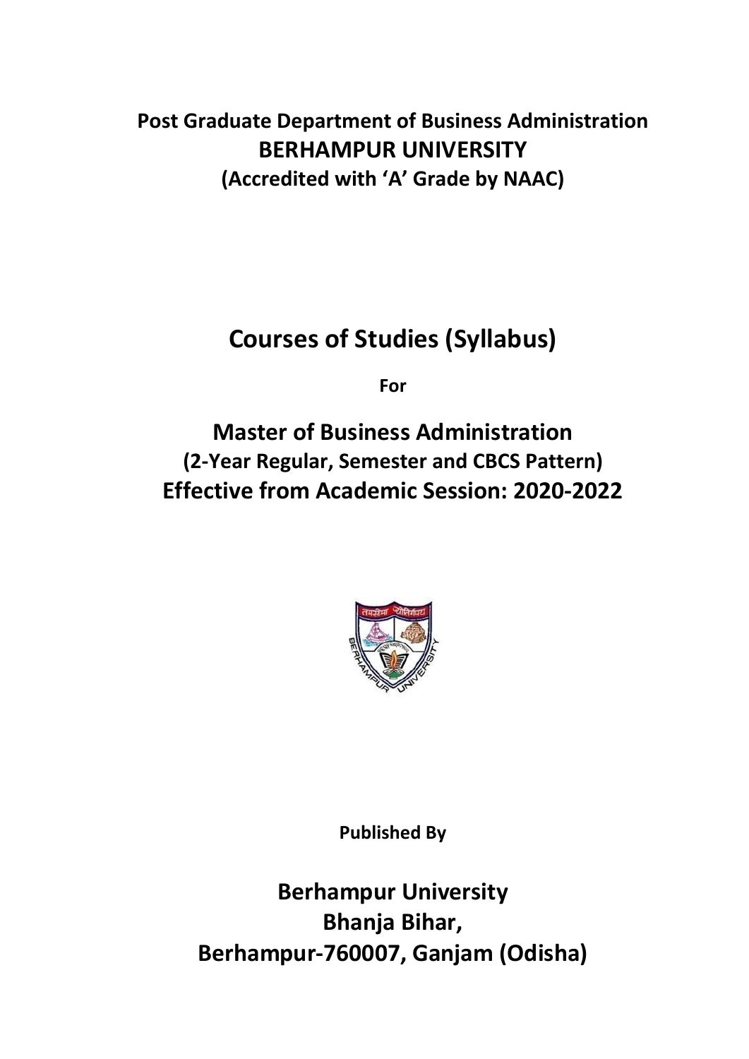**Post Graduate Department of Business Administration**

# BERHAMPUR UNIVERSITY

**(Accredited with 'A' Grade by NAAC)**

# Courses of Studies (Syllabus)

**For**

# Master of Business Administration

## (2-Year Regular, Semester and CBCS Pattern)

## Effective from Academic Session: 2020-2022

**Published By**

**Berhampur University**
**Bhanja Bihar,**
**Berhampur-760007, Ganjam (Odisha)**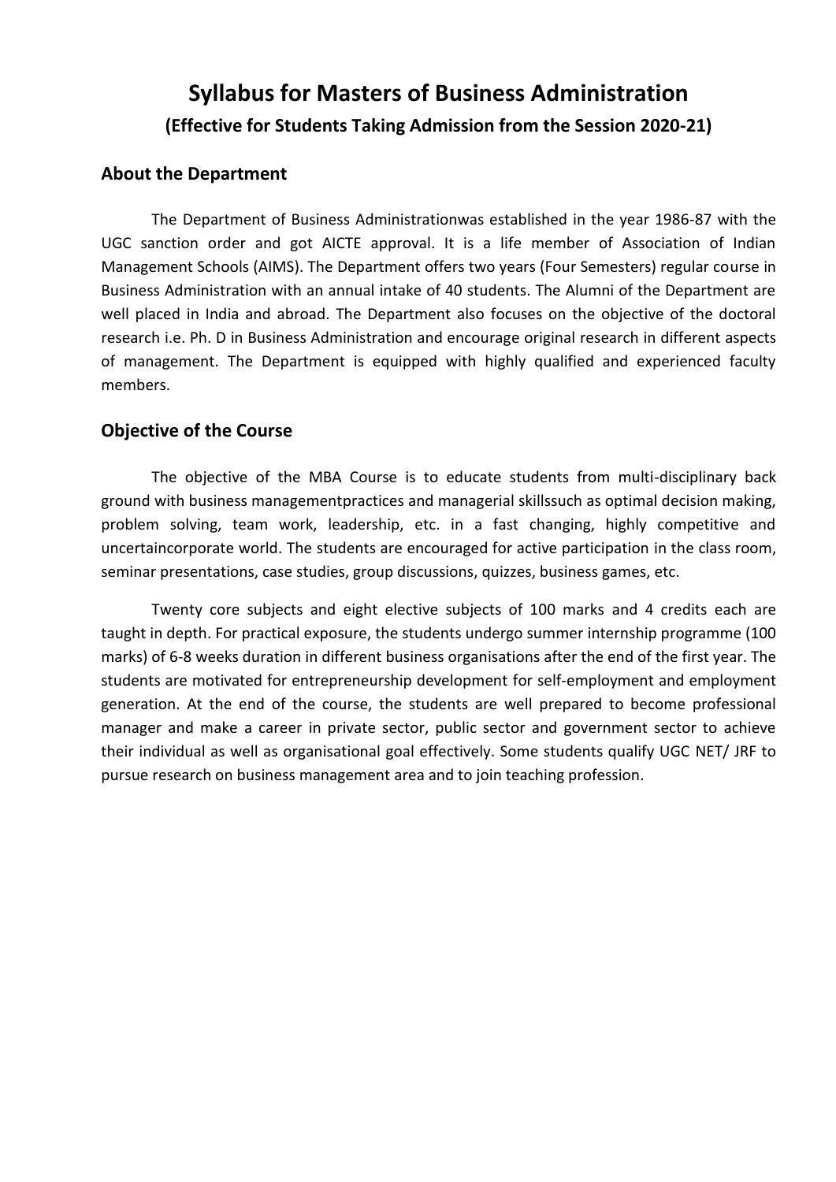# Syllabus for Masters of Business Administration

## (Effective for Students Taking Admission from the Session 2020-21)

### About the Department

The Department of Business Administrationwas established in the year 1986-87 with the UGC sanction order and got AICTE approval. It is a life member of Association of Indian Management Schools (AIMS). The Department offers two years (Four Semesters) regular course in Business Administration with an annual intake of 40 students. The Alumni of the Department are well placed in India and abroad. The Department also focuses on the objective of the doctoral research i.e. Ph. D in Business Administration and encourage original research in different aspects of management. The Department is equipped with highly qualified and experienced faculty members.

### Objective of the Course

The objective of the MBA Course is to educate students from multi-disciplinary back ground with business managementpractices and managerial skillssuch as optimal decision making, problem solving, team work, leadership, etc. in a fast changing, highly competitive and uncertaincorporate world. The students are encouraged for active participation in the class room, seminar presentations, case studies, group discussions, quizzes, business games, etc.

Twenty core subjects and eight elective subjects of 100 marks and 4 credits each are taught in depth. For practical exposure, the students undergo summer internship programme (100 marks) of 6-8 weeks duration in different business organisations after the end of the first year. The students are motivated for entrepreneurship development for self-employment and employment generation. At the end of the course, the students are well prepared to become professional manager and make a career in private sector, public sector and government sector to achieve their individual as well as organisational goal effectively. Some students qualify UGC NET/ JRF to pursue research on business management area and to join teaching profession.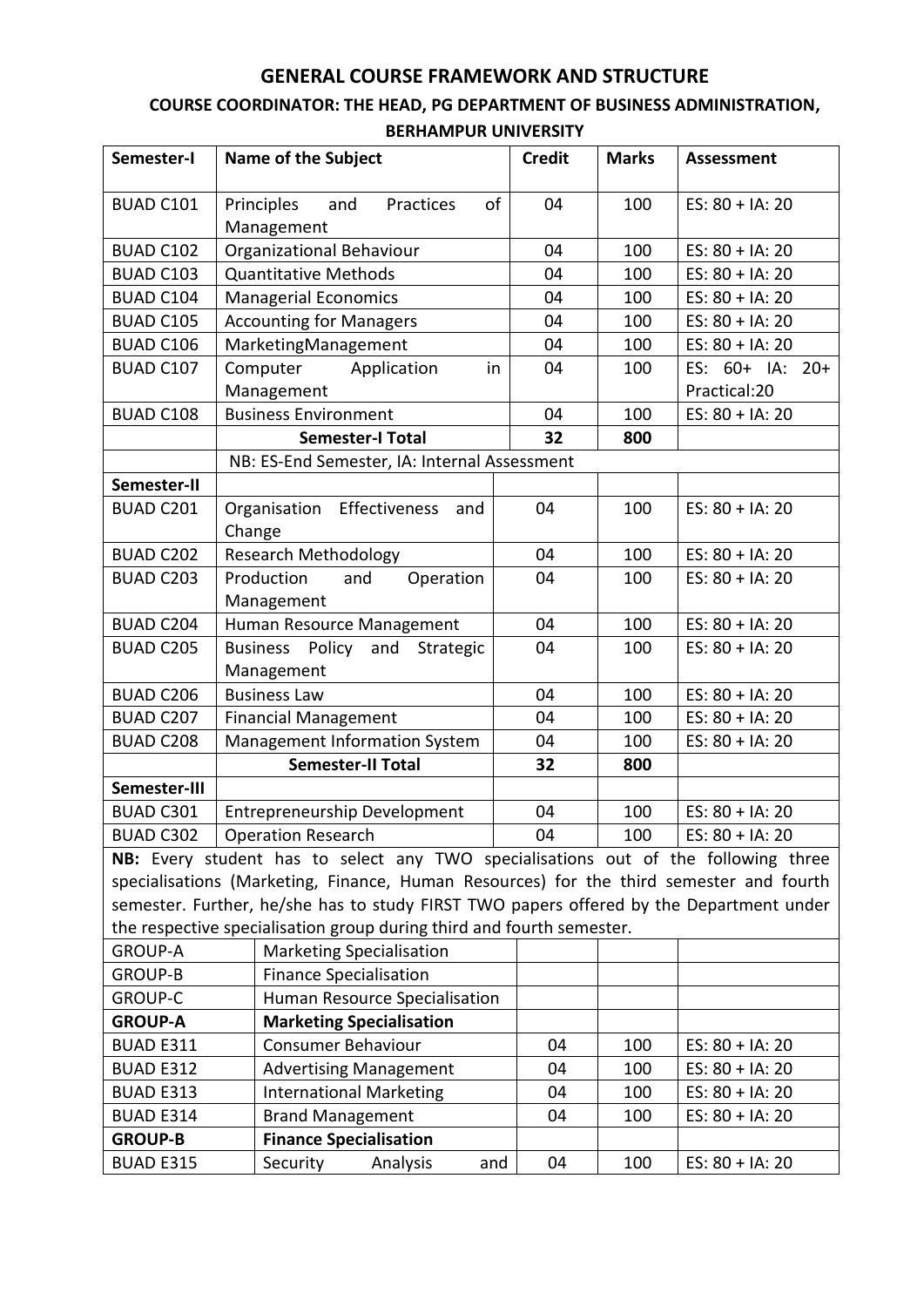## GENERAL COURSE FRAMEWORK AND STRUCTURE

### COURSE COORDINATOR: THE HEAD, PG DEPARTMENT OF BUSINESS ADMINISTRATION, BERHAMPUR UNIVERSITY

| Semester-I | Name of the Subject | Credit | Marks | Assessment |
|---|---|---|---|---|
| BUAD C101 | Principles and Practices of Management | 04 | 100 | ES: 80 + IA: 20 |
| BUAD C102 | Organizational Behaviour | 04 | 100 | ES: 80 + IA: 20 |
| BUAD C103 | Quantitative Methods | 04 | 100 | ES: 80 + IA: 20 |
| BUAD C104 | Managerial Economics | 04 | 100 | ES: 80 + IA: 20 |
| BUAD C105 | Accounting for Managers | 04 | 100 | ES: 80 + IA: 20 |
| BUAD C106 | MarketingManagement | 04 | 100 | ES: 80 + IA: 20 |
| BUAD C107 | Computer Application in Management | 04 | 100 | ES: 60+ IA: 20+ Practical:20 |
| BUAD C108 | Business Environment | 04 | 100 | ES: 80 + IA: 20 |
| | **Semester-I Total** | **32** | **800** | |
| | NB: ES-End Semester, IA: Internal Assessment | | | |
| **Semester-II** | | | | |
| BUAD C201 | Organisation Effectiveness and Change | 04 | 100 | ES: 80 + IA: 20 |
| BUAD C202 | Research Methodology | 04 | 100 | ES: 80 + IA: 20 |
| BUAD C203 | Production and Operation Management | 04 | 100 | ES: 80 + IA: 20 |
| BUAD C204 | Human Resource Management | 04 | 100 | ES: 80 + IA: 20 |
| BUAD C205 | Business Policy and Strategic Management | 04 | 100 | ES: 80 + IA: 20 |
| BUAD C206 | Business Law | 04 | 100 | ES: 80 + IA: 20 |
| BUAD C207 | Financial Management | 04 | 100 | ES: 80 + IA: 20 |
| BUAD C208 | Management Information System | 04 | 100 | ES: 80 + IA: 20 |
| | **Semester-II Total** | **32** | **800** | |
| **Semester-III** | | | | |
| BUAD C301 | Entrepreneurship Development | 04 | 100 | ES: 80 + IA: 20 |
| BUAD C302 | Operation Research | 04 | 100 | ES: 80 + IA: 20 |

**NB:** Every student has to select any TWO specialisations out of the following three specialisations (Marketing, Finance, Human Resources) for the third semester and fourth semester. Further, he/she has to study FIRST TWO papers offered by the Department under the respective specialisation group during third and fourth semester.

| | | | | |
|---|---|---|---|---|
| GROUP-A | Marketing Specialisation | | | |
| GROUP-B | Finance Specialisation | | | |
| GROUP-C | Human Resource Specialisation | | | |
| **GROUP-A** | **Marketing Specialisation** | | | |
| BUAD E311 | Consumer Behaviour | 04 | 100 | ES: 80 + IA: 20 |
| BUAD E312 | Advertising Management | 04 | 100 | ES: 80 + IA: 20 |
| BUAD E313 | International Marketing | 04 | 100 | ES: 80 + IA: 20 |
| BUAD E314 | Brand Management | 04 | 100 | ES: 80 + IA: 20 |
| **GROUP-B** | **Finance Specialisation** | | | |
| BUAD E315 | Security Analysis and | 04 | 100 | ES: 80 + IA: 20 |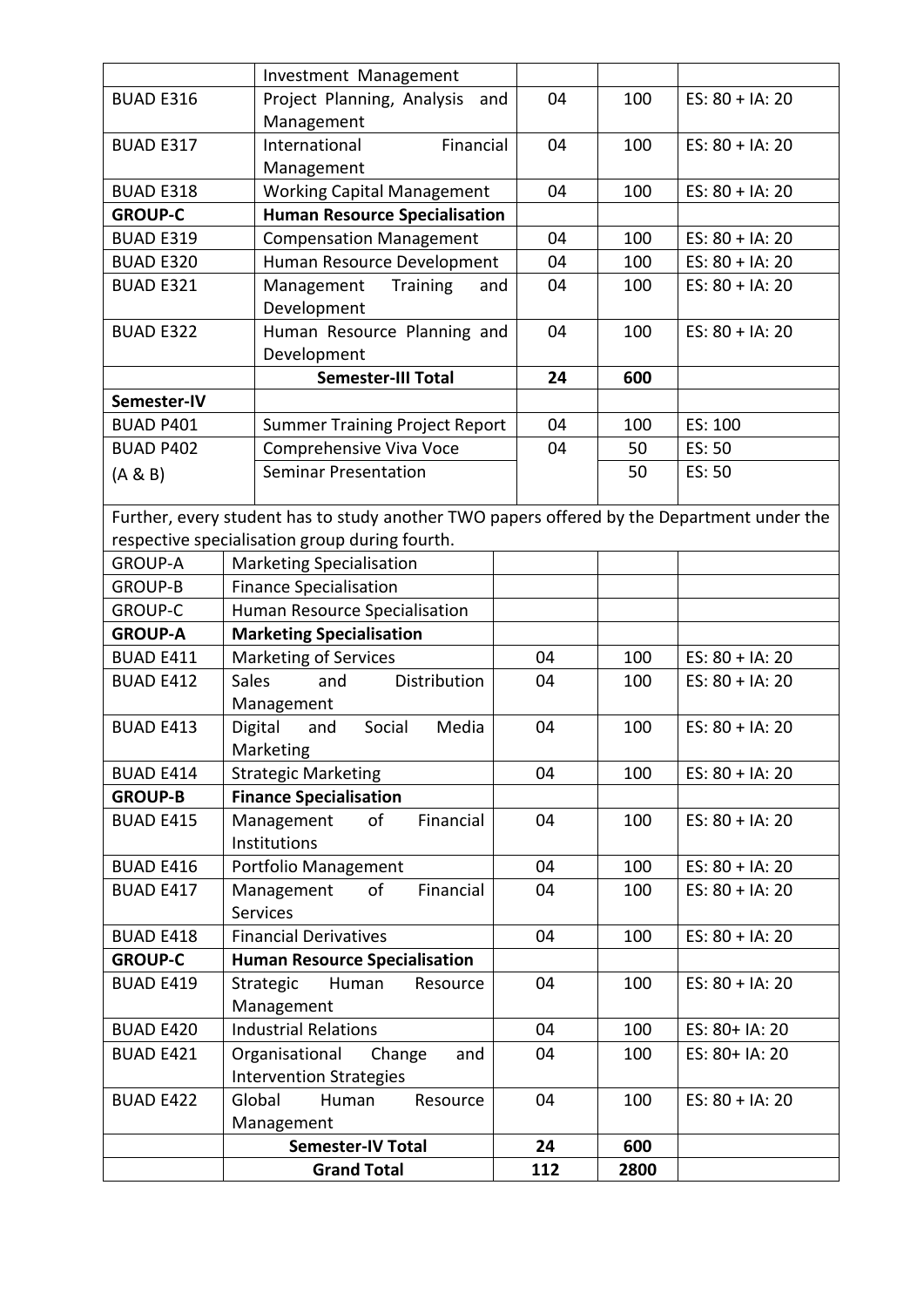| | | | | |
|---|---|---|---|---|
| | Investment Management | | | |
| BUAD E316 | Project Planning, Analysis and Management | 04 | 100 | ES: 80 + IA: 20 |
| BUAD E317 | International Financial Management | 04 | 100 | ES: 80 + IA: 20 |
| BUAD E318 | Working Capital Management | 04 | 100 | ES: 80 + IA: 20 |
| **GROUP-C** | **Human Resource Specialisation** | | | |
| BUAD E319 | Compensation Management | 04 | 100 | ES: 80 + IA: 20 |
| BUAD E320 | Human Resource Development | 04 | 100 | ES: 80 + IA: 20 |
| BUAD E321 | Management Training and Development | 04 | 100 | ES: 80 + IA: 20 |
| BUAD E322 | Human Resource Planning and Development | 04 | 100 | ES: 80 + IA: 20 |
| | **Semester-III Total** | **24** | **600** | |
| **Semester-IV** | | | | |
| BUAD P401 | Summer Training Project Report | 04 | 100 | ES: 100 |
| BUAD P402 (A & B) | Comprehensive Viva Voce | 04 | 50 | ES: 50 |
| | Seminar Presentation | | 50 | ES: 50 |
| Further, every student has to study another TWO papers offered by the Department under the respective specialisation group during fourth. | | | | |
| GROUP-A | Marketing Specialisation | | | |
| GROUP-B | Finance Specialisation | | | |
| GROUP-C | Human Resource Specialisation | | | |
| **GROUP-A** | **Marketing Specialisation** | | | |
| BUAD E411 | Marketing of Services | 04 | 100 | ES: 80 + IA: 20 |
| BUAD E412 | Sales and Distribution Management | 04 | 100 | ES: 80 + IA: 20 |
| BUAD E413 | Digital and Social Media Marketing | 04 | 100 | ES: 80 + IA: 20 |
| BUAD E414 | Strategic Marketing | 04 | 100 | ES: 80 + IA: 20 |
| **GROUP-B** | **Finance Specialisation** | | | |
| BUAD E415 | Management of Financial Institutions | 04 | 100 | ES: 80 + IA: 20 |
| BUAD E416 | Portfolio Management | 04 | 100 | ES: 80 + IA: 20 |
| BUAD E417 | Management of Financial Services | 04 | 100 | ES: 80 + IA: 20 |
| BUAD E418 | Financial Derivatives | 04 | 100 | ES: 80 + IA: 20 |
| **GROUP-C** | **Human Resource Specialisation** | | | |
| BUAD E419 | Strategic Human Resource Management | 04 | 100 | ES: 80 + IA: 20 |
| BUAD E420 | Industrial Relations | 04 | 100 | ES: 80+ IA: 20 |
| BUAD E421 | Organisational Change and Intervention Strategies | 04 | 100 | ES: 80+ IA: 20 |
| BUAD E422 | Global Human Resource Management | 04 | 100 | ES: 80 + IA: 20 |
| | **Semester-IV Total** | **24** | **600** | |
| | **Grand Total** | **112** | **2800** | |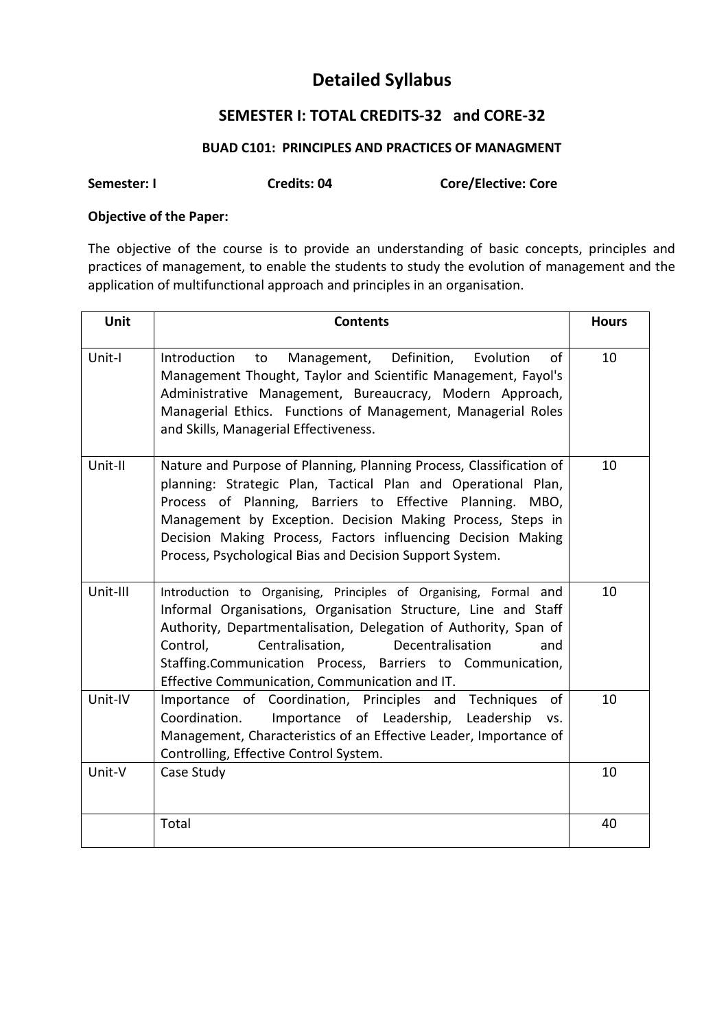# Detailed Syllabus

## SEMESTER I: TOTAL CREDITS-32 and CORE-32

### BUAD C101: PRINCIPLES AND PRACTICES OF MANAGMENT

**Semester: I** **Credits: 04** **Core/Elective: Core**

**Objective of the Paper:**

The objective of the course is to provide an understanding of basic concepts, principles and practices of management, to enable the students to study the evolution of management and the application of multifunctional approach and principles in an organisation.

| Unit | Contents | Hours |
|---|---|---|
| Unit-I | Introduction to Management, Definition, Evolution of Management Thought, Taylor and Scientific Management, Fayol's Administrative Management, Bureaucracy, Modern Approach, Managerial Ethics. Functions of Management, Managerial Roles and Skills, Managerial Effectiveness. | 10 |
| Unit-II | Nature and Purpose of Planning, Planning Process, Classification of planning: Strategic Plan, Tactical Plan and Operational Plan, Process of Planning, Barriers to Effective Planning. MBO, Management by Exception. Decision Making Process, Steps in Decision Making Process, Factors influencing Decision Making Process, Psychological Bias and Decision Support System. | 10 |
| Unit-III | Introduction to Organising, Principles of Organising, Formal and Informal Organisations, Organisation Structure, Line and Staff Authority, Departmentalisation, Delegation of Authority, Span of Control, Centralisation, Decentralisation and Staffing.Communication Process, Barriers to Communication, Effective Communication, Communication and IT. | 10 |
| Unit-IV | Importance of Coordination, Principles and Techniques of Coordination. Importance of Leadership, Leadership vs. Management, Characteristics of an Effective Leader, Importance of Controlling, Effective Control System. | 10 |
| Unit-V | Case Study | 10 |
| | Total | 40 |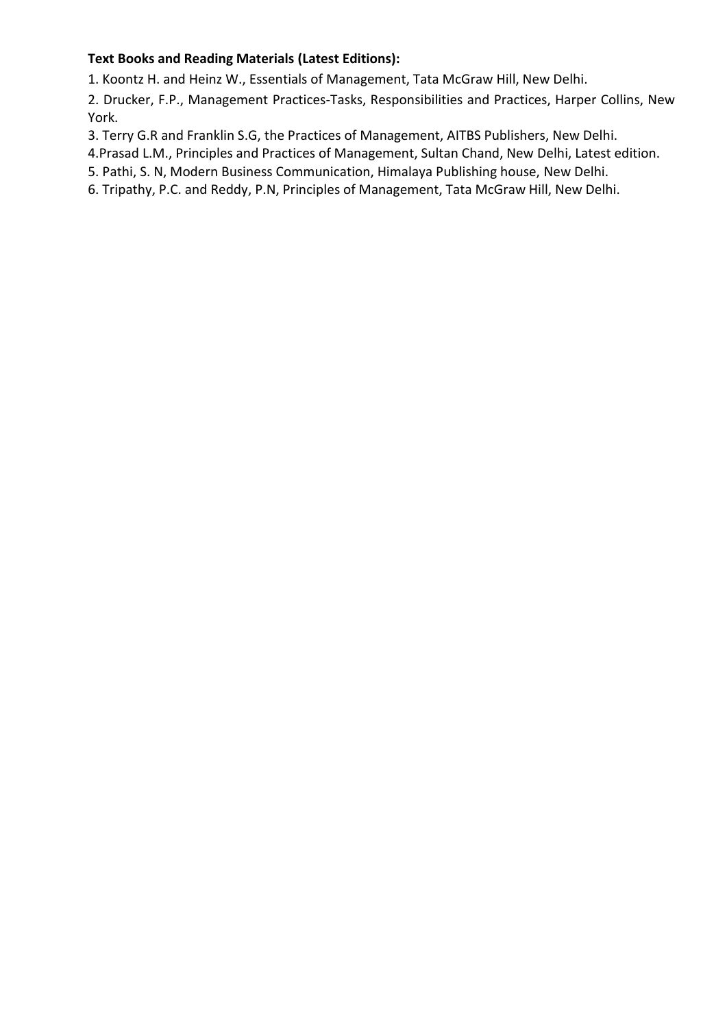**Text Books and Reading Materials (Latest Editions):**

1. Koontz H. and Heinz W., Essentials of Management, Tata McGraw Hill, New Delhi.
2. Drucker, F.P., Management Practices-Tasks, Responsibilities and Practices, Harper Collins, New York.
3. Terry G.R and Franklin S.G, the Practices of Management, AITBS Publishers, New Delhi.
4. Prasad L.M., Principles and Practices of Management, Sultan Chand, New Delhi, Latest edition.
5. Pathi, S. N, Modern Business Communication, Himalaya Publishing house, New Delhi.
6. Tripathy, P.C. and Reddy, P.N, Principles of Management, Tata McGraw Hill, New Delhi.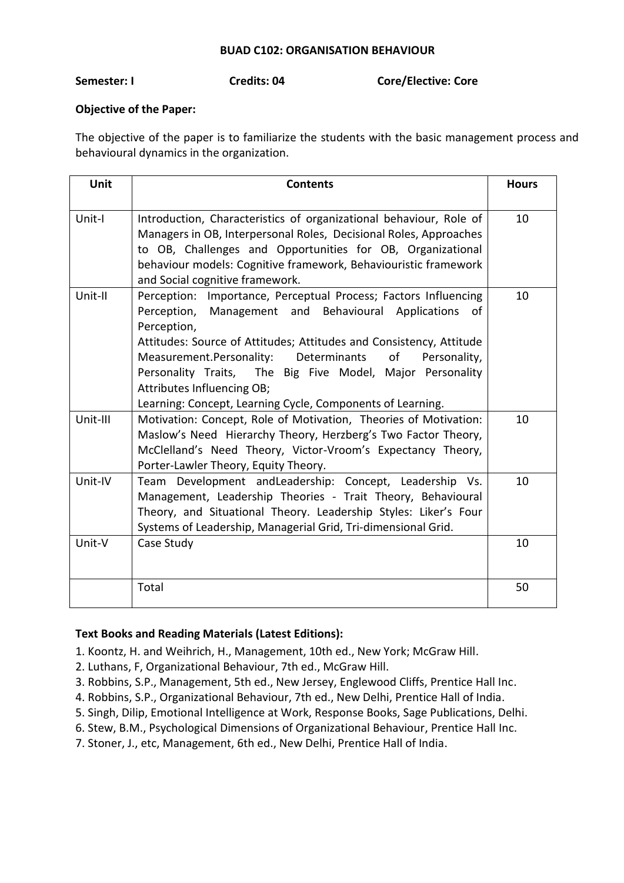## BUAD C102: ORGANISATION BEHAVIOUR

**Semester: I** **Credits: 04** **Core/Elective: Core**

**Objective of the Paper:**

The objective of the paper is to familiarize the students with the basic management process and behavioural dynamics in the organization.

| Unit | Contents | Hours |
|---|---|---|
| Unit-I | Introduction, Characteristics of organizational behaviour, Role of Managers in OB, Interpersonal Roles, Decisional Roles, Approaches to OB, Challenges and Opportunities for OB, Organizational behaviour models: Cognitive framework, Behaviouristic framework and Social cognitive framework. | 10 |
| Unit-II | Perception: Importance, Perceptual Process; Factors Influencing Perception, Management and Behavioural Applications of Perception,<br>Attitudes: Source of Attitudes; Attitudes and Consistency, Attitude Measurement.Personality: Determinants of Personality, Personality Traits, The Big Five Model, Major Personality Attributes Influencing OB;<br>Learning: Concept, Learning Cycle, Components of Learning. | 10 |
| Unit-III | Motivation: Concept, Role of Motivation, Theories of Motivation: Maslow's Need Hierarchy Theory, Herzberg's Two Factor Theory, McClelland's Need Theory, Victor-Vroom's Expectancy Theory, Porter-Lawler Theory, Equity Theory. | 10 |
| Unit-IV | Team Development andLeadership: Concept, Leadership Vs. Management, Leadership Theories - Trait Theory, Behavioural Theory, and Situational Theory. Leadership Styles: Liker's Four Systems of Leadership, Managerial Grid, Tri-dimensional Grid. | 10 |
| Unit-V | Case Study | 10 |
| | Total | 50 |

**Text Books and Reading Materials (Latest Editions):**

1. Koontz, H. and Weihrich, H., Management, 10th ed., New York; McGraw Hill.
2. Luthans, F, Organizational Behaviour, 7th ed., McGraw Hill.
3. Robbins, S.P., Management, 5th ed., New Jersey, Englewood Cliffs, Prentice Hall Inc.
4. Robbins, S.P., Organizational Behaviour, 7th ed., New Delhi, Prentice Hall of India.
5. Singh, Dilip, Emotional Intelligence at Work, Response Books, Sage Publications, Delhi.
6. Stew, B.M., Psychological Dimensions of Organizational Behaviour, Prentice Hall Inc.
7. Stoner, J., etc, Management, 6th ed., New Delhi, Prentice Hall of India.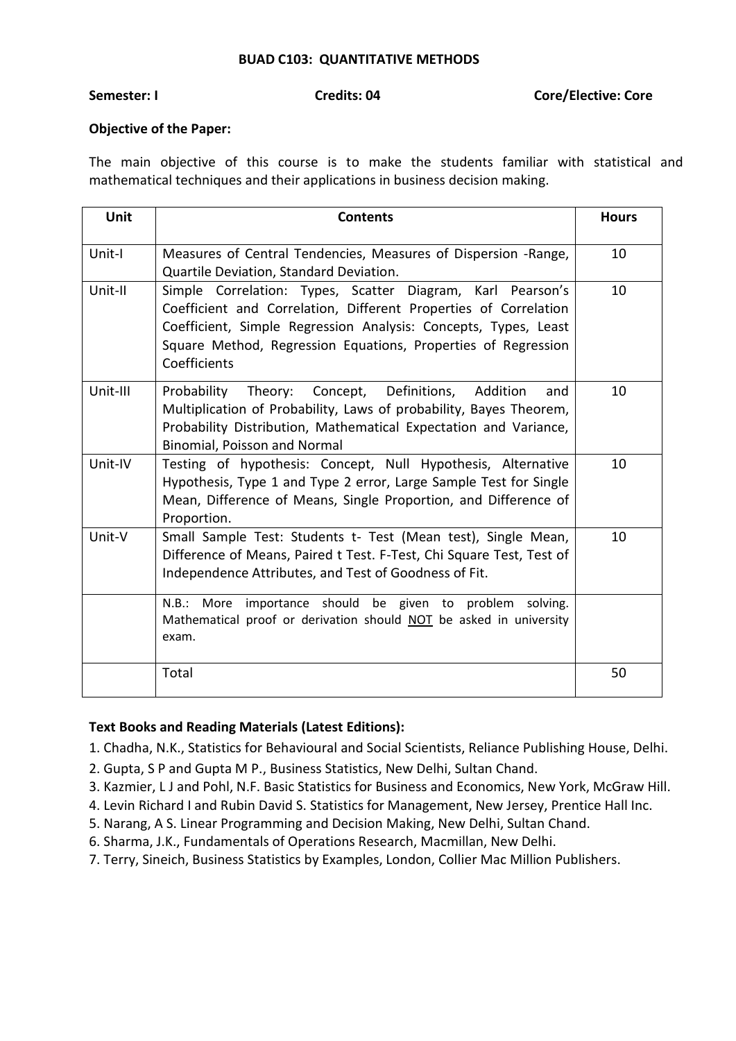## BUAD C103: QUANTITATIVE METHODS

**Semester: I** **Credits: 04** **Core/Elective: Core**

**Objective of the Paper:**

The main objective of this course is to make the students familiar with statistical and mathematical techniques and their applications in business decision making.

| Unit | Contents | Hours |
|---|---|---|
| Unit-I | Measures of Central Tendencies, Measures of Dispersion -Range, Quartile Deviation, Standard Deviation. | 10 |
| Unit-II | Simple Correlation: Types, Scatter Diagram, Karl Pearson's Coefficient and Correlation, Different Properties of Correlation Coefficient, Simple Regression Analysis: Concepts, Types, Least Square Method, Regression Equations, Properties of Regression Coefficients | 10 |
| Unit-III | Probability Theory: Concept, Definitions, Addition and Multiplication of Probability, Laws of probability, Bayes Theorem, Probability Distribution, Mathematical Expectation and Variance, Binomial, Poisson and Normal | 10 |
| Unit-IV | Testing of hypothesis: Concept, Null Hypothesis, Alternative Hypothesis, Type 1 and Type 2 error, Large Sample Test for Single Mean, Difference of Means, Single Proportion, and Difference of Proportion. | 10 |
| Unit-V | Small Sample Test: Students t- Test (Mean test), Single Mean, Difference of Means, Paired t Test. F-Test, Chi Square Test, Test of Independence Attributes, and Test of Goodness of Fit. | 10 |
| | N.B.: More importance should be given to problem solving. Mathematical proof or derivation should NOT be asked in university exam. | |
| | Total | 50 |

**Text Books and Reading Materials (Latest Editions):**

1. Chadha, N.K., Statistics for Behavioural and Social Scientists, Reliance Publishing House, Delhi.
2. Gupta, S P and Gupta M P., Business Statistics, New Delhi, Sultan Chand.
3. Kazmier, L J and Pohl, N.F. Basic Statistics for Business and Economics, New York, McGraw Hill.
4. Levin Richard I and Rubin David S. Statistics for Management, New Jersey, Prentice Hall Inc.
5. Narang, A S. Linear Programming and Decision Making, New Delhi, Sultan Chand.
6. Sharma, J.K., Fundamentals of Operations Research, Macmillan, New Delhi.
7. Terry, Sineich, Business Statistics by Examples, London, Collier Mac Million Publishers.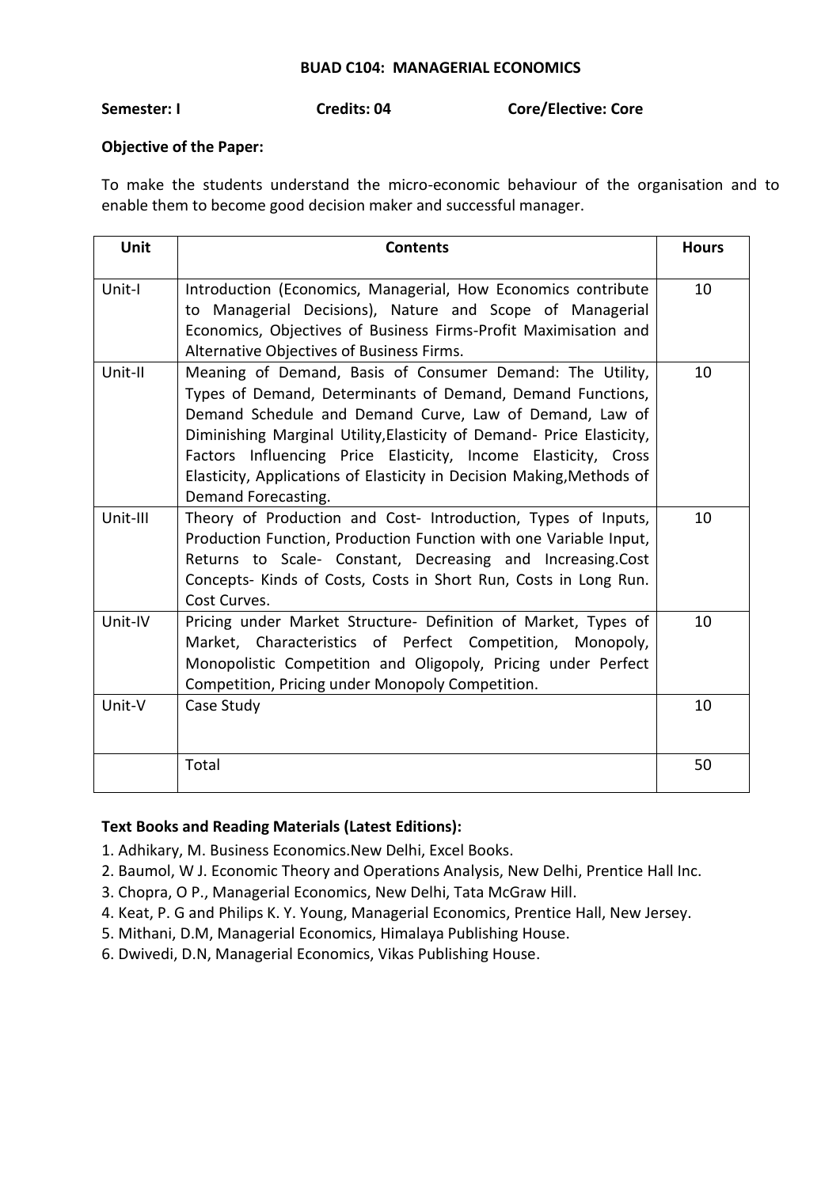## BUAD C104: MANAGERIAL ECONOMICS

**Semester: I** **Credits: 04** **Core/Elective: Core**

**Objective of the Paper:**

To make the students understand the micro-economic behaviour of the organisation and to enable them to become good decision maker and successful manager.

| Unit | Contents | Hours |
|---|---|---|
| Unit-I | Introduction (Economics, Managerial, How Economics contribute to Managerial Decisions), Nature and Scope of Managerial Economics, Objectives of Business Firms-Profit Maximisation and Alternative Objectives of Business Firms. | 10 |
| Unit-II | Meaning of Demand, Basis of Consumer Demand: The Utility, Types of Demand, Determinants of Demand, Demand Functions, Demand Schedule and Demand Curve, Law of Demand, Law of Diminishing Marginal Utility,Elasticity of Demand- Price Elasticity, Factors Influencing Price Elasticity, Income Elasticity, Cross Elasticity, Applications of Elasticity in Decision Making,Methods of Demand Forecasting. | 10 |
| Unit-III | Theory of Production and Cost- Introduction, Types of Inputs, Production Function, Production Function with one Variable Input, Returns to Scale- Constant, Decreasing and Increasing.Cost Concepts- Kinds of Costs, Costs in Short Run, Costs in Long Run. Cost Curves. | 10 |
| Unit-IV | Pricing under Market Structure- Definition of Market, Types of Market, Characteristics of Perfect Competition, Monopoly, Monopolistic Competition and Oligopoly, Pricing under Perfect Competition, Pricing under Monopoly Competition. | 10 |
| Unit-V | Case Study | 10 |
| | Total | 50 |

**Text Books and Reading Materials (Latest Editions):**

1. Adhikary, M. Business Economics.New Delhi, Excel Books.
2. Baumol, W J. Economic Theory and Operations Analysis, New Delhi, Prentice Hall Inc.
3. Chopra, O P., Managerial Economics, New Delhi, Tata McGraw Hill.
4. Keat, P. G and Philips K. Y. Young, Managerial Economics, Prentice Hall, New Jersey.
5. Mithani, D.M, Managerial Economics, Himalaya Publishing House.
6. Dwivedi, D.N, Managerial Economics, Vikas Publishing House.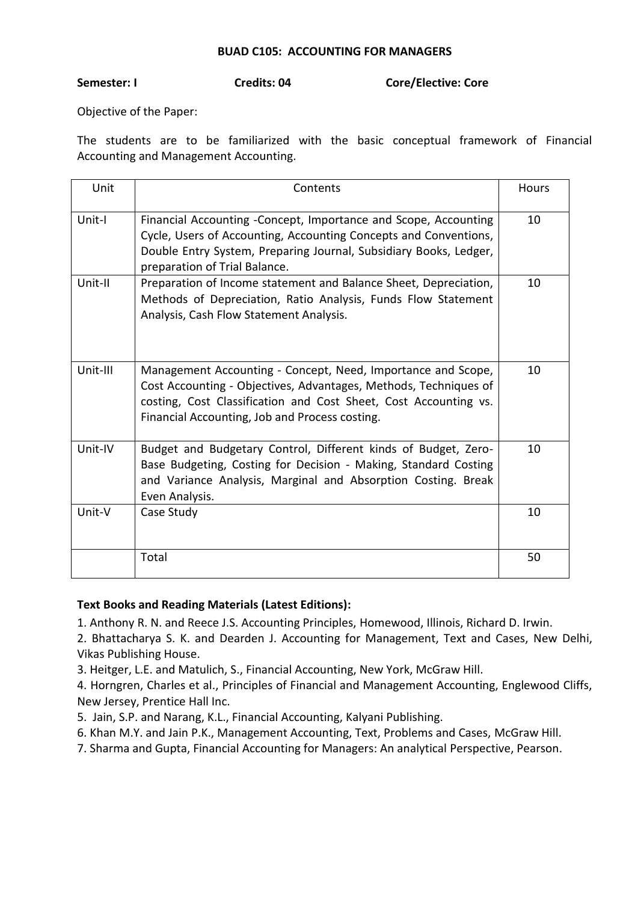## BUAD C105: ACCOUNTING FOR MANAGERS

**Semester: I** **Credits: 04** **Core/Elective: Core**

Objective of the Paper:

The students are to be familiarized with the basic conceptual framework of Financial Accounting and Management Accounting.

| Unit | Contents | Hours |
|---|---|---|
| Unit-I | Financial Accounting -Concept, Importance and Scope, Accounting Cycle, Users of Accounting, Accounting Concepts and Conventions, Double Entry System, Preparing Journal, Subsidiary Books, Ledger, preparation of Trial Balance. | 10 |
| Unit-II | Preparation of Income statement and Balance Sheet, Depreciation, Methods of Depreciation, Ratio Analysis, Funds Flow Statement Analysis, Cash Flow Statement Analysis. | 10 |
| Unit-III | Management Accounting - Concept, Need, Importance and Scope, Cost Accounting - Objectives, Advantages, Methods, Techniques of costing, Cost Classification and Cost Sheet, Cost Accounting vs. Financial Accounting, Job and Process costing. | 10 |
| Unit-IV | Budget and Budgetary Control, Different kinds of Budget, Zero-Base Budgeting, Costing for Decision - Making, Standard Costing and Variance Analysis, Marginal and Absorption Costing. Break Even Analysis. | 10 |
| Unit-V | Case Study | 10 |
| | Total | 50 |

**Text Books and Reading Materials (Latest Editions):**

1. Anthony R. N. and Reece J.S. Accounting Principles, Homewood, Illinois, Richard D. Irwin.
2. Bhattacharya S. K. and Dearden J. Accounting for Management, Text and Cases, New Delhi, Vikas Publishing House.
3. Heitger, L.E. and Matulich, S., Financial Accounting, New York, McGraw Hill.
4. Horngren, Charles et al., Principles of Financial and Management Accounting, Englewood Cliffs, New Jersey, Prentice Hall Inc.
5. Jain, S.P. and Narang, K.L., Financial Accounting, Kalyani Publishing.
6. Khan M.Y. and Jain P.K., Management Accounting, Text, Problems and Cases, McGraw Hill.
7. Sharma and Gupta, Financial Accounting for Managers: An analytical Perspective, Pearson.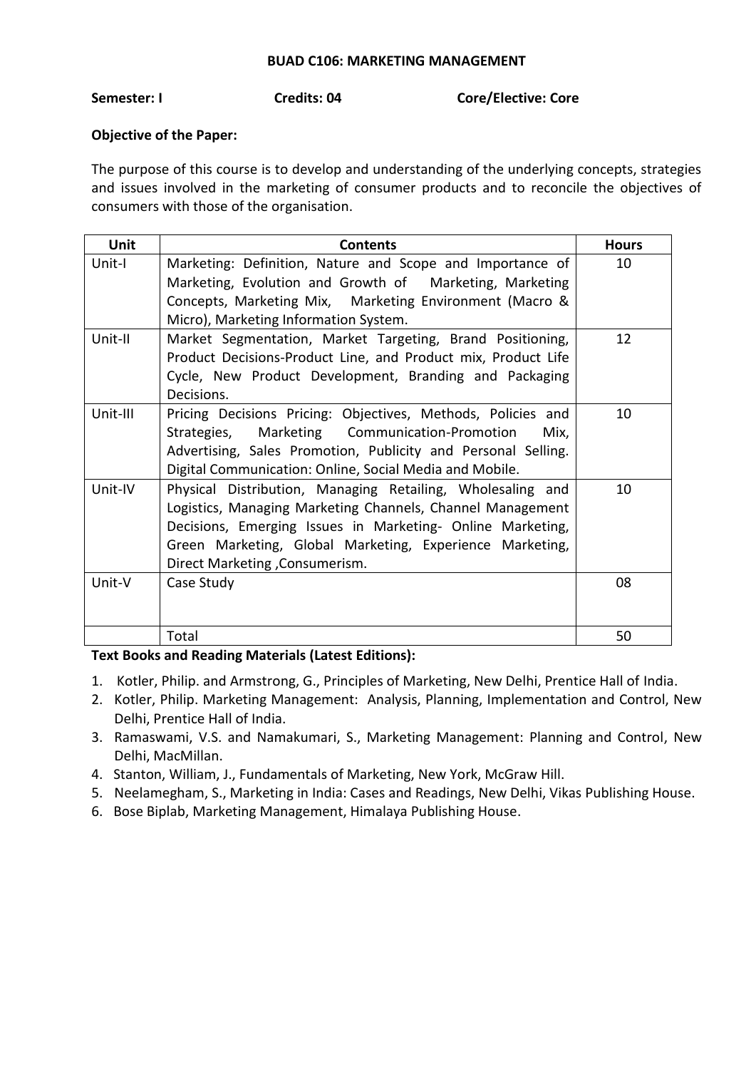## BUAD C106: MARKETING MANAGEMENT

**Semester: I** **Credits: 04** **Core/Elective: Core**

**Objective of the Paper:**

The purpose of this course is to develop and understanding of the underlying concepts, strategies and issues involved in the marketing of consumer products and to reconcile the objectives of consumers with those of the organisation.

| Unit | Contents | Hours |
|---|---|---|
| Unit-I | Marketing: Definition, Nature and Scope and Importance of Marketing, Evolution and Growth of Marketing, Marketing Concepts, Marketing Mix, Marketing Environment (Macro & Micro), Marketing Information System. | 10 |
| Unit-II | Market Segmentation, Market Targeting, Brand Positioning, Product Decisions-Product Line, and Product mix, Product Life Cycle, New Product Development, Branding and Packaging Decisions. | 12 |
| Unit-III | Pricing Decisions Pricing: Objectives, Methods, Policies and Strategies, Marketing Communication-Promotion Mix, Advertising, Sales Promotion, Publicity and Personal Selling. Digital Communication: Online, Social Media and Mobile. | 10 |
| Unit-IV | Physical Distribution, Managing Retailing, Wholesaling and Logistics, Managing Marketing Channels, Channel Management Decisions, Emerging Issues in Marketing- Online Marketing, Green Marketing, Global Marketing, Experience Marketing, Direct Marketing ,Consumerism. | 10 |
| Unit-V | Case Study | 08 |
| | Total | 50 |

**Text Books and Reading Materials (Latest Editions):**

1. Kotler, Philip. and Armstrong, G., Principles of Marketing, New Delhi, Prentice Hall of India.
2. Kotler, Philip. Marketing Management: Analysis, Planning, Implementation and Control, New Delhi, Prentice Hall of India.
3. Ramaswami, V.S. and Namakumari, S., Marketing Management: Planning and Control, New Delhi, MacMillan.
4. Stanton, William, J., Fundamentals of Marketing, New York, McGraw Hill.
5. Neelamegham, S., Marketing in India: Cases and Readings, New Delhi, Vikas Publishing House.
6. Bose Biplab, Marketing Management, Himalaya Publishing House.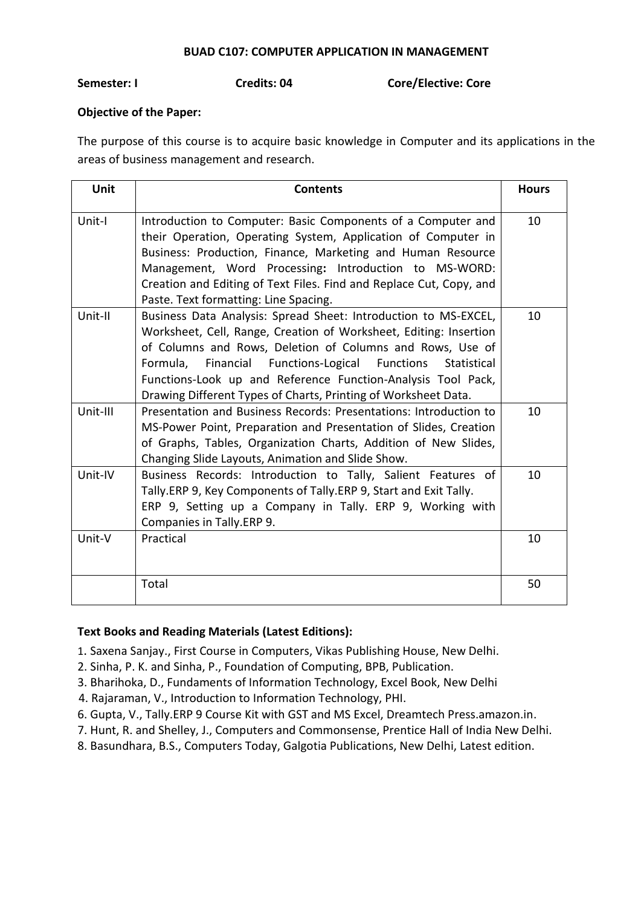## BUAD C107: COMPUTER APPLICATION IN MANAGEMENT

**Semester: I** **Credits: 04** **Core/Elective: Core**

**Objective of the Paper:**

The purpose of this course is to acquire basic knowledge in Computer and its applications in the areas of business management and research.

| Unit | Contents | Hours |
|---|---|---|
| Unit-I | Introduction to Computer: Basic Components of a Computer and their Operation, Operating System, Application of Computer in Business: Production, Finance, Marketing and Human Resource Management, Word Processing**:** Introduction to MS-WORD: Creation and Editing of Text Files. Find and Replace Cut, Copy, and Paste. Text formatting: Line Spacing. | 10 |
| Unit-II | Business Data Analysis: Spread Sheet: Introduction to MS-EXCEL, Worksheet, Cell, Range, Creation of Worksheet, Editing: Insertion of Columns and Rows, Deletion of Columns and Rows, Use of Formula, Financial Functions-Logical Functions Statistical Functions-Look up and Reference Function-Analysis Tool Pack, Drawing Different Types of Charts, Printing of Worksheet Data. | 10 |
| Unit-III | Presentation and Business Records: Presentations: Introduction to MS-Power Point, Preparation and Presentation of Slides, Creation of Graphs, Tables, Organization Charts, Addition of New Slides, Changing Slide Layouts, Animation and Slide Show. | 10 |
| Unit-IV | Business Records: Introduction to Tally, Salient Features of Tally.ERP 9, Key Components of Tally.ERP 9, Start and Exit Tally. ERP 9, Setting up a Company in Tally. ERP 9, Working with Companies in Tally.ERP 9. | 10 |
| Unit-V | Practical | 10 |
| | Total | 50 |

**Text Books and Reading Materials (Latest Editions):**

1. Saxena Sanjay., First Course in Computers, Vikas Publishing House, New Delhi.
2. Sinha, P. K. and Sinha, P., Foundation of Computing, BPB, Publication.
3. Bharihoka, D., Fundaments of Information Technology, Excel Book, New Delhi
4. Rajaraman, V., Introduction to Information Technology, PHI.
6. Gupta, V., Tally.ERP 9 Course Kit with GST and MS Excel, Dreamtech Press.amazon.in.
7. Hunt, R. and Shelley, J., Computers and Commonsense, Prentice Hall of India New Delhi.
8. Basundhara, B.S., Computers Today, Galgotia Publications, New Delhi, Latest edition.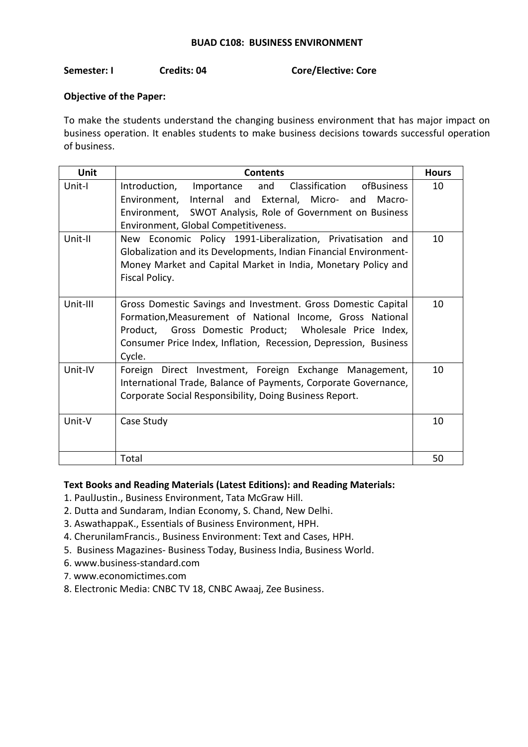## BUAD C108: BUSINESS ENVIRONMENT

**Semester: I** **Credits: 04** **Core/Elective: Core**

**Objective of the Paper:**

To make the students understand the changing business environment that has major impact on business operation. It enables students to make business decisions towards successful operation of business.

| Unit | Contents | Hours |
|---|---|---|
| Unit-I | Introduction, Importance and Classification ofBusiness Environment, Internal and External, Micro- and Macro-Environment, SWOT Analysis, Role of Government on Business Environment, Global Competitiveness. | 10 |
| Unit-II | New Economic Policy 1991-Liberalization, Privatisation and Globalization and its Developments, Indian Financial Environment-Money Market and Capital Market in India, Monetary Policy and Fiscal Policy. | 10 |
| Unit-III | Gross Domestic Savings and Investment. Gross Domestic Capital Formation,Measurement of National Income, Gross National Product, Gross Domestic Product; Wholesale Price Index, Consumer Price Index, Inflation, Recession, Depression, Business Cycle. | 10 |
| Unit-IV | Foreign Direct Investment, Foreign Exchange Management, International Trade, Balance of Payments, Corporate Governance, Corporate Social Responsibility, Doing Business Report. | 10 |
| Unit-V | Case Study | 10 |
| | Total | 50 |

**Text Books and Reading Materials (Latest Editions): and Reading Materials:**

1. PaulJustin., Business Environment, Tata McGraw Hill.
2. Dutta and Sundaram, Indian Economy, S. Chand, New Delhi.
3. AswathappaK., Essentials of Business Environment, HPH.
4. CherunilamFrancis., Business Environment: Text and Cases, HPH.
5. Business Magazines- Business Today, Business India, Business World.
6. www.business-standard.com
7. www.economictimes.com
8. Electronic Media: CNBC TV 18, CNBC Awaaj, Zee Business.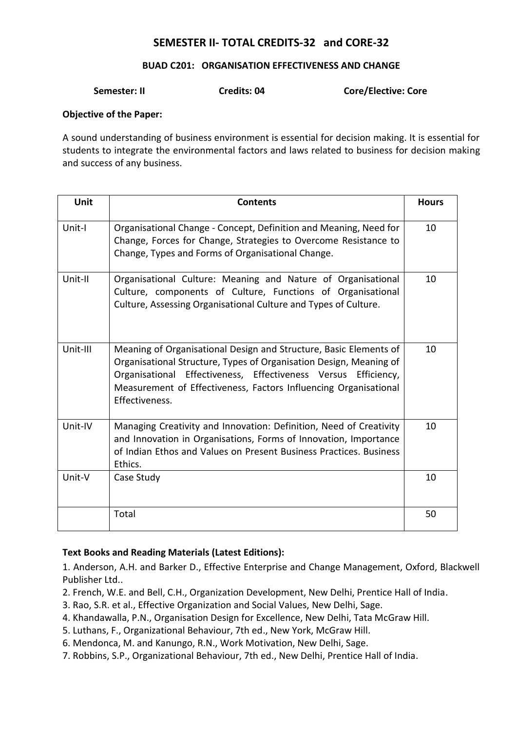# SEMESTER II- TOTAL CREDITS-32 and CORE-32

## BUAD C201: ORGANISATION EFFECTIVENESS AND CHANGE

**Semester: II** **Credits: 04** **Core/Elective: Core**

**Objective of the Paper:**

A sound understanding of business environment is essential for decision making. It is essential for students to integrate the environmental factors and laws related to business for decision making and success of any business.

| Unit | Contents | Hours |
|---|---|---|
| Unit-I | Organisational Change - Concept, Definition and Meaning, Need for Change, Forces for Change, Strategies to Overcome Resistance to Change, Types and Forms of Organisational Change. | 10 |
| Unit-II | Organisational Culture: Meaning and Nature of Organisational Culture, components of Culture, Functions of Organisational Culture, Assessing Organisational Culture and Types of Culture. | 10 |
| Unit-III | Meaning of Organisational Design and Structure, Basic Elements of Organisational Structure, Types of Organisation Design, Meaning of Organisational Effectiveness, Effectiveness Versus Efficiency, Measurement of Effectiveness, Factors Influencing Organisational Effectiveness. | 10 |
| Unit-IV | Managing Creativity and Innovation: Definition, Need of Creativity and Innovation in Organisations, Forms of Innovation, Importance of Indian Ethos and Values on Present Business Practices. Business Ethics. | 10 |
| Unit-V | Case Study | 10 |
| | Total | 50 |

**Text Books and Reading Materials (Latest Editions):**

1. Anderson, A.H. and Barker D., Effective Enterprise and Change Management, Oxford, Blackwell Publisher Ltd..
2. French, W.E. and Bell, C.H., Organization Development, New Delhi, Prentice Hall of India.
3. Rao, S.R. et al., Effective Organization and Social Values, New Delhi, Sage.
4. Khandawalla, P.N., Organisation Design for Excellence, New Delhi, Tata McGraw Hill.
5. Luthans, F., Organizational Behaviour, 7th ed., New York, McGraw Hill.
6. Mendonca, M. and Kanungo, R.N., Work Motivation, New Delhi, Sage.
7. Robbins, S.P., Organizational Behaviour, 7th ed., New Delhi, Prentice Hall of India.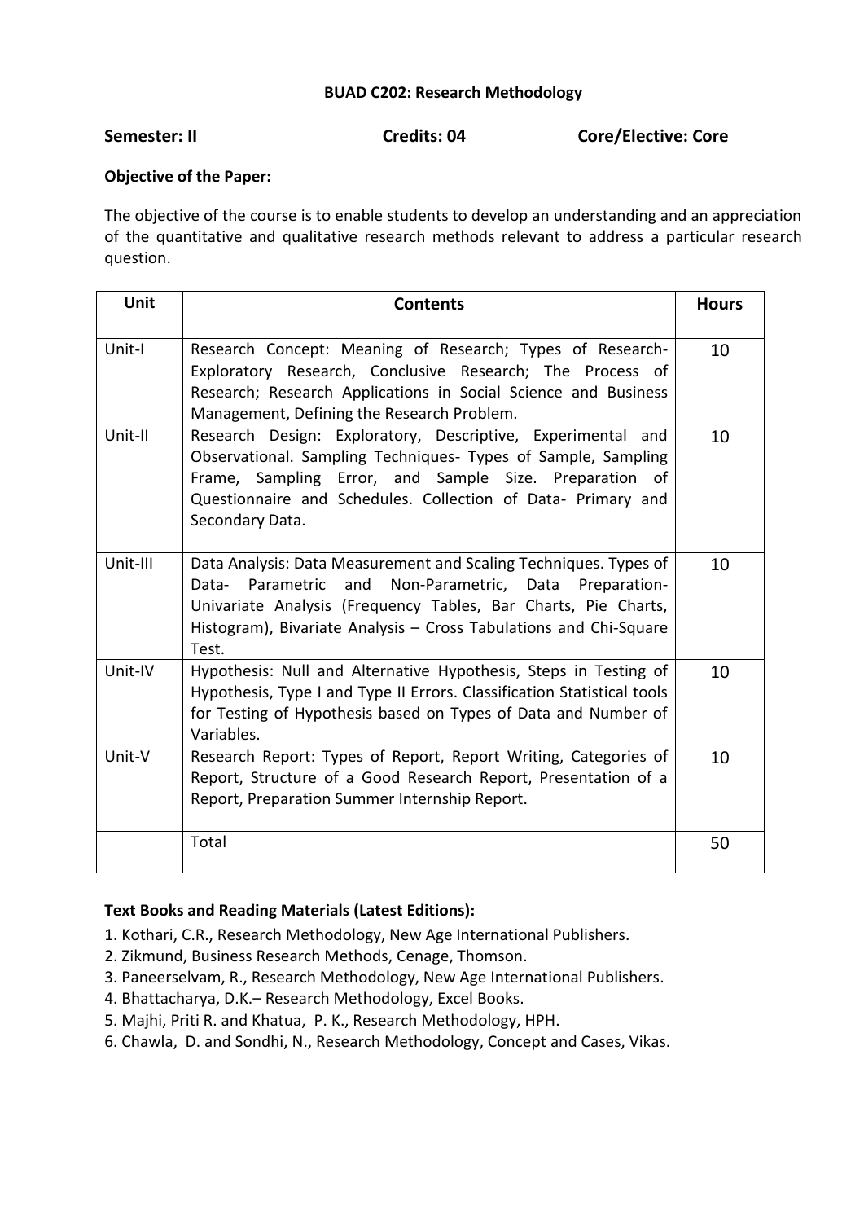**BUAD C202: Research Methodology**

**Semester: II** | **Credits: 04** | **Core/Elective: Core**

**Objective of the Paper:**

The objective of the course is to enable students to develop an understanding and an appreciation of the quantitative and qualitative research methods relevant to address a particular research question.

| Unit | Contents | Hours |
|---|---|---|
| Unit-I | Research Concept: Meaning of Research; Types of Research- Exploratory Research, Conclusive Research; The Process of Research; Research Applications in Social Science and Business Management, Defining the Research Problem. | 10 |
| Unit-II | Research Design: Exploratory, Descriptive, Experimental and Observational. Sampling Techniques- Types of Sample, Sampling Frame, Sampling Error, and Sample Size. Preparation of Questionnaire and Schedules. Collection of Data- Primary and Secondary Data. | 10 |
| Unit-III | Data Analysis: Data Measurement and Scaling Techniques. Types of Data- Parametric and Non-Parametric, Data Preparation- Univariate Analysis (Frequency Tables, Bar Charts, Pie Charts, Histogram), Bivariate Analysis – Cross Tabulations and Chi-Square Test. | 10 |
| Unit-IV | Hypothesis: Null and Alternative Hypothesis, Steps in Testing of Hypothesis, Type I and Type II Errors. Classification Statistical tools for Testing of Hypothesis based on Types of Data and Number of Variables. | 10 |
| Unit-V | Research Report: Types of Report, Report Writing, Categories of Report, Structure of a Good Research Report, Presentation of a Report, Preparation Summer Internship Report. | 10 |
| | Total | 50 |

**Text Books and Reading Materials (Latest Editions):**

1. Kothari, C.R., Research Methodology, New Age International Publishers.
2. Zikmund, Business Research Methods, Cenage, Thomson.
3. Paneerselvam, R., Research Methodology, New Age International Publishers.
4. Bhattacharya, D.K.– Research Methodology, Excel Books.
5. Majhi, Priti R. and Khatua, P. K., Research Methodology, HPH.
6. Chawla, D. and Sondhi, N., Research Methodology, Concept and Cases, Vikas.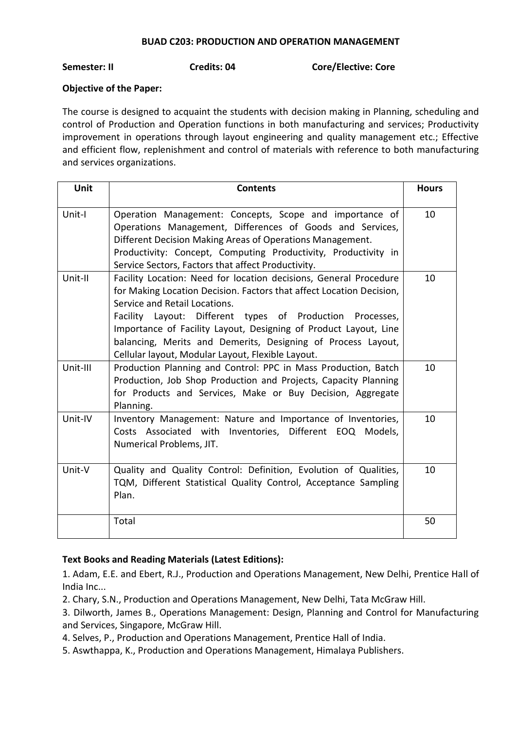## BUAD C203: PRODUCTION AND OPERATION MANAGEMENT

**Semester: II** **Credits: 04** **Core/Elective: Core**

**Objective of the Paper:**

The course is designed to acquaint the students with decision making in Planning, scheduling and control of Production and Operation functions in both manufacturing and services; Productivity improvement in operations through layout engineering and quality management etc.; Effective and efficient flow, replenishment and control of materials with reference to both manufacturing and services organizations.

| Unit | Contents | Hours |
|---|---|---|
| Unit-I | Operation Management: Concepts, Scope and importance of Operations Management, Differences of Goods and Services, Different Decision Making Areas of Operations Management. Productivity: Concept, Computing Productivity, Productivity in Service Sectors, Factors that affect Productivity. | 10 |
| Unit-II | Facility Location: Need for location decisions, General Procedure for Making Location Decision. Factors that affect Location Decision, Service and Retail Locations. Facility Layout: Different types of Production Processes, Importance of Facility Layout, Designing of Product Layout, Line balancing, Merits and Demerits, Designing of Process Layout, Cellular layout, Modular Layout, Flexible Layout. | 10 |
| Unit-III | Production Planning and Control: PPC in Mass Production, Batch Production, Job Shop Production and Projects, Capacity Planning for Products and Services, Make or Buy Decision, Aggregate Planning. | 10 |
| Unit-IV | Inventory Management: Nature and Importance of Inventories, Costs Associated with Inventories, Different EOQ Models, Numerical Problems, JIT. | 10 |
| Unit-V | Quality and Quality Control: Definition, Evolution of Qualities, TQM, Different Statistical Quality Control, Acceptance Sampling Plan. | 10 |
| | Total | 50 |

**Text Books and Reading Materials (Latest Editions):**

1. Adam, E.E. and Ebert, R.J., Production and Operations Management, New Delhi, Prentice Hall of India Inc...
2. Chary, S.N., Production and Operations Management, New Delhi, Tata McGraw Hill.
3. Dilworth, James B., Operations Management: Design, Planning and Control for Manufacturing and Services, Singapore, McGraw Hill.
4. Selves, P., Production and Operations Management, Prentice Hall of India.
5. Aswthappa, K., Production and Operations Management, Himalaya Publishers.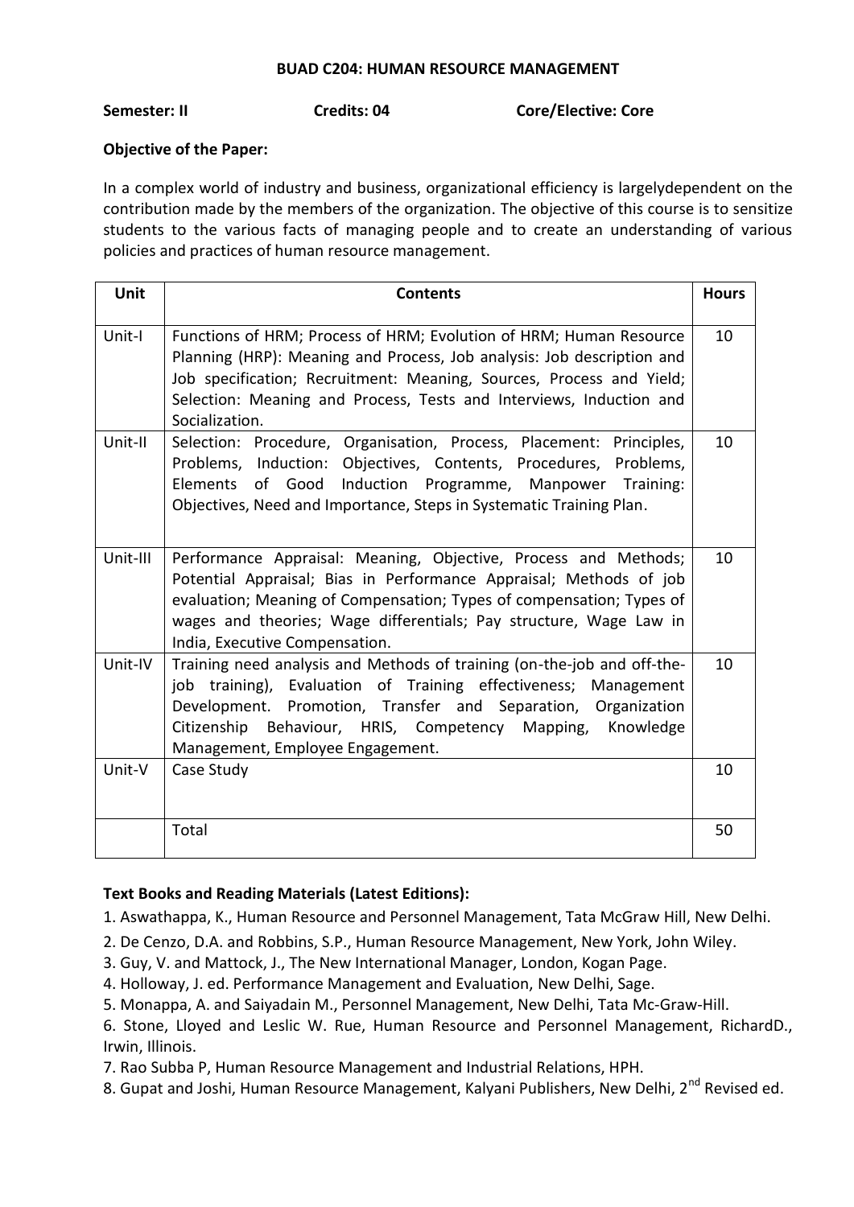# BUAD C204: HUMAN RESOURCE MANAGEMENT

**Semester: II** **Credits: 04** **Core/Elective: Core**

**Objective of the Paper:**

In a complex world of industry and business, organizational efficiency is largelydependent on the contribution made by the members of the organization. The objective of this course is to sensitize students to the various facts of managing people and to create an understanding of various policies and practices of human resource management.

| Unit | Contents | Hours |
|---|---|---|
| Unit-I | Functions of HRM; Process of HRM; Evolution of HRM; Human Resource Planning (HRP): Meaning and Process, Job analysis: Job description and Job specification; Recruitment: Meaning, Sources, Process and Yield; Selection: Meaning and Process, Tests and Interviews, Induction and Socialization. | 10 |
| Unit-II | Selection: Procedure, Organisation, Process, Placement: Principles, Problems, Induction: Objectives, Contents, Procedures, Problems, Elements of Good Induction Programme, Manpower Training: Objectives, Need and Importance, Steps in Systematic Training Plan. | 10 |
| Unit-III | Performance Appraisal: Meaning, Objective, Process and Methods; Potential Appraisal; Bias in Performance Appraisal; Methods of job evaluation; Meaning of Compensation; Types of compensation; Types of wages and theories; Wage differentials; Pay structure, Wage Law in India, Executive Compensation. | 10 |
| Unit-IV | Training need analysis and Methods of training (on-the-job and off-the-job training), Evaluation of Training effectiveness; Management Development. Promotion, Transfer and Separation, Organization Citizenship Behaviour, HRIS, Competency Mapping, Knowledge Management, Employee Engagement. | 10 |
| Unit-V | Case Study | 10 |
| | Total | 50 |

**Text Books and Reading Materials (Latest Editions):**

1. Aswathappa, K., Human Resource and Personnel Management, Tata McGraw Hill, New Delhi.
2. De Cenzo, D.A. and Robbins, S.P., Human Resource Management, New York, John Wiley.
3. Guy, V. and Mattock, J., The New International Manager, London, Kogan Page.
4. Holloway, J. ed. Performance Management and Evaluation, New Delhi, Sage.
5. Monappa, A. and Saiyadain M., Personnel Management, New Delhi, Tata Mc-Graw-Hill.
6. Stone, Lloyed and Leslic W. Rue, Human Resource and Personnel Management, RichardD., Irwin, Illinois.
7. Rao Subba P, Human Resource Management and Industrial Relations, HPH.
8. Gupat and Joshi, Human Resource Management, Kalyani Publishers, New Delhi, 2nd Revised ed.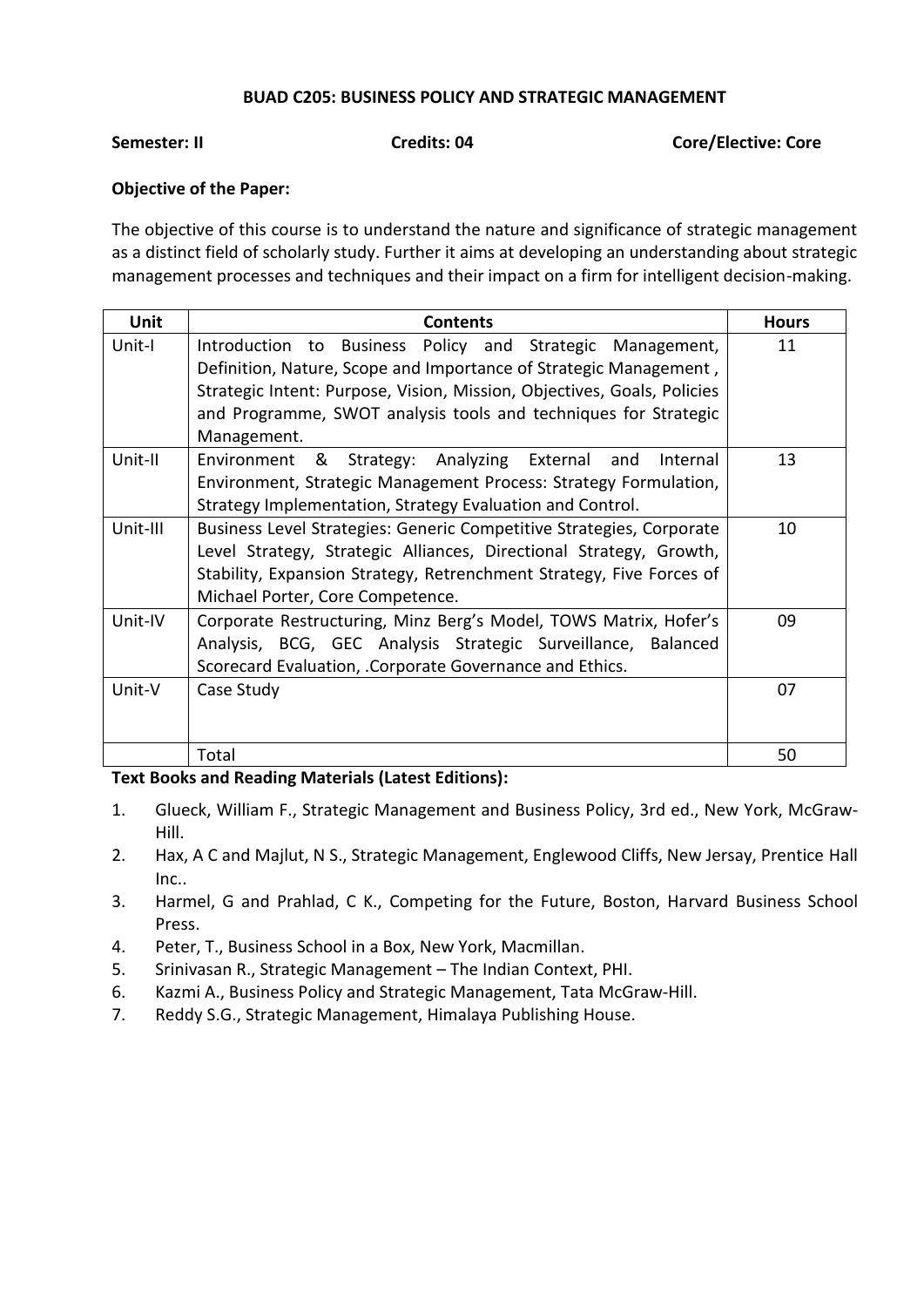**BUAD C205: BUSINESS POLICY AND STRATEGIC MANAGEMENT**

**Semester: II** **Credits: 04** **Core/Elective: Core**

**Objective of the Paper:**

The objective of this course is to understand the nature and significance of strategic management as a distinct field of scholarly study. Further it aims at developing an understanding about strategic management processes and techniques and their impact on a firm for intelligent decision-making.

| Unit | Contents | Hours |
|---|---|---|
| Unit-I | Introduction to Business Policy and Strategic Management, Definition, Nature, Scope and Importance of Strategic Management , Strategic Intent: Purpose, Vision, Mission, Objectives, Goals, Policies and Programme, SWOT analysis tools and techniques for Strategic Management. | 11 |
| Unit-II | Environment & Strategy: Analyzing External and Internal Environment, Strategic Management Process: Strategy Formulation, Strategy Implementation, Strategy Evaluation and Control. | 13 |
| Unit-III | Business Level Strategies: Generic Competitive Strategies, Corporate Level Strategy, Strategic Alliances, Directional Strategy, Growth, Stability, Expansion Strategy, Retrenchment Strategy, Five Forces of Michael Porter, Core Competence. | 10 |
| Unit-IV | Corporate Restructuring, Minz Berg's Model, TOWS Matrix, Hofer's Analysis, BCG, GEC Analysis Strategic Surveillance, Balanced Scorecard Evaluation, .Corporate Governance and Ethics. | 09 |
| Unit-V | Case Study | 07 |
| | Total | 50 |

**Text Books and Reading Materials (Latest Editions):**

1. Glueck, William F., Strategic Management and Business Policy, 3rd ed., New York, McGraw-Hill.
2. Hax, A C and Majlut, N S., Strategic Management, Englewood Cliffs, New Jersay, Prentice Hall Inc..
3. Harmel, G and Prahlad, C K., Competing for the Future, Boston, Harvard Business School Press.
4. Peter, T., Business School in a Box, New York, Macmillan.
5. Srinivasan R., Strategic Management – The Indian Context, PHI.
6. Kazmi A., Business Policy and Strategic Management, Tata McGraw-Hill.
7. Reddy S.G., Strategic Management, Himalaya Publishing House.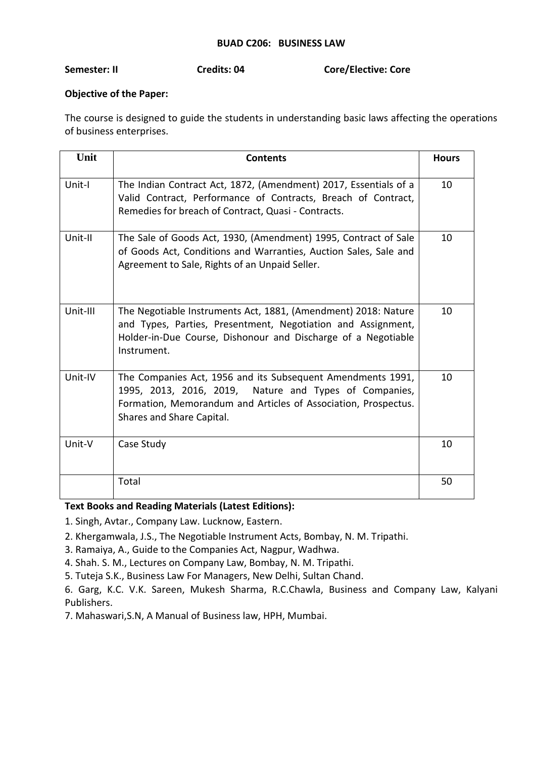## BUAD C206: BUSINESS LAW

**Semester: II** **Credits: 04** **Core/Elective: Core**

**Objective of the Paper:**

The course is designed to guide the students in understanding basic laws affecting the operations of business enterprises.

| Unit | Contents | Hours |
|---|---|---|
| Unit-I | The Indian Contract Act, 1872, (Amendment) 2017, Essentials of a Valid Contract, Performance of Contracts, Breach of Contract, Remedies for breach of Contract, Quasi - Contracts. | 10 |
| Unit-II | The Sale of Goods Act, 1930, (Amendment) 1995, Contract of Sale of Goods Act, Conditions and Warranties, Auction Sales, Sale and Agreement to Sale, Rights of an Unpaid Seller. | 10 |
| Unit-III | The Negotiable Instruments Act, 1881, (Amendment) 2018: Nature and Types, Parties, Presentment, Negotiation and Assignment, Holder-in-Due Course, Dishonour and Discharge of a Negotiable Instrument. | 10 |
| Unit-IV | The Companies Act, 1956 and its Subsequent Amendments 1991, 1995, 2013, 2016, 2019, Nature and Types of Companies, Formation, Memorandum and Articles of Association, Prospectus. Shares and Share Capital. | 10 |
| Unit-V | Case Study | 10 |
| | Total | 50 |

**Text Books and Reading Materials (Latest Editions):**

1. Singh, Avtar., Company Law. Lucknow, Eastern.
2. Khergamwala, J.S., The Negotiable Instrument Acts, Bombay, N. M. Tripathi.
3. Ramaiya, A., Guide to the Companies Act, Nagpur, Wadhwa.
4. Shah. S. M., Lectures on Company Law, Bombay, N. M. Tripathi.
5. Tuteja S.K., Business Law For Managers, New Delhi, Sultan Chand.
6. Garg, K.C. V.K. Sareen, Mukesh Sharma, R.C.Chawla, Business and Company Law, Kalyani Publishers.
7. Mahaswari,S.N, A Manual of Business law, HPH, Mumbai.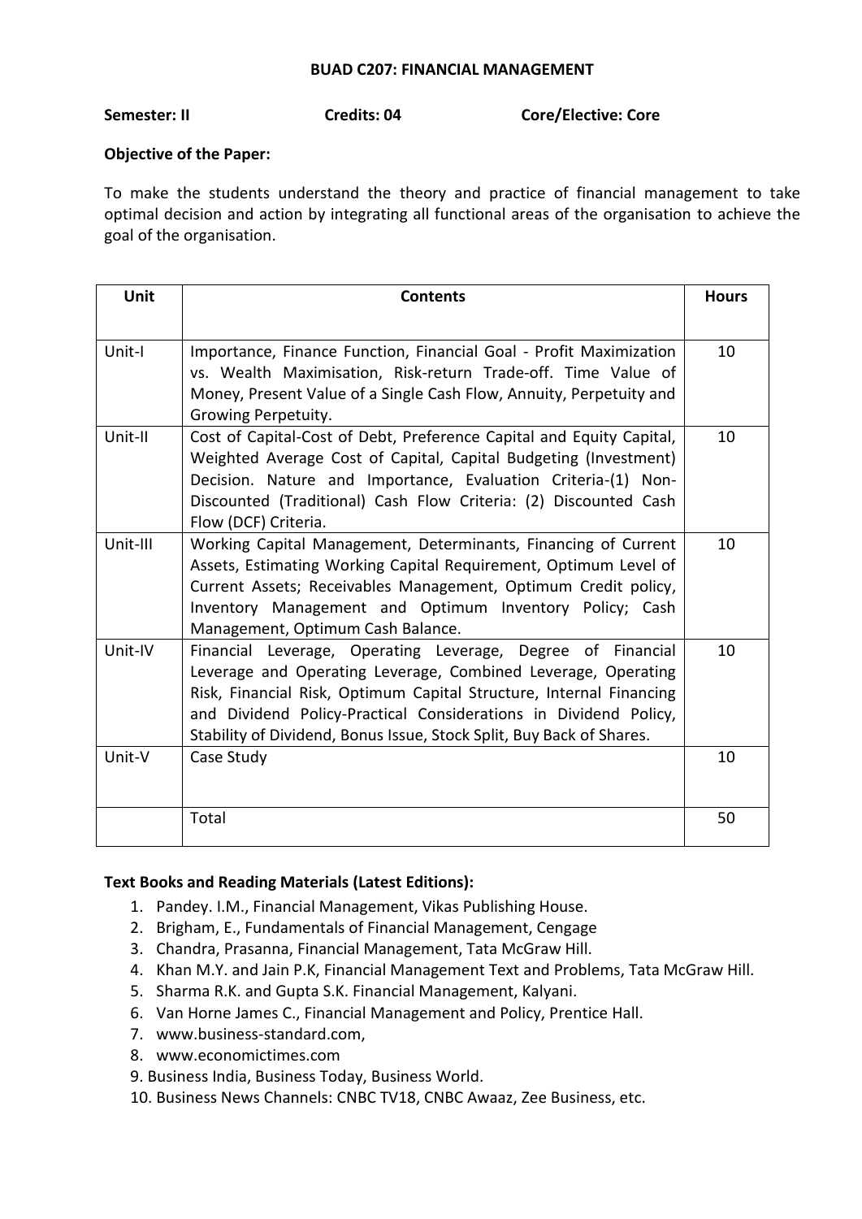# BUAD C207: FINANCIAL MANAGEMENT

**Semester: II** **Credits: 04** **Core/Elective: Core**

**Objective of the Paper:**

To make the students understand the theory and practice of financial management to take optimal decision and action by integrating all functional areas of the organisation to achieve the goal of the organisation.

| Unit | Contents | Hours |
|---|---|---|
| Unit-I | Importance, Finance Function, Financial Goal - Profit Maximization vs. Wealth Maximisation, Risk-return Trade-off. Time Value of Money, Present Value of a Single Cash Flow, Annuity, Perpetuity and Growing Perpetuity. | 10 |
| Unit-II | Cost of Capital-Cost of Debt, Preference Capital and Equity Capital, Weighted Average Cost of Capital, Capital Budgeting (Investment) Decision. Nature and Importance, Evaluation Criteria-(1) Non-Discounted (Traditional) Cash Flow Criteria: (2) Discounted Cash Flow (DCF) Criteria. | 10 |
| Unit-III | Working Capital Management, Determinants, Financing of Current Assets, Estimating Working Capital Requirement, Optimum Level of Current Assets; Receivables Management, Optimum Credit policy, Inventory Management and Optimum Inventory Policy; Cash Management, Optimum Cash Balance. | 10 |
| Unit-IV | Financial Leverage, Operating Leverage, Degree of Financial Leverage and Operating Leverage, Combined Leverage, Operating Risk, Financial Risk, Optimum Capital Structure, Internal Financing and Dividend Policy-Practical Considerations in Dividend Policy, Stability of Dividend, Bonus Issue, Stock Split, Buy Back of Shares. | 10 |
| Unit-V | Case Study | 10 |
| | Total | 50 |

**Text Books and Reading Materials (Latest Editions):**

1. Pandey. I.M., Financial Management, Vikas Publishing House.
2. Brigham, E., Fundamentals of Financial Management, Cengage
3. Chandra, Prasanna, Financial Management, Tata McGraw Hill.
4. Khan M.Y. and Jain P.K, Financial Management Text and Problems, Tata McGraw Hill.
5. Sharma R.K. and Gupta S.K. Financial Management, Kalyani.
6. Van Horne James C., Financial Management and Policy, Prentice Hall.
7. www.business-standard.com,
8. www.economictimes.com
9. Business India, Business Today, Business World.
10. Business News Channels: CNBC TV18, CNBC Awaaz, Zee Business, etc.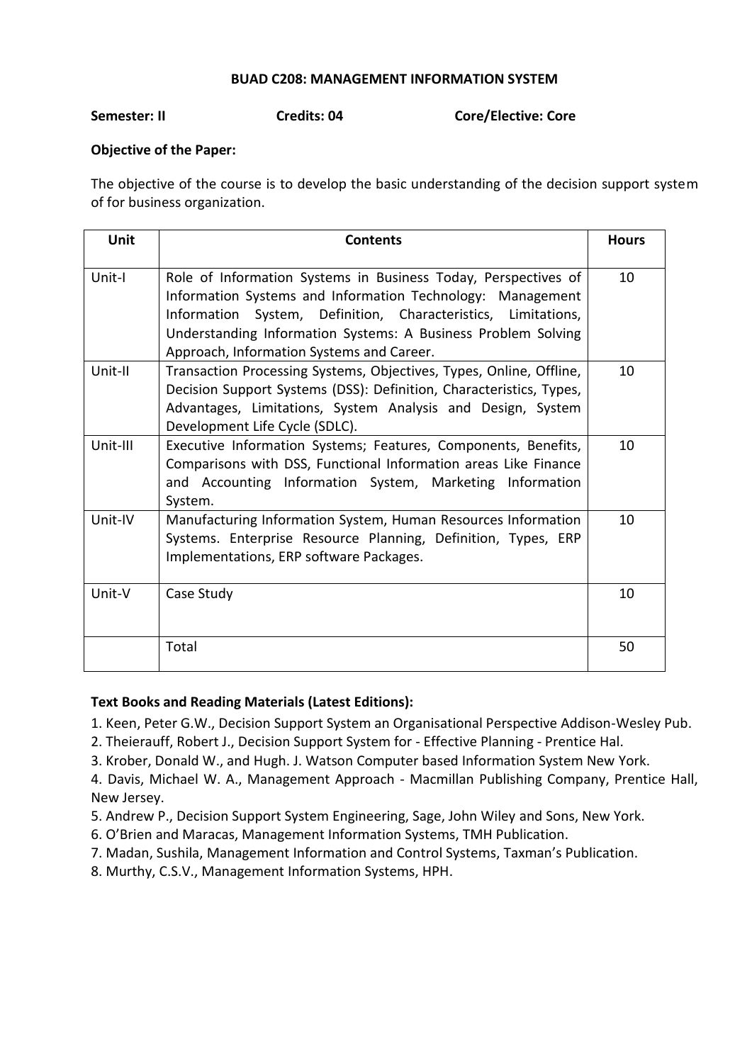**BUAD C208: MANAGEMENT INFORMATION SYSTEM**

**Semester: II** **Credits: 04** **Core/Elective: Core**

**Objective of the Paper:**

The objective of the course is to develop the basic understanding of the decision support system of for business organization.

| Unit | Contents | Hours |
|---|---|---|
| Unit-I | Role of Information Systems in Business Today, Perspectives of Information Systems and Information Technology: Management Information System, Definition, Characteristics, Limitations, Understanding Information Systems: A Business Problem Solving Approach, Information Systems and Career. | 10 |
| Unit-II | Transaction Processing Systems, Objectives, Types, Online, Offline, Decision Support Systems (DSS): Definition, Characteristics, Types, Advantages, Limitations, System Analysis and Design, System Development Life Cycle (SDLC). | 10 |
| Unit-III | Executive Information Systems; Features, Components, Benefits, Comparisons with DSS, Functional Information areas Like Finance and Accounting Information System, Marketing Information System. | 10 |
| Unit-IV | Manufacturing Information System, Human Resources Information Systems. Enterprise Resource Planning, Definition, Types, ERP Implementations, ERP software Packages. | 10 |
| Unit-V | Case Study | 10 |
| | Total | 50 |

**Text Books and Reading Materials (Latest Editions):**

1. Keen, Peter G.W., Decision Support System an Organisational Perspective Addison-Wesley Pub.
2. Theierauff, Robert J., Decision Support System for - Effective Planning - Prentice Hal.
3. Krober, Donald W., and Hugh. J. Watson Computer based Information System New York.
4. Davis, Michael W. A., Management Approach - Macmillan Publishing Company, Prentice Hall, New Jersey.
5. Andrew P., Decision Support System Engineering, Sage, John Wiley and Sons, New York.
6. O'Brien and Maracas, Management Information Systems, TMH Publication.
7. Madan, Sushila, Management Information and Control Systems, Taxman's Publication.
8. Murthy, C.S.V., Management Information Systems, HPH.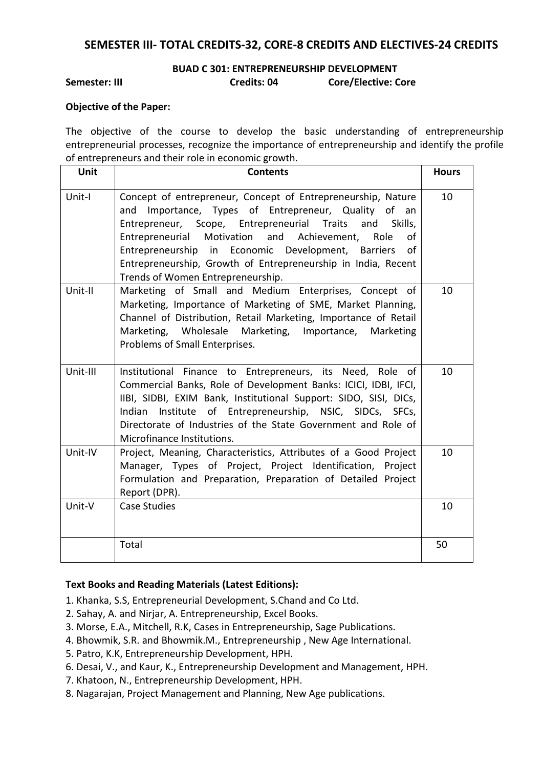## SEMESTER III- TOTAL CREDITS-32, CORE-8 CREDITS AND ELECTIVES-24 CREDITS

### BUAD C 301: ENTREPRENEURSHIP DEVELOPMENT

**Semester: III** **Credits: 04** **Core/Elective: Core**

**Objective of the Paper:**

The objective of the course to develop the basic understanding of entrepreneurship entrepreneurial processes, recognize the importance of entrepreneurship and identify the profile of entrepreneurs and their role in economic growth.

| Unit | Contents | Hours |
|---|---|---|
| Unit-I | Concept of entrepreneur, Concept of Entrepreneurship, Nature and Importance, Types of Entrepreneur, Quality of an Entrepreneur, Scope, Entrepreneurial Traits and Skills, Entrepreneurial Motivation and Achievement, Role of Entrepreneurship in Economic Development, Barriers of Entrepreneurship, Growth of Entrepreneurship in India, Recent Trends of Women Entrepreneurship. | 10 |
| Unit-II | Marketing of Small and Medium Enterprises, Concept of Marketing, Importance of Marketing of SME, Market Planning, Channel of Distribution, Retail Marketing, Importance of Retail Marketing, Wholesale Marketing, Importance, Marketing Problems of Small Enterprises. | 10 |
| Unit-III | Institutional Finance to Entrepreneurs, its Need, Role of Commercial Banks, Role of Development Banks: ICICI, IDBI, IFCI, IIBI, SIDBI, EXIM Bank, Institutional Support: SIDO, SISI, DICs, Indian Institute of Entrepreneurship, NSIC, SIDCs, SFCs, Directorate of Industries of the State Government and Role of Microfinance Institutions. | 10 |
| Unit-IV | Project, Meaning, Characteristics, Attributes of a Good Project Manager, Types of Project, Project Identification, Project Formulation and Preparation, Preparation of Detailed Project Report (DPR). | 10 |
| Unit-V | Case Studies | 10 |
| | Total | 50 |

**Text Books and Reading Materials (Latest Editions):**

1. Khanka, S.S, Entrepreneurial Development, S.Chand and Co Ltd.
2. Sahay, A. and Nirjar, A. Entrepreneurship, Excel Books.
3. Morse, E.A., Mitchell, R.K, Cases in Entrepreneurship, Sage Publications.
4. Bhowmik, S.R. and Bhowmik.M., Entrepreneurship , New Age International.
5. Patro, K.K, Entrepreneurship Development, HPH.
6. Desai, V., and Kaur, K., Entrepreneurship Development and Management, HPH.
7. Khatoon, N., Entrepreneurship Development, HPH.
8. Nagarajan, Project Management and Planning, New Age publications.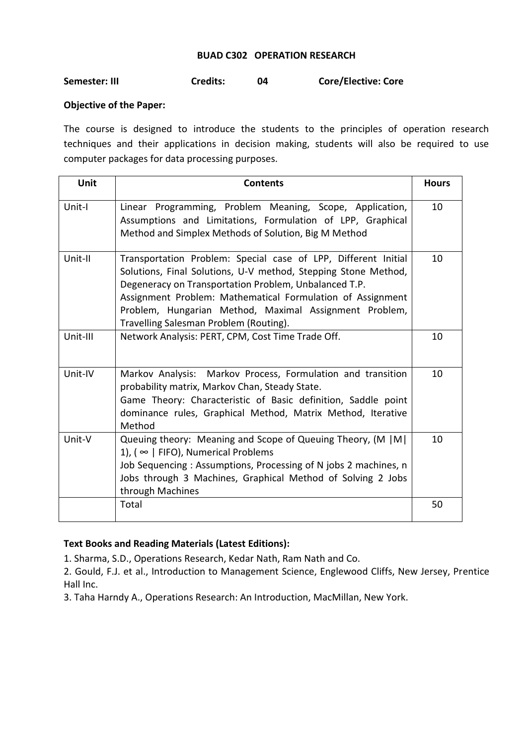**BUAD C302 OPERATION RESEARCH**

**Semester: III** **Credits: 04** **Core/Elective: Core**

**Objective of the Paper:**

The course is designed to introduce the students to the principles of operation research techniques and their applications in decision making, students will also be required to use computer packages for data processing purposes.

| Unit | Contents | Hours |
|---|---|---|
| Unit-I | Linear Programming, Problem Meaning, Scope, Application, Assumptions and Limitations, Formulation of LPP, Graphical Method and Simplex Methods of Solution, Big M Method | 10 |
| Unit-II | Transportation Problem: Special case of LPP, Different Initial Solutions, Final Solutions, U-V method, Stepping Stone Method, Degeneracy on Transportation Problem, Unbalanced T.P. Assignment Problem: Mathematical Formulation of Assignment Problem, Hungarian Method, Maximal Assignment Problem, Travelling Salesman Problem (Routing). | 10 |
| Unit-III | Network Analysis: PERT, CPM, Cost Time Trade Off. | 10 |
| Unit-IV | Markov Analysis: Markov Process, Formulation and transition probability matrix, Markov Chan, Steady State. Game Theory: Characteristic of Basic definition, Saddle point dominance rules, Graphical Method, Matrix Method, Iterative Method | 10 |
| Unit-V | Queuing theory: Meaning and Scope of Queuing Theory, (M \|M\| 1), ( ∞ \| FIFO), Numerical Problems Job Sequencing : Assumptions, Processing of N jobs 2 machines, n Jobs through 3 Machines, Graphical Method of Solving 2 Jobs through Machines | 10 |
| | Total | 50 |

**Text Books and Reading Materials (Latest Editions):**

1. Sharma, S.D., Operations Research, Kedar Nath, Ram Nath and Co.
2. Gould, F.J. et al., Introduction to Management Science, Englewood Cliffs, New Jersey, Prentice Hall Inc.
3. Taha Harndy A., Operations Research: An Introduction, MacMillan, New York.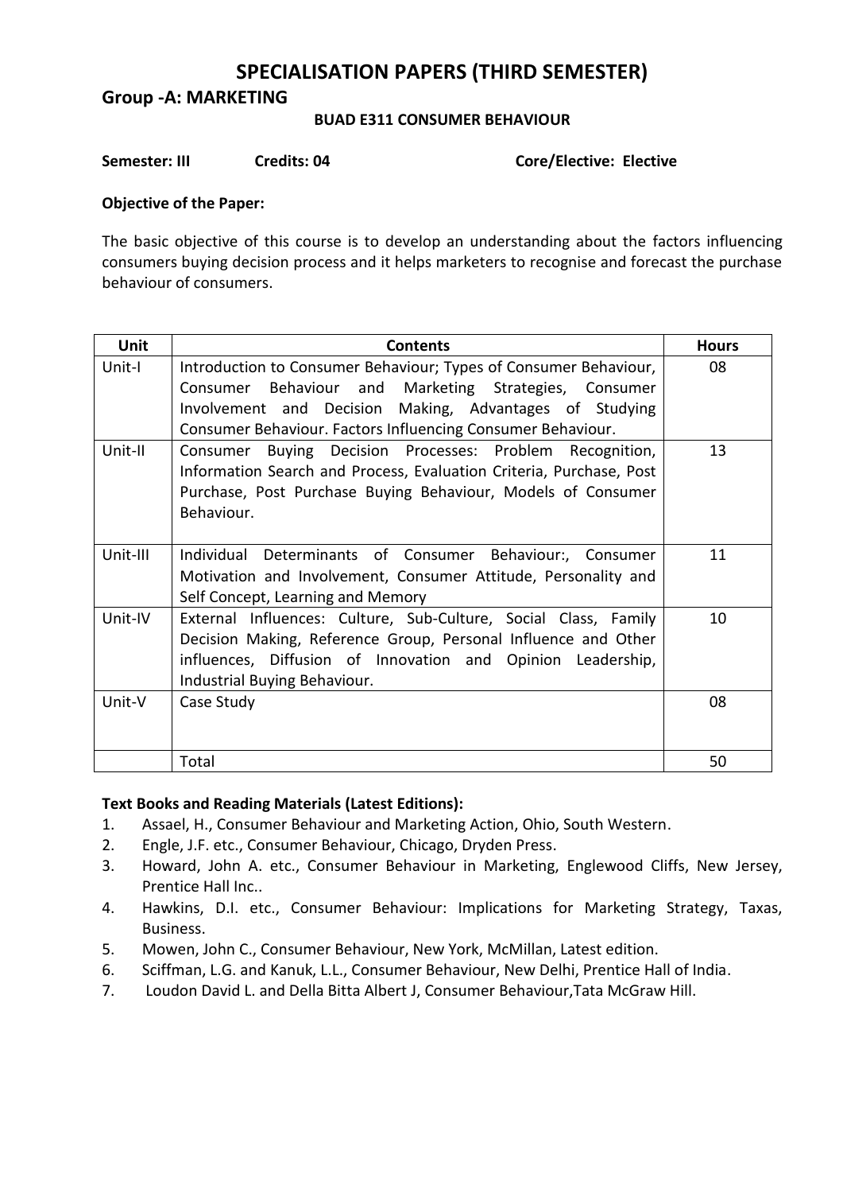# SPECIALISATION PAPERS (THIRD SEMESTER)

## Group -A: MARKETING

### BUAD E311 CONSUMER BEHAVIOUR

**Semester: III** **Credits: 04** **Core/Elective: Elective**

**Objective of the Paper:**

The basic objective of this course is to develop an understanding about the factors influencing consumers buying decision process and it helps marketers to recognise and forecast the purchase behaviour of consumers.

| Unit | Contents | Hours |
|---|---|---|
| Unit-I | Introduction to Consumer Behaviour; Types of Consumer Behaviour, Consumer Behaviour and Marketing Strategies, Consumer Involvement and Decision Making, Advantages of Studying Consumer Behaviour. Factors Influencing Consumer Behaviour. | 08 |
| Unit-II | Consumer Buying Decision Processes: Problem Recognition, Information Search and Process, Evaluation Criteria, Purchase, Post Purchase, Post Purchase Buying Behaviour, Models of Consumer Behaviour. | 13 |
| Unit-III | Individual Determinants of Consumer Behaviour:, Consumer Motivation and Involvement, Consumer Attitude, Personality and Self Concept, Learning and Memory | 11 |
| Unit-IV | External Influences: Culture, Sub-Culture, Social Class, Family Decision Making, Reference Group, Personal Influence and Other influences, Diffusion of Innovation and Opinion Leadership, Industrial Buying Behaviour. | 10 |
| Unit-V | Case Study | 08 |
| | Total | 50 |

**Text Books and Reading Materials (Latest Editions):**

1. Assael, H., Consumer Behaviour and Marketing Action, Ohio, South Western.
2. Engle, J.F. etc., Consumer Behaviour, Chicago, Dryden Press.
3. Howard, John A. etc., Consumer Behaviour in Marketing, Englewood Cliffs, New Jersey, Prentice Hall Inc..
4. Hawkins, D.I. etc., Consumer Behaviour: Implications for Marketing Strategy, Taxas, Business.
5. Mowen, John C., Consumer Behaviour, New York, McMillan, Latest edition.
6. Sciffman, L.G. and Kanuk, L.L., Consumer Behaviour, New Delhi, Prentice Hall of India.
7. Loudon David L. and Della Bitta Albert J, Consumer Behaviour,Tata McGraw Hill.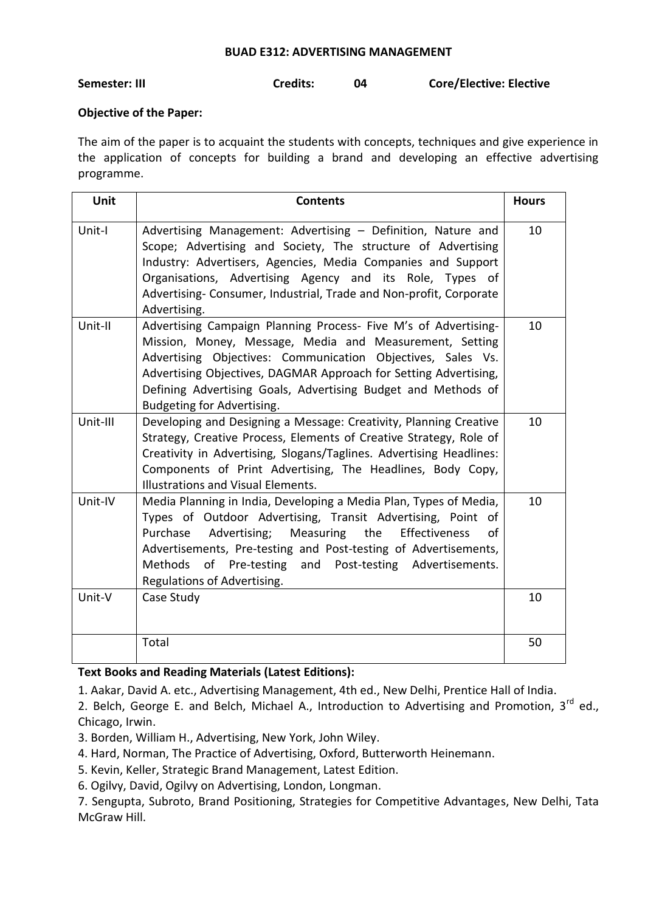# BUAD E312: ADVERTISING MANAGEMENT

**Semester: III** **Credits: 04** **Core/Elective: Elective**

**Objective of the Paper:**

The aim of the paper is to acquaint the students with concepts, techniques and give experience in the application of concepts for building a brand and developing an effective advertising programme.

| Unit | Contents | Hours |
|---|---|---|
| Unit-I | Advertising Management: Advertising – Definition, Nature and Scope; Advertising and Society, The structure of Advertising Industry: Advertisers, Agencies, Media Companies and Support Organisations, Advertising Agency and its Role, Types of Advertising- Consumer, Industrial, Trade and Non-profit, Corporate Advertising. | 10 |
| Unit-II | Advertising Campaign Planning Process- Five M's of Advertising- Mission, Money, Message, Media and Measurement, Setting Advertising Objectives: Communication Objectives, Sales Vs. Advertising Objectives, DAGMAR Approach for Setting Advertising, Defining Advertising Goals, Advertising Budget and Methods of Budgeting for Advertising. | 10 |
| Unit-III | Developing and Designing a Message: Creativity, Planning Creative Strategy, Creative Process, Elements of Creative Strategy, Role of Creativity in Advertising, Slogans/Taglines. Advertising Headlines: Components of Print Advertising, The Headlines, Body Copy, Illustrations and Visual Elements. | 10 |
| Unit-IV | Media Planning in India, Developing a Media Plan, Types of Media, Types of Outdoor Advertising, Transit Advertising, Point of Purchase Advertising; Measuring the Effectiveness of Advertisements, Pre-testing and Post-testing of Advertisements, Methods of Pre-testing and Post-testing Advertisements. Regulations of Advertising. | 10 |
| Unit-V | Case Study | 10 |
| | Total | 50 |

**Text Books and Reading Materials (Latest Editions):**

1. Aakar, David A. etc., Advertising Management, 4th ed., New Delhi, Prentice Hall of India.
2. Belch, George E. and Belch, Michael A., Introduction to Advertising and Promotion, 3rd ed., Chicago, Irwin.
3. Borden, William H., Advertising, New York, John Wiley.
4. Hard, Norman, The Practice of Advertising, Oxford, Butterworth Heinemann.
5. Kevin, Keller, Strategic Brand Management, Latest Edition.
6. Ogilvy, David, Ogilvy on Advertising, London, Longman.
7. Sengupta, Subroto, Brand Positioning, Strategies for Competitive Advantages, New Delhi, Tata McGraw Hill.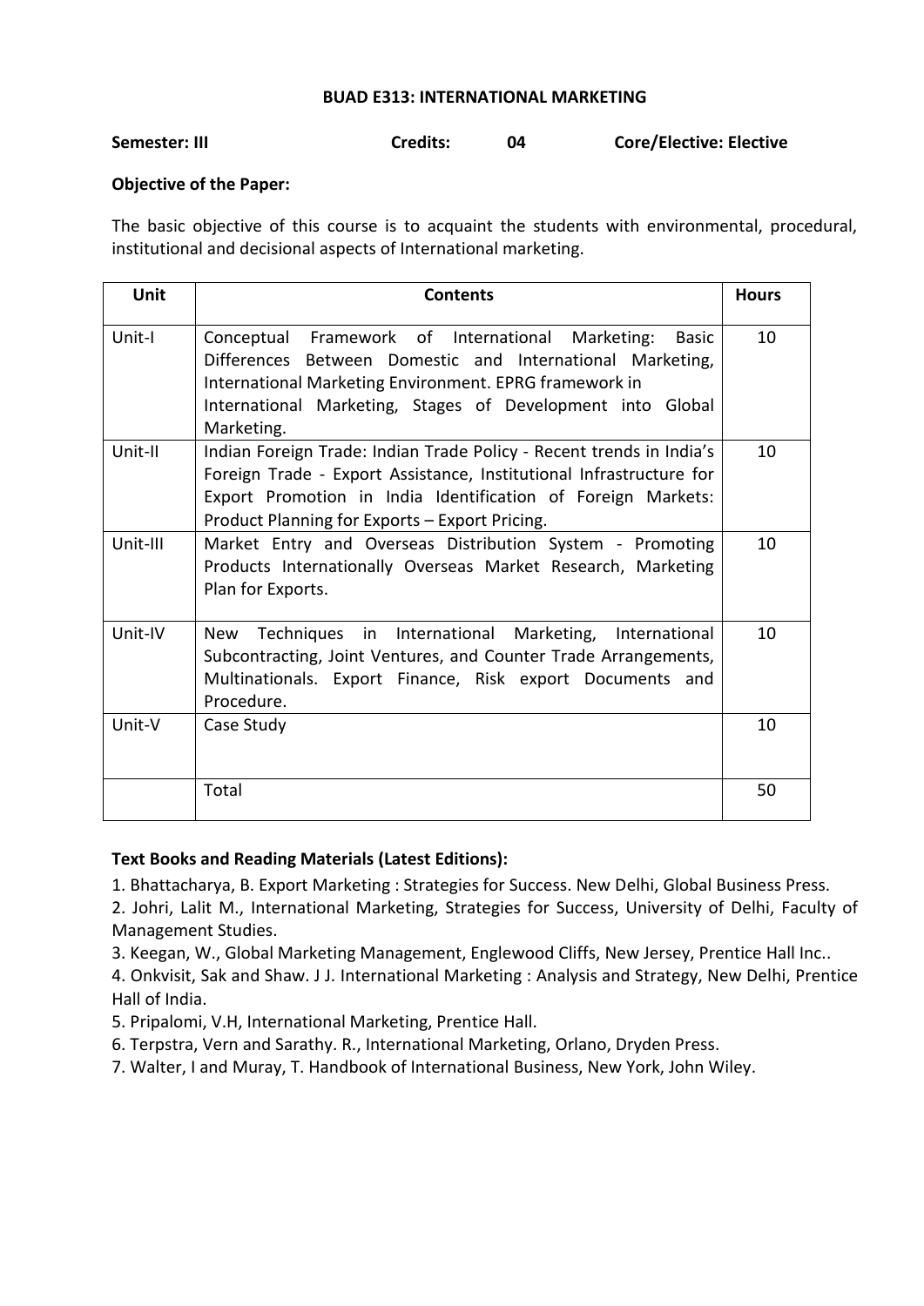## BUAD E313: INTERNATIONAL MARKETING

**Semester: III** **Credits: 04** **Core/Elective: Elective**

**Objective of the Paper:**

The basic objective of this course is to acquaint the students with environmental, procedural, institutional and decisional aspects of International marketing.

| Unit | Contents | Hours |
|---|---|---|
| Unit-I | Conceptual Framework of International Marketing: Basic Differences Between Domestic and International Marketing, International Marketing Environment. EPRG framework in International Marketing, Stages of Development into Global Marketing. | 10 |
| Unit-II | Indian Foreign Trade: Indian Trade Policy - Recent trends in India's Foreign Trade - Export Assistance, Institutional Infrastructure for Export Promotion in India Identification of Foreign Markets: Product Planning for Exports – Export Pricing. | 10 |
| Unit-III | Market Entry and Overseas Distribution System - Promoting Products Internationally Overseas Market Research, Marketing Plan for Exports. | 10 |
| Unit-IV | New Techniques in International Marketing, International Subcontracting, Joint Ventures, and Counter Trade Arrangements, Multinationals. Export Finance, Risk export Documents and Procedure. | 10 |
| Unit-V | Case Study | 10 |
| | Total | 50 |

**Text Books and Reading Materials (Latest Editions):**

1. Bhattacharya, B. Export Marketing : Strategies for Success. New Delhi, Global Business Press.
2. Johri, Lalit M., International Marketing, Strategies for Success, University of Delhi, Faculty of Management Studies.
3. Keegan, W., Global Marketing Management, Englewood Cliffs, New Jersey, Prentice Hall Inc..
4. Onkvisit, Sak and Shaw. J J. International Marketing : Analysis and Strategy, New Delhi, Prentice Hall of India.
5. Pripalomi, V.H, International Marketing, Prentice Hall.
6. Terpstra, Vern and Sarathy. R., International Marketing, Orlano, Dryden Press.
7. Walter, I and Muray, T. Handbook of International Business, New York, John Wiley.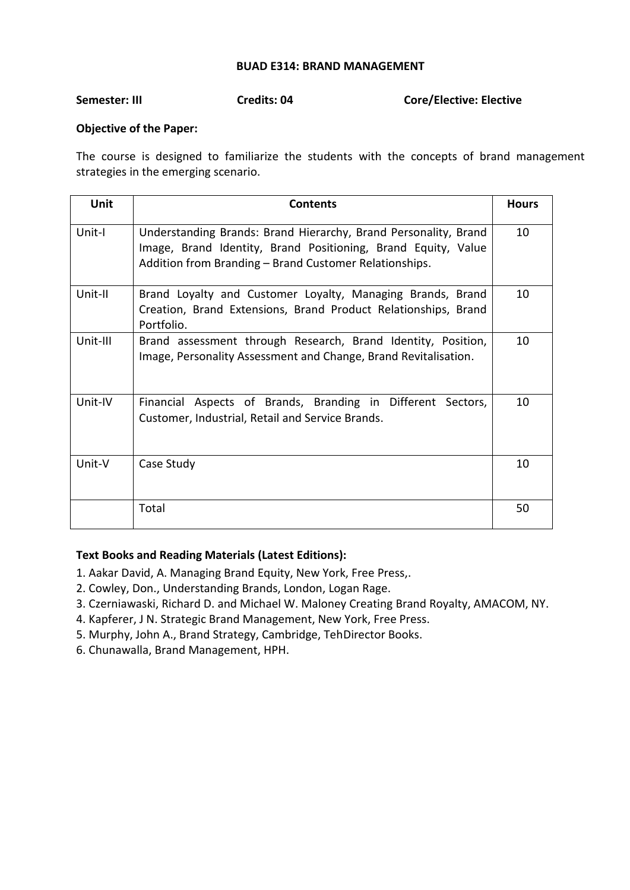## BUAD E314: BRAND MANAGEMENT

**Semester: III** **Credits: 04** **Core/Elective: Elective**

**Objective of the Paper:**

The course is designed to familiarize the students with the concepts of brand management strategies in the emerging scenario.

| Unit | Contents | Hours |
|---|---|---|
| Unit-I | Understanding Brands: Brand Hierarchy, Brand Personality, Brand Image, Brand Identity, Brand Positioning, Brand Equity, Value Addition from Branding – Brand Customer Relationships. | 10 |
| Unit-II | Brand Loyalty and Customer Loyalty, Managing Brands, Brand Creation, Brand Extensions, Brand Product Relationships, Brand Portfolio. | 10 |
| Unit-III | Brand assessment through Research, Brand Identity, Position, Image, Personality Assessment and Change, Brand Revitalisation. | 10 |
| Unit-IV | Financial Aspects of Brands, Branding in Different Sectors, Customer, Industrial, Retail and Service Brands. | 10 |
| Unit-V | Case Study | 10 |
| | Total | 50 |

**Text Books and Reading Materials (Latest Editions):**

1. Aakar David, A. Managing Brand Equity, New York, Free Press,.
2. Cowley, Don., Understanding Brands, London, Logan Rage.
3. Czerniawaski, Richard D. and Michael W. Maloney Creating Brand Royalty, AMACOM, NY.
4. Kapferer, J N. Strategic Brand Management, New York, Free Press.
5. Murphy, John A., Brand Strategy, Cambridge, TehDirector Books.
6. Chunawalla, Brand Management, HPH.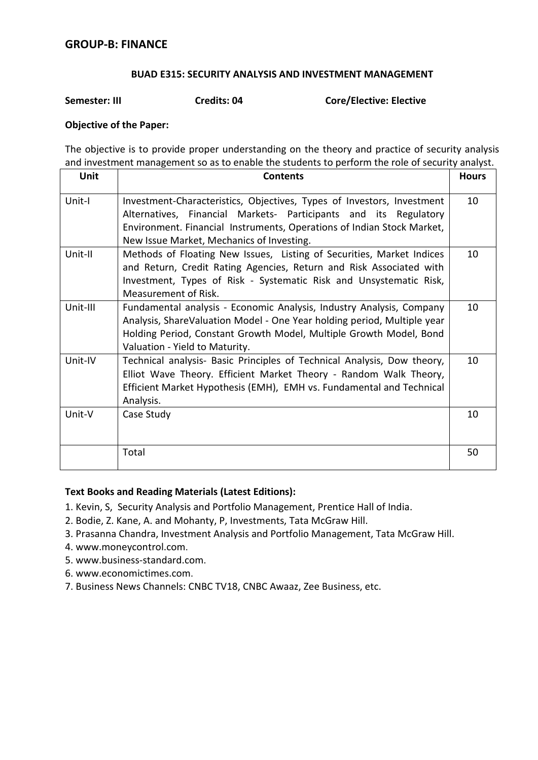## GROUP-B: FINANCE

**BUAD E315: SECURITY ANALYSIS AND INVESTMENT MANAGEMENT**

**Semester: III** **Credits: 04** **Core/Elective: Elective**

**Objective of the Paper:**

The objective is to provide proper understanding on the theory and practice of security analysis and investment management so as to enable the students to perform the role of security analyst.

| Unit | Contents | Hours |
|---|---|---|
| Unit-I | Investment-Characteristics, Objectives, Types of Investors, Investment Alternatives, Financial Markets- Participants and its Regulatory Environment. Financial Instruments, Operations of Indian Stock Market, New Issue Market, Mechanics of Investing. | 10 |
| Unit-II | Methods of Floating New Issues, Listing of Securities, Market Indices and Return, Credit Rating Agencies, Return and Risk Associated with Investment, Types of Risk - Systematic Risk and Unsystematic Risk, Measurement of Risk. | 10 |
| Unit-III | Fundamental analysis - Economic Analysis, Industry Analysis, Company Analysis, ShareValuation Model - One Year holding period, Multiple year Holding Period, Constant Growth Model, Multiple Growth Model, Bond Valuation - Yield to Maturity. | 10 |
| Unit-IV | Technical analysis- Basic Principles of Technical Analysis, Dow theory, Elliot Wave Theory. Efficient Market Theory - Random Walk Theory, Efficient Market Hypothesis (EMH), EMH vs. Fundamental and Technical Analysis. | 10 |
| Unit-V | Case Study | 10 |
| | Total | 50 |

**Text Books and Reading Materials (Latest Editions):**

1. Kevin, S, Security Analysis and Portfolio Management, Prentice Hall of India.
2. Bodie, Z. Kane, A. and Mohanty, P, Investments, Tata McGraw Hill.
3. Prasanna Chandra, Investment Analysis and Portfolio Management, Tata McGraw Hill.
4. www.moneycontrol.com.
5. www.business-standard.com.
6. www.economictimes.com.
7. Business News Channels: CNBC TV18, CNBC Awaaz, Zee Business, etc.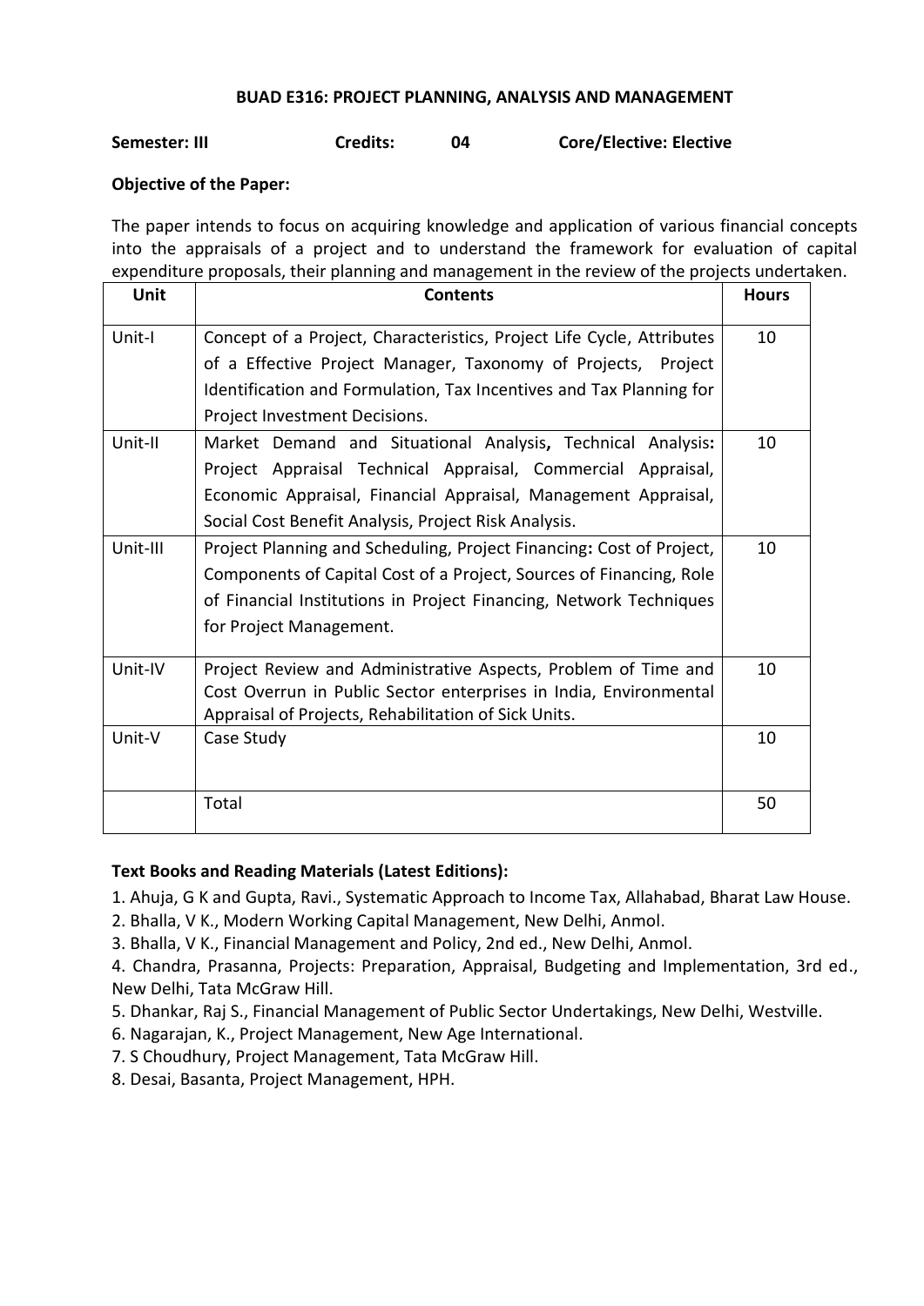## BUAD E316: PROJECT PLANNING, ANALYSIS AND MANAGEMENT

**Semester: III** **Credits: 04** **Core/Elective: Elective**

**Objective of the Paper:**

The paper intends to focus on acquiring knowledge and application of various financial concepts into the appraisals of a project and to understand the framework for evaluation of capital expenditure proposals, their planning and management in the review of the projects undertaken.

| Unit | Contents | Hours |
|---|---|---|
| Unit-I | Concept of a Project, Characteristics, Project Life Cycle, Attributes of a Effective Project Manager, Taxonomy of Projects, Project Identification and Formulation, Tax Incentives and Tax Planning for Project Investment Decisions. | 10 |
| Unit-II | Market Demand and Situational Analysis**,** Technical Analysis**:** Project Appraisal Technical Appraisal, Commercial Appraisal, Economic Appraisal, Financial Appraisal, Management Appraisal, Social Cost Benefit Analysis, Project Risk Analysis. | 10 |
| Unit-III | Project Planning and Scheduling, Project Financing**:** Cost of Project, Components of Capital Cost of a Project, Sources of Financing, Role of Financial Institutions in Project Financing, Network Techniques for Project Management. | 10 |
| Unit-IV | Project Review and Administrative Aspects, Problem of Time and Cost Overrun in Public Sector enterprises in India, Environmental Appraisal of Projects, Rehabilitation of Sick Units. | 10 |
| Unit-V | Case Study | 10 |
| | Total | 50 |

**Text Books and Reading Materials (Latest Editions):**

1. Ahuja, G K and Gupta, Ravi., Systematic Approach to Income Tax, Allahabad, Bharat Law House.
2. Bhalla, V K., Modern Working Capital Management, New Delhi, Anmol.
3. Bhalla, V K., Financial Management and Policy, 2nd ed., New Delhi, Anmol.
4. Chandra, Prasanna, Projects: Preparation, Appraisal, Budgeting and Implementation, 3rd ed., New Delhi, Tata McGraw Hill.
5. Dhankar, Raj S., Financial Management of Public Sector Undertakings, New Delhi, Westville.
6. Nagarajan, K., Project Management, New Age International.
7. S Choudhury, Project Management, Tata McGraw Hill.
8. Desai, Basanta, Project Management, HPH.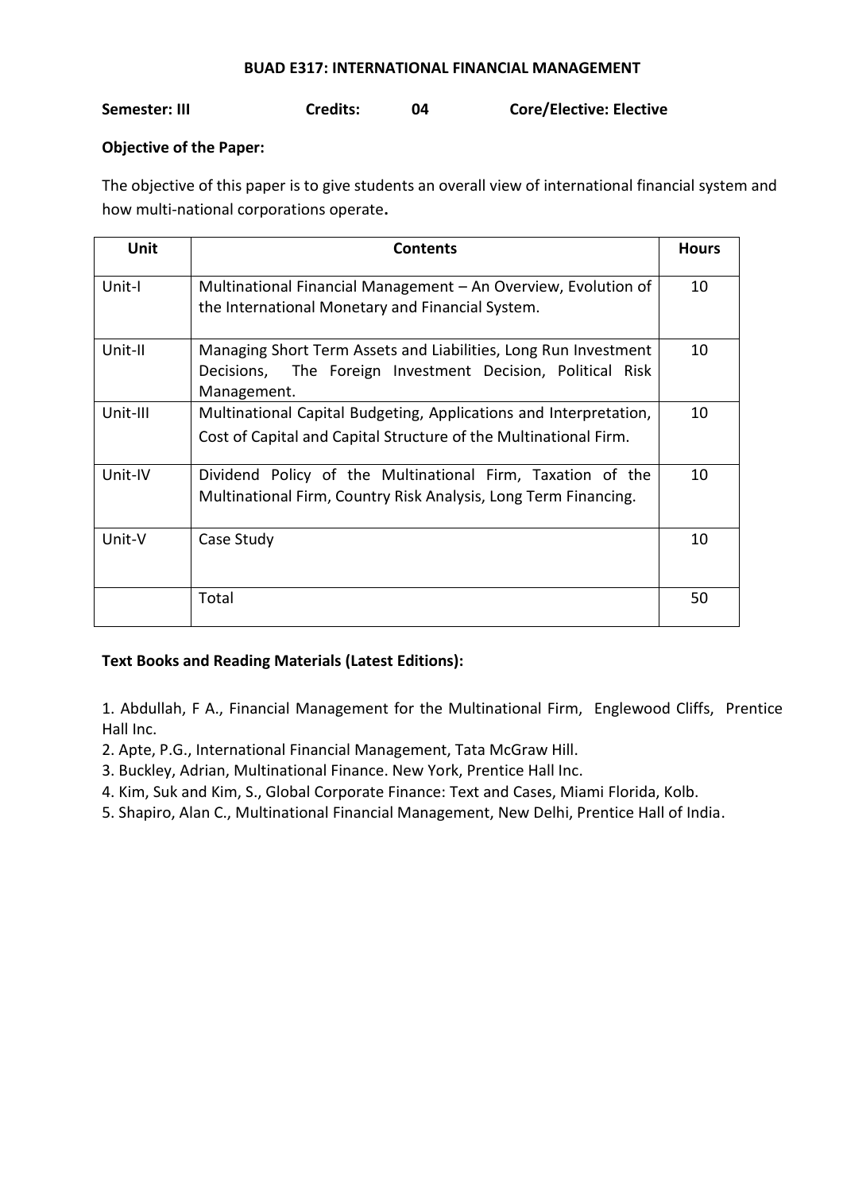## BUAD E317: INTERNATIONAL FINANCIAL MANAGEMENT

**Semester: III** **Credits: 04** **Core/Elective: Elective**

**Objective of the Paper:**

The objective of this paper is to give students an overall view of international financial system and how multi-national corporations operate**.**

| Unit | Contents | Hours |
|---|---|---|
| Unit-I | Multinational Financial Management – An Overview, Evolution of the International Monetary and Financial System. | 10 |
| Unit-II | Managing Short Term Assets and Liabilities, Long Run Investment Decisions, The Foreign Investment Decision, Political Risk Management. | 10 |
| Unit-III | Multinational Capital Budgeting, Applications and Interpretation, Cost of Capital and Capital Structure of the Multinational Firm. | 10 |
| Unit-IV | Dividend Policy of the Multinational Firm, Taxation of the Multinational Firm, Country Risk Analysis, Long Term Financing. | 10 |
| Unit-V | Case Study | 10 |
| | Total | 50 |

**Text Books and Reading Materials (Latest Editions):**

1. Abdullah, F A., Financial Management for the Multinational Firm, Englewood Cliffs, Prentice Hall Inc.
2. Apte, P.G., International Financial Management, Tata McGraw Hill.
3. Buckley, Adrian, Multinational Finance. New York, Prentice Hall Inc.
4. Kim, Suk and Kim, S., Global Corporate Finance: Text and Cases, Miami Florida, Kolb.
5. Shapiro, Alan C., Multinational Financial Management, New Delhi, Prentice Hall of India.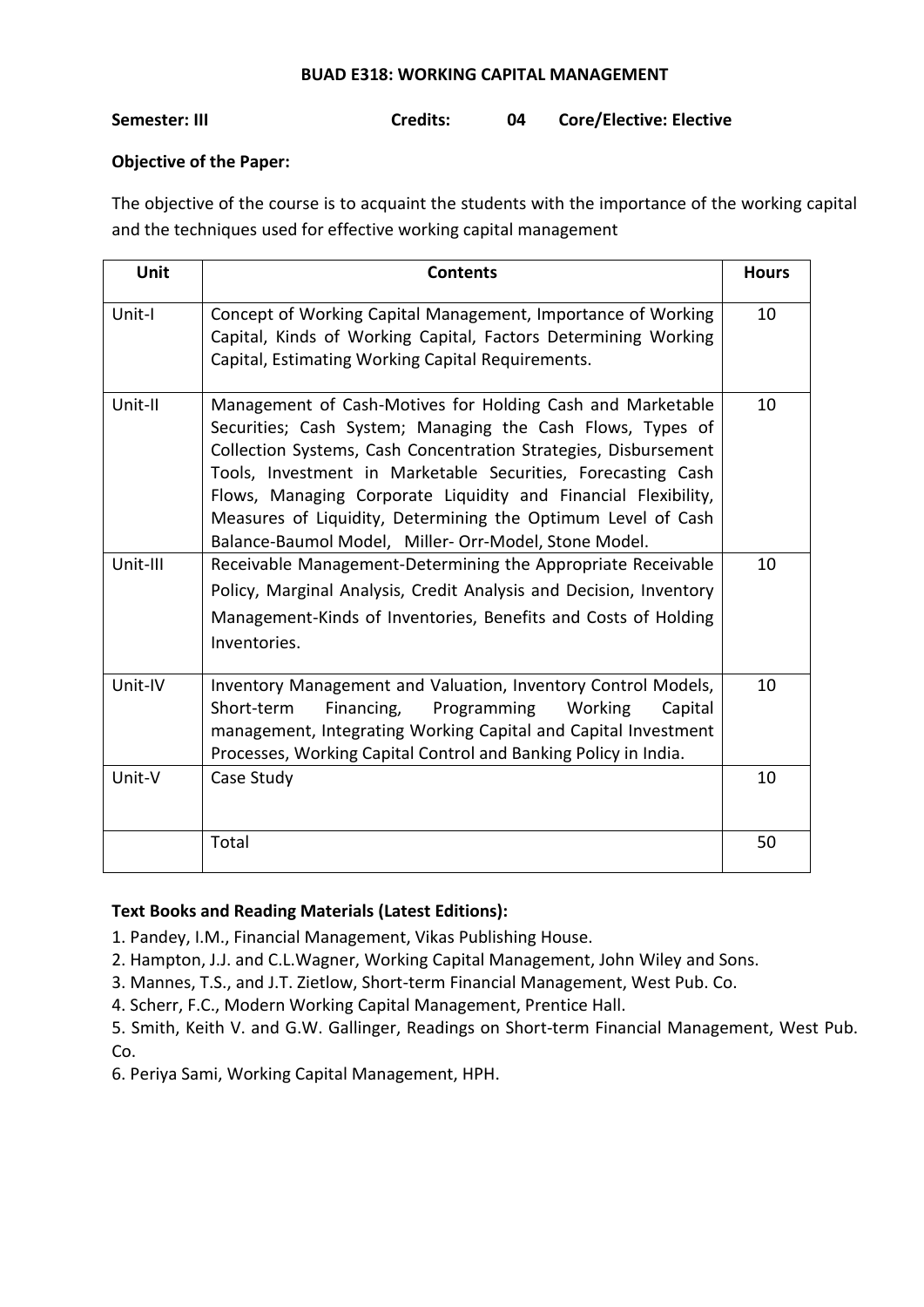## BUAD E318: WORKING CAPITAL MANAGEMENT

**Semester: III** **Credits: 04** **Core/Elective: Elective**

**Objective of the Paper:**

The objective of the course is to acquaint the students with the importance of the working capital and the techniques used for effective working capital management

| Unit | Contents | Hours |
| --- | --- | --- |
| Unit-I | Concept of Working Capital Management, Importance of Working Capital, Kinds of Working Capital, Factors Determining Working Capital, Estimating Working Capital Requirements. | 10 |
| Unit-II | Management of Cash-Motives for Holding Cash and Marketable Securities; Cash System; Managing the Cash Flows, Types of Collection Systems, Cash Concentration Strategies, Disbursement Tools, Investment in Marketable Securities, Forecasting Cash Flows, Managing Corporate Liquidity and Financial Flexibility, Measures of Liquidity, Determining the Optimum Level of Cash Balance-Baumol Model, Miller- Orr-Model, Stone Model. | 10 |
| Unit-III | Receivable Management-Determining the Appropriate Receivable Policy, Marginal Analysis, Credit Analysis and Decision, Inventory Management-Kinds of Inventories, Benefits and Costs of Holding Inventories. | 10 |
| Unit-IV | Inventory Management and Valuation, Inventory Control Models, Short-term Financing, Programming Working Capital management, Integrating Working Capital and Capital Investment Processes, Working Capital Control and Banking Policy in India. | 10 |
| Unit-V | Case Study | 10 |
| | Total | 50 |

**Text Books and Reading Materials (Latest Editions):**

1. Pandey, I.M., Financial Management, Vikas Publishing House.
2. Hampton, J.J. and C.L.Wagner, Working Capital Management, John Wiley and Sons.
3. Mannes, T.S., and J.T. Zietlow, Short-term Financial Management, West Pub. Co.
4. Scherr, F.C., Modern Working Capital Management, Prentice Hall.
5. Smith, Keith V. and G.W. Gallinger, Readings on Short-term Financial Management, West Pub. Co.
6. Periya Sami, Working Capital Management, HPH.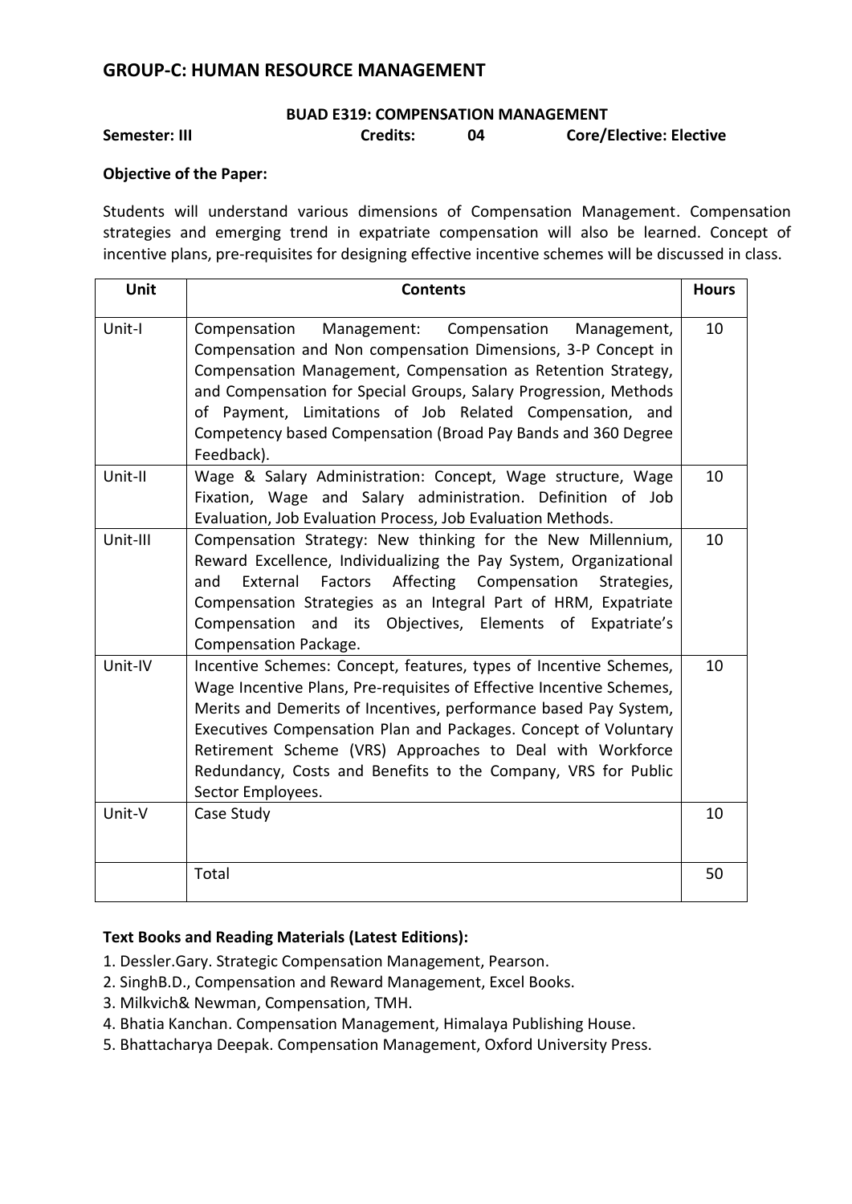## GROUP-C: HUMAN RESOURCE MANAGEMENT

### BUAD E319: COMPENSATION MANAGEMENT

**Semester: III** **Credits: 04** **Core/Elective: Elective**

**Objective of the Paper:**

Students will understand various dimensions of Compensation Management. Compensation strategies and emerging trend in expatriate compensation will also be learned. Concept of incentive plans, pre-requisites for designing effective incentive schemes will be discussed in class.

| Unit | Contents | Hours |
|---|---|---|
| Unit-I | Compensation Management: Compensation Management, Compensation and Non compensation Dimensions, 3-P Concept in Compensation Management, Compensation as Retention Strategy, and Compensation for Special Groups, Salary Progression, Methods of Payment, Limitations of Job Related Compensation, and Competency based Compensation (Broad Pay Bands and 360 Degree Feedback). | 10 |
| Unit-II | Wage & Salary Administration: Concept, Wage structure, Wage Fixation, Wage and Salary administration. Definition of Job Evaluation, Job Evaluation Process, Job Evaluation Methods. | 10 |
| Unit-III | Compensation Strategy: New thinking for the New Millennium, Reward Excellence, Individualizing the Pay System, Organizational and External Factors Affecting Compensation Strategies, Compensation Strategies as an Integral Part of HRM, Expatriate Compensation and its Objectives, Elements of Expatriate's Compensation Package. | 10 |
| Unit-IV | Incentive Schemes: Concept, features, types of Incentive Schemes, Wage Incentive Plans, Pre-requisites of Effective Incentive Schemes, Merits and Demerits of Incentives, performance based Pay System, Executives Compensation Plan and Packages. Concept of Voluntary Retirement Scheme (VRS) Approaches to Deal with Workforce Redundancy, Costs and Benefits to the Company, VRS for Public Sector Employees. | 10 |
| Unit-V | Case Study | 10 |
| | Total | 50 |

**Text Books and Reading Materials (Latest Editions):**

1. Dessler.Gary. Strategic Compensation Management, Pearson.
2. SinghB.D., Compensation and Reward Management, Excel Books.
3. Milkvich& Newman, Compensation, TMH.
4. Bhatia Kanchan. Compensation Management, Himalaya Publishing House.
5. Bhattacharya Deepak. Compensation Management, Oxford University Press.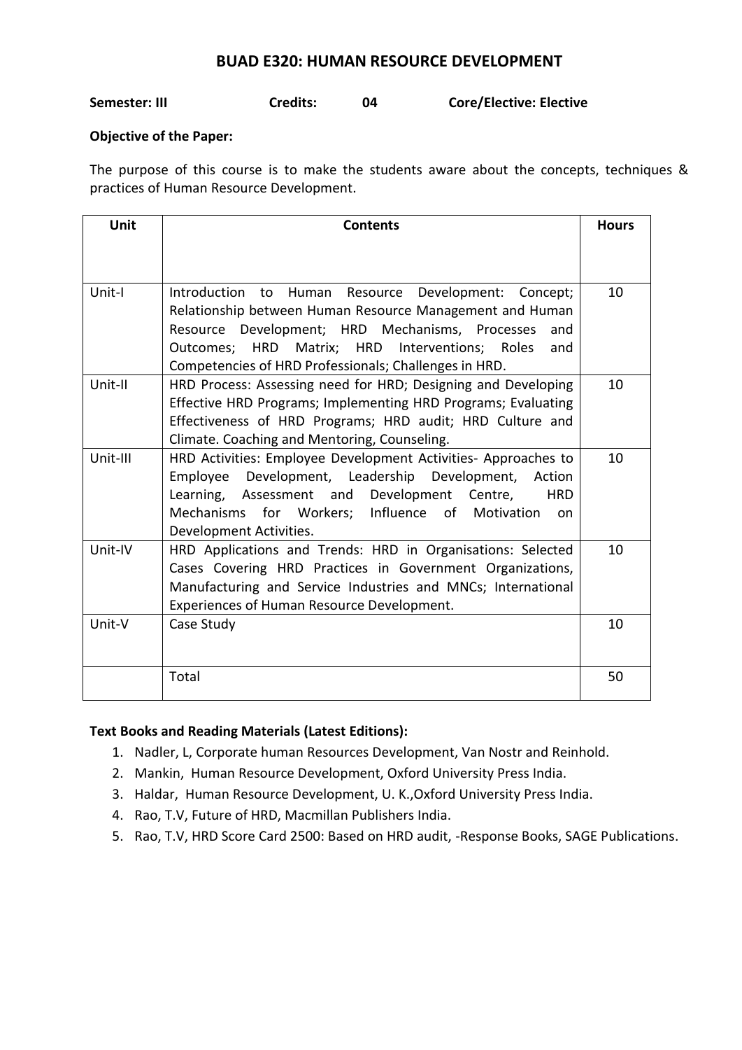# BUAD E320: HUMAN RESOURCE DEVELOPMENT

**Semester: III** **Credits: 04** **Core/Elective: Elective**

**Objective of the Paper:**

The purpose of this course is to make the students aware about the concepts, techniques & practices of Human Resource Development.

| Unit | Contents | Hours |
|---|---|---|
| Unit-I | Introduction to Human Resource Development: Concept; Relationship between Human Resource Management and Human Resource Development; HRD Mechanisms, Processes and Outcomes; HRD Matrix; HRD Interventions; Roles and Competencies of HRD Professionals; Challenges in HRD. | 10 |
| Unit-II | HRD Process: Assessing need for HRD; Designing and Developing Effective HRD Programs; Implementing HRD Programs; Evaluating Effectiveness of HRD Programs; HRD audit; HRD Culture and Climate. Coaching and Mentoring, Counseling. | 10 |
| Unit-III | HRD Activities: Employee Development Activities- Approaches to Employee Development, Leadership Development, Action Learning, Assessment and Development Centre, HRD Mechanisms for Workers; Influence of Motivation on Development Activities. | 10 |
| Unit-IV | HRD Applications and Trends: HRD in Organisations: Selected Cases Covering HRD Practices in Government Organizations, Manufacturing and Service Industries and MNCs; International Experiences of Human Resource Development. | 10 |
| Unit-V | Case Study | 10 |
| | Total | 50 |

**Text Books and Reading Materials (Latest Editions):**

1. Nadler, L, Corporate human Resources Development, Van Nostr and Reinhold.
2. Mankin, Human Resource Development, Oxford University Press India.
3. Haldar, Human Resource Development, U. K.,Oxford University Press India.
4. Rao, T.V, Future of HRD, Macmillan Publishers India.
5. Rao, T.V, HRD Score Card 2500: Based on HRD audit, -Response Books, SAGE Publications.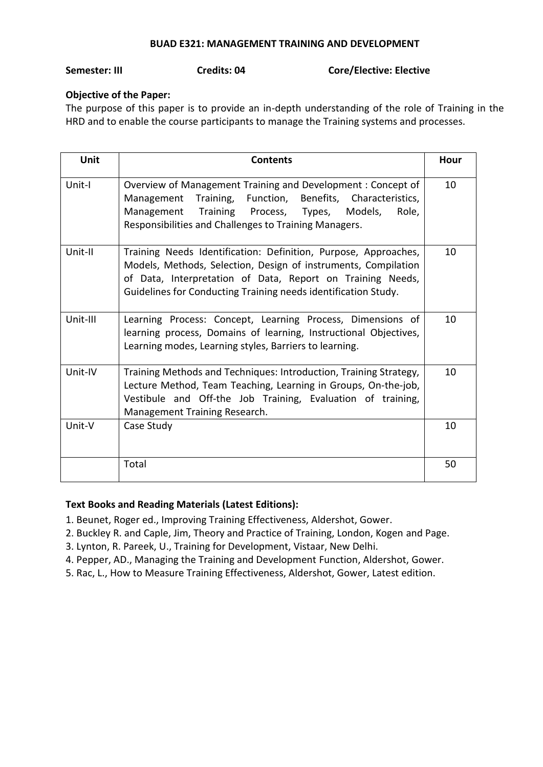## BUAD E321: MANAGEMENT TRAINING AND DEVELOPMENT

**Semester: III** **Credits: 04** **Core/Elective: Elective**

**Objective of the Paper:**
The purpose of this paper is to provide an in-depth understanding of the role of Training in the HRD and to enable the course participants to manage the Training systems and processes.

| Unit | Contents | Hour |
|---|---|---|
| Unit-I | Overview of Management Training and Development : Concept of Management Training, Function, Benefits, Characteristics, Management Training Process, Types, Models, Role, Responsibilities and Challenges to Training Managers. | 10 |
| Unit-II | Training Needs Identification: Definition, Purpose, Approaches, Models, Methods, Selection, Design of instruments, Compilation of Data, Interpretation of Data, Report on Training Needs, Guidelines for Conducting Training needs identification Study. | 10 |
| Unit-III | Learning Process: Concept, Learning Process, Dimensions of learning process, Domains of learning, Instructional Objectives, Learning modes, Learning styles, Barriers to learning. | 10 |
| Unit-IV | Training Methods and Techniques: Introduction, Training Strategy, Lecture Method, Team Teaching, Learning in Groups, On-the-job, Vestibule and Off-the Job Training, Evaluation of training, Management Training Research. | 10 |
| Unit-V | Case Study | 10 |
| | Total | 50 |

**Text Books and Reading Materials (Latest Editions):**

1. Beunet, Roger ed., Improving Training Effectiveness, Aldershot, Gower.
2. Buckley R. and Caple, Jim, Theory and Practice of Training, London, Kogen and Page.
3. Lynton, R. Pareek, U., Training for Development, Vistaar, New Delhi.
4. Pepper, AD., Managing the Training and Development Function, Aldershot, Gower.
5. Rac, L., How to Measure Training Effectiveness, Aldershot, Gower, Latest edition.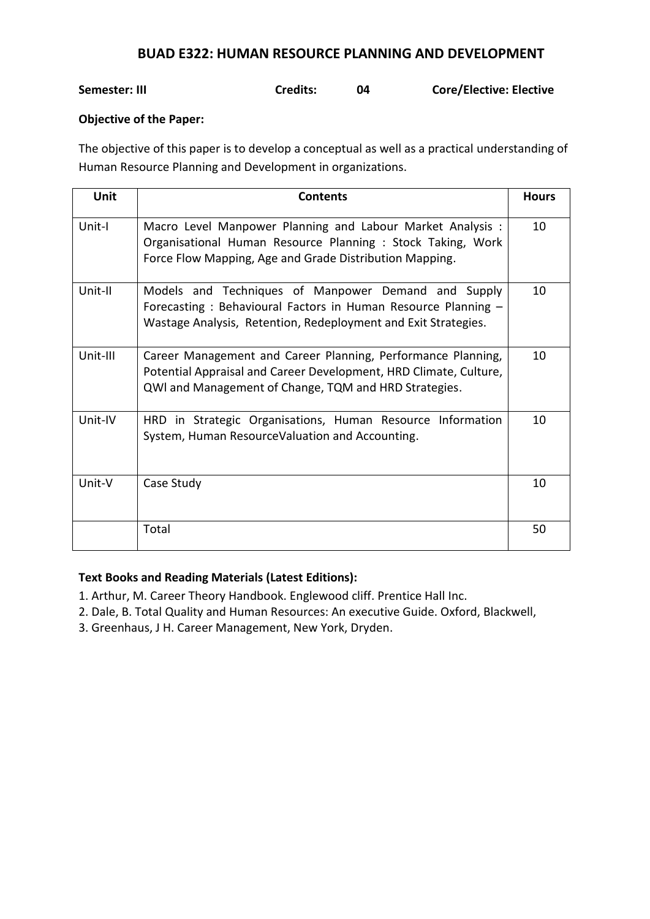## BUAD E322: HUMAN RESOURCE PLANNING AND DEVELOPMENT

**Semester: III** **Credits: 04** **Core/Elective: Elective**

**Objective of the Paper:**

The objective of this paper is to develop a conceptual as well as a practical understanding of Human Resource Planning and Development in organizations.

| Unit | Contents | Hours |
| --- | --- | --- |
| Unit-I | Macro Level Manpower Planning and Labour Market Analysis : Organisational Human Resource Planning : Stock Taking, Work Force Flow Mapping, Age and Grade Distribution Mapping. | 10 |
| Unit-II | Models and Techniques of Manpower Demand and Supply Forecasting : Behavioural Factors in Human Resource Planning – Wastage Analysis, Retention, Redeployment and Exit Strategies. | 10 |
| Unit-III | Career Management and Career Planning, Performance Planning, Potential Appraisal and Career Development, HRD Climate, Culture, QWl and Management of Change, TQM and HRD Strategies. | 10 |
| Unit-IV | HRD in Strategic Organisations, Human Resource Information System, Human ResourceValuation and Accounting. | 10 |
| Unit-V | Case Study | 10 |
| | Total | 50 |

**Text Books and Reading Materials (Latest Editions):**

1. Arthur, M. Career Theory Handbook. Englewood cliff. Prentice Hall Inc.
2. Dale, B. Total Quality and Human Resources: An executive Guide. Oxford, Blackwell,
3. Greenhaus, J H. Career Management, New York, Dryden.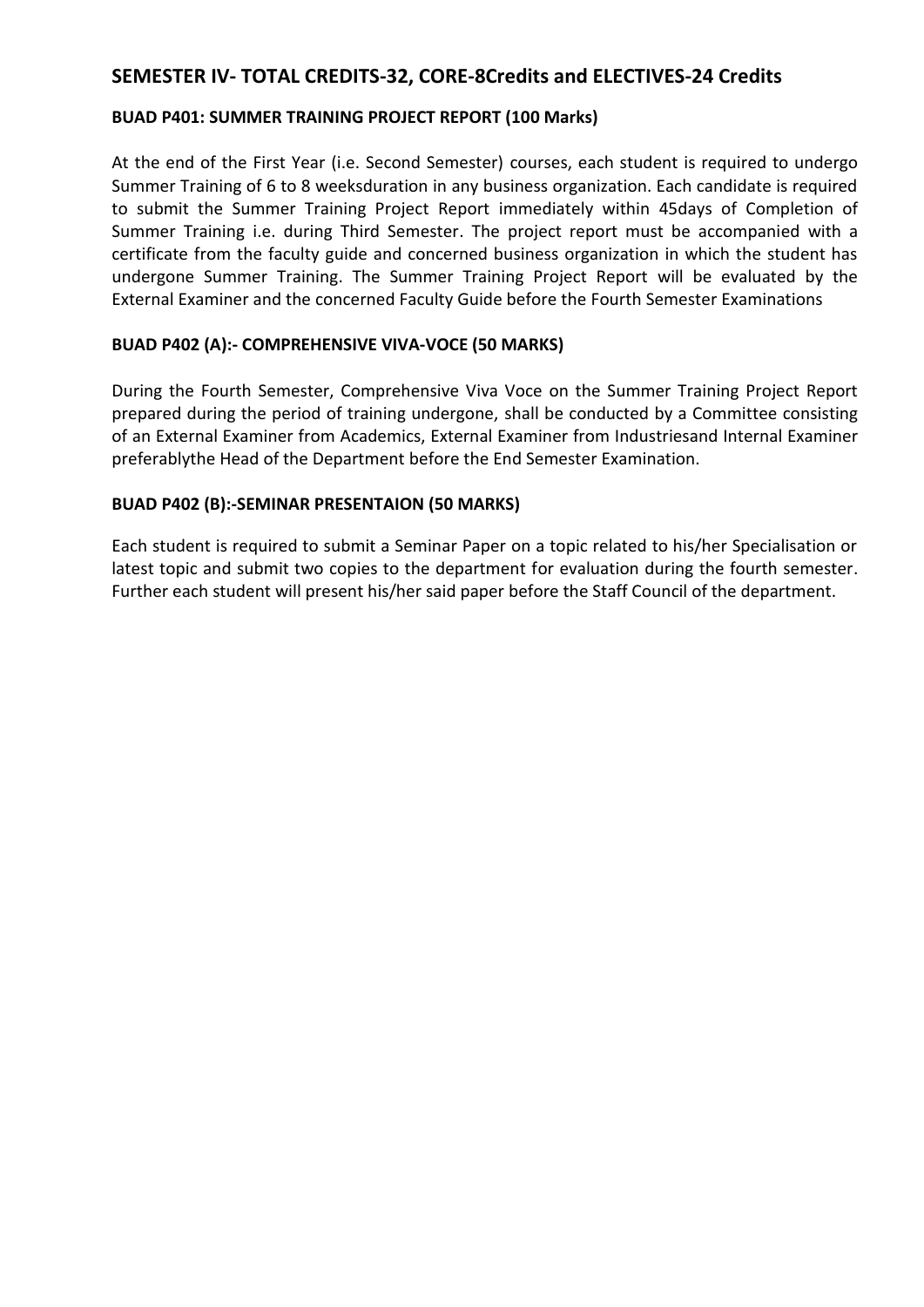## SEMESTER IV- TOTAL CREDITS-32, CORE-8Credits and ELECTIVES-24 Credits

### BUAD P401: SUMMER TRAINING PROJECT REPORT (100 Marks)

At the end of the First Year (i.e. Second Semester) courses, each student is required to undergo Summer Training of 6 to 8 weeksduration in any business organization. Each candidate is required to submit the Summer Training Project Report immediately within 45days of Completion of Summer Training i.e. during Third Semester. The project report must be accompanied with a certificate from the faculty guide and concerned business organization in which the student has undergone Summer Training. The Summer Training Project Report will be evaluated by the External Examiner and the concerned Faculty Guide before the Fourth Semester Examinations

### BUAD P402 (A):- COMPREHENSIVE VIVA-VOCE (50 MARKS)

During the Fourth Semester, Comprehensive Viva Voce on the Summer Training Project Report prepared during the period of training undergone, shall be conducted by a Committee consisting of an External Examiner from Academics, External Examiner from Industriesand Internal Examiner preferablythe Head of the Department before the End Semester Examination.

### BUAD P402 (B):-SEMINAR PRESENTAION (50 MARKS)

Each student is required to submit a Seminar Paper on a topic related to his/her Specialisation or latest topic and submit two copies to the department for evaluation during the fourth semester. Further each student will present his/her said paper before the Staff Council of the department.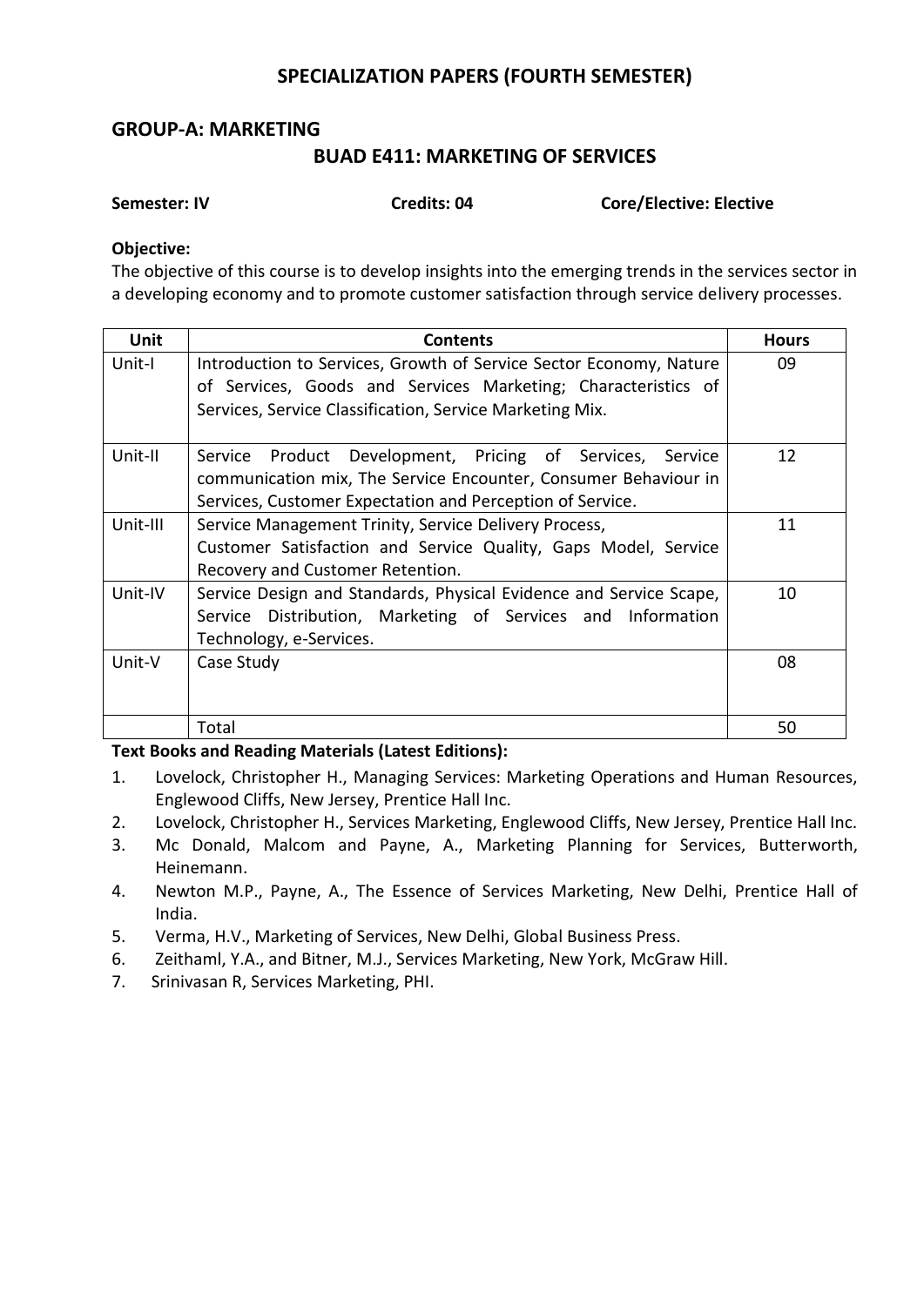## SPECIALIZATION PAPERS (FOURTH SEMESTER)

### GROUP-A: MARKETING

### BUAD E411: MARKETING OF SERVICES

**Semester: IV** **Credits: 04** **Core/Elective: Elective**

**Objective:**
The objective of this course is to develop insights into the emerging trends in the services sector in a developing economy and to promote customer satisfaction through service delivery processes.

| Unit | Contents | Hours |
|---|---|---|
| Unit-I | Introduction to Services, Growth of Service Sector Economy, Nature of Services, Goods and Services Marketing; Characteristics of Services, Service Classification, Service Marketing Mix. | 09 |
| Unit-II | Service Product Development, Pricing of Services, Service communication mix, The Service Encounter, Consumer Behaviour in Services, Customer Expectation and Perception of Service. | 12 |
| Unit-III | Service Management Trinity, Service Delivery Process, Customer Satisfaction and Service Quality, Gaps Model, Service Recovery and Customer Retention. | 11 |
| Unit-IV | Service Design and Standards, Physical Evidence and Service Scape, Service Distribution, Marketing of Services and Information Technology, e-Services. | 10 |
| Unit-V | Case Study | 08 |
| | Total | 50 |

**Text Books and Reading Materials (Latest Editions):**

1. Lovelock, Christopher H., Managing Services: Marketing Operations and Human Resources, Englewood Cliffs, New Jersey, Prentice Hall Inc.
2. Lovelock, Christopher H., Services Marketing, Englewood Cliffs, New Jersey, Prentice Hall Inc.
3. Mc Donald, Malcom and Payne, A., Marketing Planning for Services, Butterworth, Heinemann.
4. Newton M.P., Payne, A., The Essence of Services Marketing, New Delhi, Prentice Hall of India.
5. Verma, H.V., Marketing of Services, New Delhi, Global Business Press.
6. Zeithaml, Y.A., and Bitner, M.J., Services Marketing, New York, McGraw Hill.
7. Srinivasan R, Services Marketing, PHI.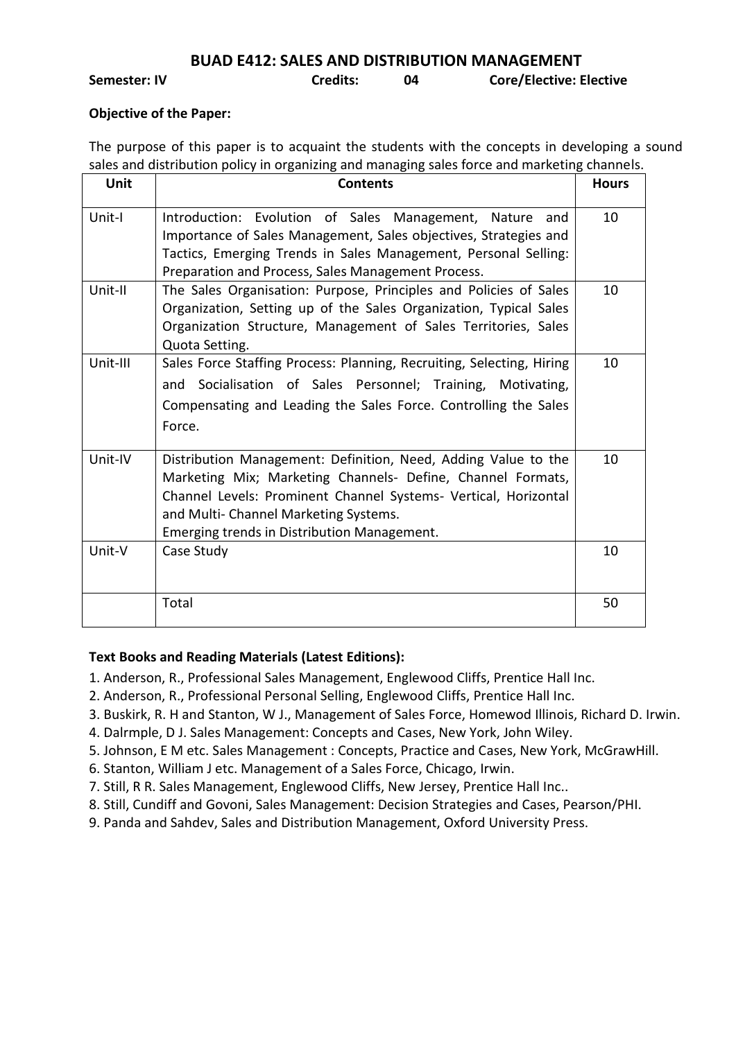## BUAD E412: SALES AND DISTRIBUTION MANAGEMENT

**Semester: IV** **Credits: 04** **Core/Elective: Elective**

**Objective of the Paper:**

The purpose of this paper is to acquaint the students with the concepts in developing a sound sales and distribution policy in organizing and managing sales force and marketing channels.

| Unit | Contents | Hours |
|---|---|---|
| Unit-I | Introduction: Evolution of Sales Management, Nature and Importance of Sales Management, Sales objectives, Strategies and Tactics, Emerging Trends in Sales Management, Personal Selling: Preparation and Process, Sales Management Process. | 10 |
| Unit-II | The Sales Organisation: Purpose, Principles and Policies of Sales Organization, Setting up of the Sales Organization, Typical Sales Organization Structure, Management of Sales Territories, Sales Quota Setting. | 10 |
| Unit-III | Sales Force Staffing Process: Planning, Recruiting, Selecting, Hiring and Socialisation of Sales Personnel; Training, Motivating, Compensating and Leading the Sales Force. Controlling the Sales Force. | 10 |
| Unit-IV | Distribution Management: Definition, Need, Adding Value to the Marketing Mix; Marketing Channels- Define, Channel Formats, Channel Levels: Prominent Channel Systems- Vertical, Horizontal and Multi- Channel Marketing Systems. Emerging trends in Distribution Management. | 10 |
| Unit-V | Case Study | 10 |
| | Total | 50 |

**Text Books and Reading Materials (Latest Editions):**

1. Anderson, R., Professional Sales Management, Englewood Cliffs, Prentice Hall Inc.
2. Anderson, R., Professional Personal Selling, Englewood Cliffs, Prentice Hall Inc.
3. Buskirk, R. H and Stanton, W J., Management of Sales Force, Homewod Illinois, Richard D. Irwin.
4. Dalrmple, D J. Sales Management: Concepts and Cases, New York, John Wiley.
5. Johnson, E M etc. Sales Management : Concepts, Practice and Cases, New York, McGrawHill.
6. Stanton, William J etc. Management of a Sales Force, Chicago, Irwin.
7. Still, R R. Sales Management, Englewood Cliffs, New Jersey, Prentice Hall Inc..
8. Still, Cundiff and Govoni, Sales Management: Decision Strategies and Cases, Pearson/PHI.
9. Panda and Sahdev, Sales and Distribution Management, Oxford University Press.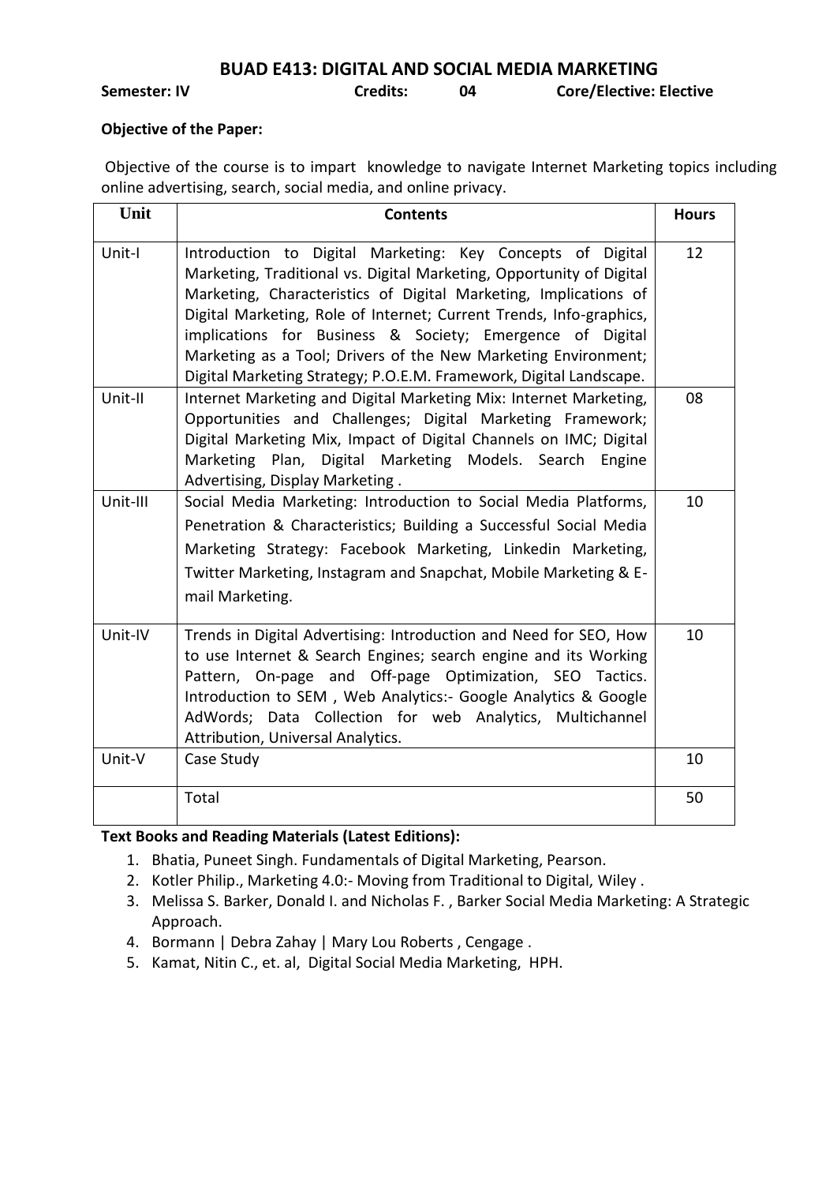## BUAD E413: DIGITAL AND SOCIAL MEDIA MARKETING

**Semester: IV** **Credits: 04** **Core/Elective: Elective**

**Objective of the Paper:**

Objective of the course is to impart knowledge to navigate Internet Marketing topics including online advertising, search, social media, and online privacy.

| Unit | Contents | Hours |
| --- | --- | --- |
| Unit-I | Introduction to Digital Marketing: Key Concepts of Digital Marketing, Traditional vs. Digital Marketing, Opportunity of Digital Marketing, Characteristics of Digital Marketing, Implications of Digital Marketing, Role of Internet; Current Trends, Info-graphics, implications for Business & Society; Emergence of Digital Marketing as a Tool; Drivers of the New Marketing Environment; Digital Marketing Strategy; P.O.E.M. Framework, Digital Landscape. | 12 |
| Unit-II | Internet Marketing and Digital Marketing Mix: Internet Marketing, Opportunities and Challenges; Digital Marketing Framework; Digital Marketing Mix, Impact of Digital Channels on IMC; Digital Marketing Plan, Digital Marketing Models. Search Engine Advertising, Display Marketing . | 08 |
| Unit-III | Social Media Marketing: Introduction to Social Media Platforms, Penetration & Characteristics; Building a Successful Social Media Marketing Strategy: Facebook Marketing, Linkedin Marketing, Twitter Marketing, Instagram and Snapchat, Mobile Marketing & E-mail Marketing. | 10 |
| Unit-IV | Trends in Digital Advertising: Introduction and Need for SEO, How to use Internet & Search Engines; search engine and its Working Pattern, On-page and Off-page Optimization, SEO Tactics. Introduction to SEM , Web Analytics:- Google Analytics & Google AdWords; Data Collection for web Analytics, Multichannel Attribution, Universal Analytics. | 10 |
| Unit-V | Case Study | 10 |
| | Total | 50 |

**Text Books and Reading Materials (Latest Editions):**

1. Bhatia, Puneet Singh. Fundamentals of Digital Marketing, Pearson.
2. Kotler Philip., Marketing 4.0:- Moving from Traditional to Digital, Wiley .
3. Melissa S. Barker, Donald I. and Nicholas F. , Barker Social Media Marketing: A Strategic Approach.
4. Bormann | Debra Zahay | Mary Lou Roberts , Cengage .
5. Kamat, Nitin C., et. al, Digital Social Media Marketing, HPH.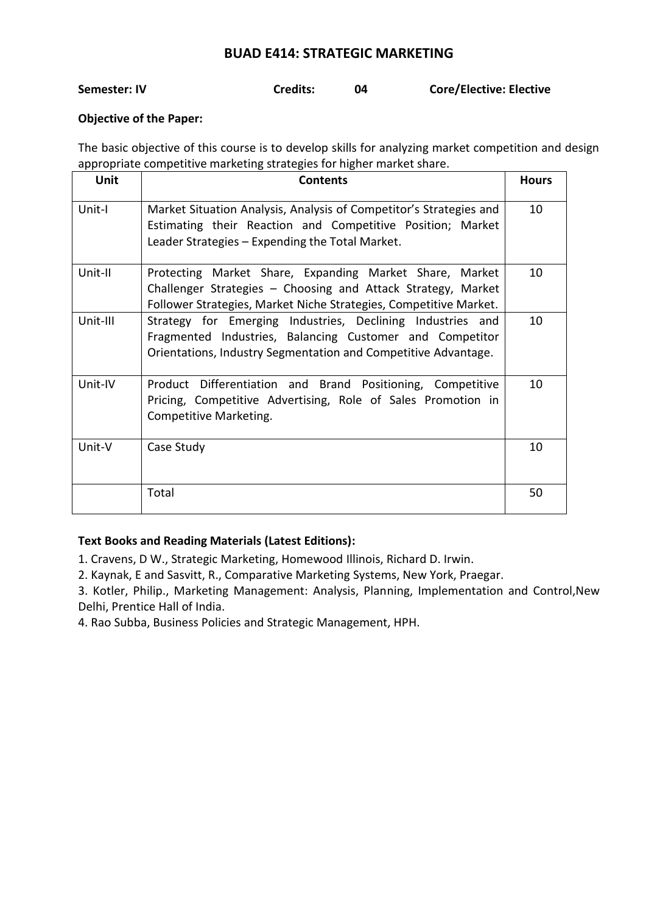# BUAD E414: STRATEGIC MARKETING

**Semester: IV** **Credits: 04** **Core/Elective: Elective**

**Objective of the Paper:**

The basic objective of this course is to develop skills for analyzing market competition and design appropriate competitive marketing strategies for higher market share.

| Unit | Contents | Hours |
|---|---|---|
| Unit-I | Market Situation Analysis, Analysis of Competitor's Strategies and Estimating their Reaction and Competitive Position; Market Leader Strategies – Expending the Total Market. | 10 |
| Unit-II | Protecting Market Share, Expanding Market Share, Market Challenger Strategies – Choosing and Attack Strategy, Market Follower Strategies, Market Niche Strategies, Competitive Market. | 10 |
| Unit-III | Strategy for Emerging Industries, Declining Industries and Fragmented Industries, Balancing Customer and Competitor Orientations, Industry Segmentation and Competitive Advantage. | 10 |
| Unit-IV | Product Differentiation and Brand Positioning, Competitive Pricing, Competitive Advertising, Role of Sales Promotion in Competitive Marketing. | 10 |
| Unit-V | Case Study | 10 |
| | Total | 50 |

**Text Books and Reading Materials (Latest Editions):**

1. Cravens, D W., Strategic Marketing, Homewood Illinois, Richard D. Irwin.
2. Kaynak, E and Sasvitt, R., Comparative Marketing Systems, New York, Praegar.
3. Kotler, Philip., Marketing Management: Analysis, Planning, Implementation and Control,New Delhi, Prentice Hall of India.
4. Rao Subba, Business Policies and Strategic Management, HPH.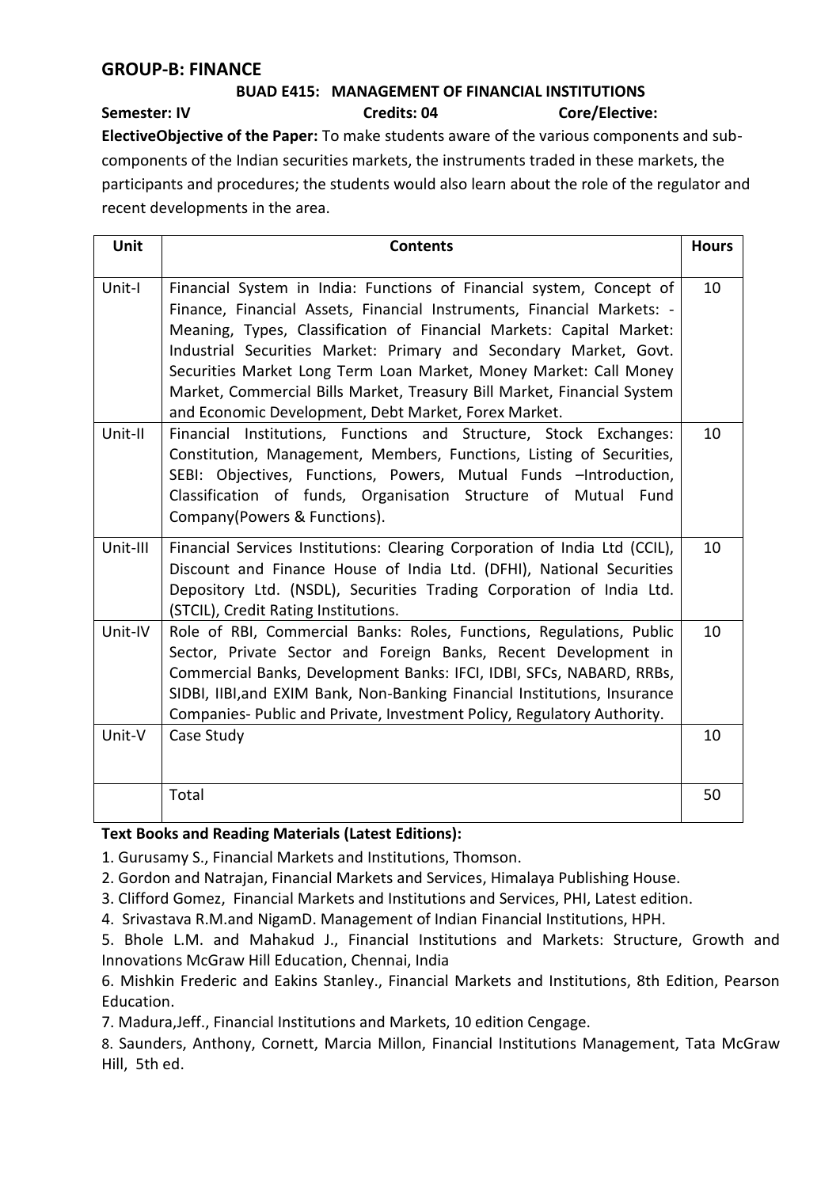## GROUP-B: FINANCE

### BUAD E415: MANAGEMENT OF FINANCIAL INSTITUTIONS

**Semester: IV** **Credits: 04** **Core/Elective:**

**ElectiveObjective of the Paper:** To make students aware of the various components and sub-components of the Indian securities markets, the instruments traded in these markets, the participants and procedures; the students would also learn about the role of the regulator and recent developments in the area.

| Unit | Contents | Hours |
|---|---|---|
| Unit-I | Financial System in India: Functions of Financial system, Concept of Finance, Financial Assets, Financial Instruments, Financial Markets: - Meaning, Types, Classification of Financial Markets: Capital Market: Industrial Securities Market: Primary and Secondary Market, Govt. Securities Market Long Term Loan Market, Money Market: Call Money Market, Commercial Bills Market, Treasury Bill Market, Financial System and Economic Development, Debt Market, Forex Market. | 10 |
| Unit-II | Financial Institutions, Functions and Structure, Stock Exchanges: Constitution, Management, Members, Functions, Listing of Securities, SEBI: Objectives, Functions, Powers, Mutual Funds –Introduction, Classification of funds, Organisation Structure of Mutual Fund Company(Powers & Functions). | 10 |
| Unit-III | Financial Services Institutions: Clearing Corporation of India Ltd (CCIL), Discount and Finance House of India Ltd. (DFHI), National Securities Depository Ltd. (NSDL), Securities Trading Corporation of India Ltd. (STCIL), Credit Rating Institutions. | 10 |
| Unit-IV | Role of RBI, Commercial Banks: Roles, Functions, Regulations, Public Sector, Private Sector and Foreign Banks, Recent Development in Commercial Banks, Development Banks: IFCI, IDBI, SFCs, NABARD, RRBs, SIDBI, IIBI,and EXIM Bank, Non-Banking Financial Institutions, Insurance Companies- Public and Private, Investment Policy, Regulatory Authority. | 10 |
| Unit-V | Case Study | 10 |
| | Total | 50 |

**Text Books and Reading Materials (Latest Editions):**

1. Gurusamy S., Financial Markets and Institutions, Thomson.
2. Gordon and Natrajan, Financial Markets and Services, Himalaya Publishing House.
3. Clifford Gomez, Financial Markets and Institutions and Services, PHI, Latest edition.
4. Srivastava R.M.and NigamD. Management of Indian Financial Institutions, HPH.
5. Bhole L.M. and Mahakud J., Financial Institutions and Markets: Structure, Growth and Innovations McGraw Hill Education, Chennai, India
6. Mishkin Frederic and Eakins Stanley., Financial Markets and Institutions, 8th Edition, Pearson Education.
7. Madura,Jeff., Financial Institutions and Markets, 10 edition Cengage.
8. Saunders, Anthony, Cornett, Marcia Millon, Financial Institutions Management, Tata McGraw Hill, 5th ed.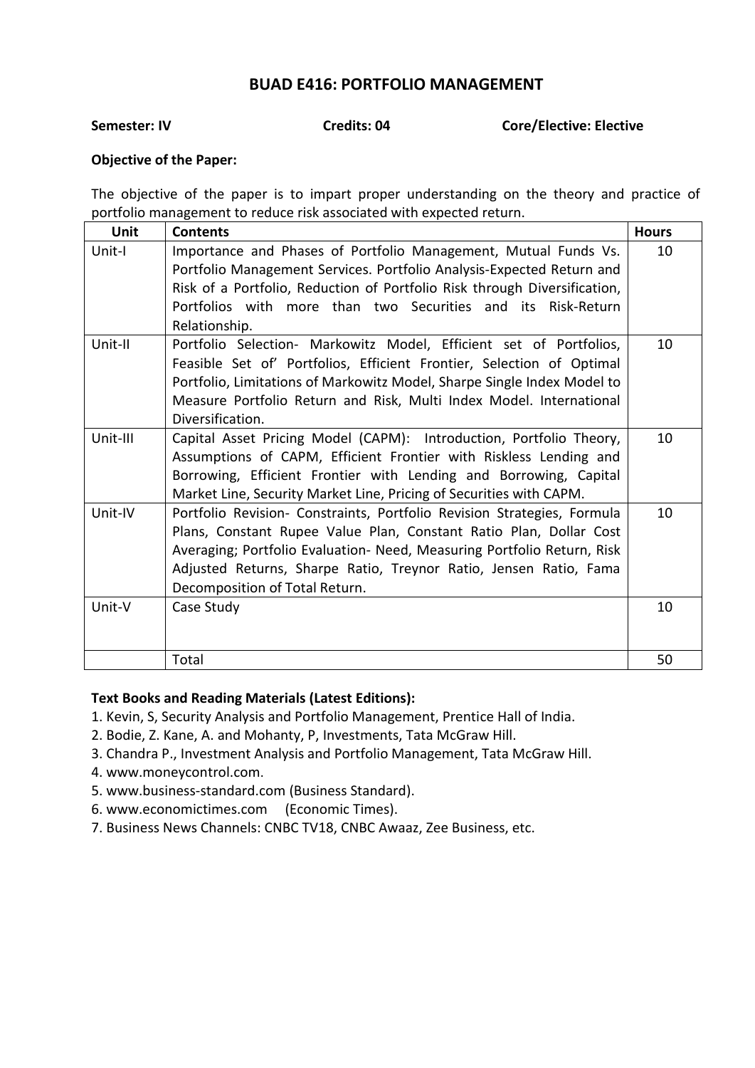# BUAD E416: PORTFOLIO MANAGEMENT

**Semester: IV** **Credits: 04** **Core/Elective: Elective**

**Objective of the Paper:**

The objective of the paper is to impart proper understanding on the theory and practice of portfolio management to reduce risk associated with expected return.

| Unit | Contents | Hours |
|---|---|---|
| Unit-I | Importance and Phases of Portfolio Management, Mutual Funds Vs. Portfolio Management Services. Portfolio Analysis-Expected Return and Risk of a Portfolio, Reduction of Portfolio Risk through Diversification, Portfolios with more than two Securities and its Risk-Return Relationship. | 10 |
| Unit-II | Portfolio Selection- Markowitz Model, Efficient set of Portfolios, Feasible Set of' Portfolios, Efficient Frontier, Selection of Optimal Portfolio, Limitations of Markowitz Model, Sharpe Single Index Model to Measure Portfolio Return and Risk, Multi Index Model. International Diversification. | 10 |
| Unit-III | Capital Asset Pricing Model (CAPM): Introduction, Portfolio Theory, Assumptions of CAPM, Efficient Frontier with Riskless Lending and Borrowing, Efficient Frontier with Lending and Borrowing, Capital Market Line, Security Market Line, Pricing of Securities with CAPM. | 10 |
| Unit-IV | Portfolio Revision- Constraints, Portfolio Revision Strategies, Formula Plans, Constant Rupee Value Plan, Constant Ratio Plan, Dollar Cost Averaging; Portfolio Evaluation- Need, Measuring Portfolio Return, Risk Adjusted Returns, Sharpe Ratio, Treynor Ratio, Jensen Ratio, Fama Decomposition of Total Return. | 10 |
| Unit-V | Case Study | 10 |
| | Total | 50 |

**Text Books and Reading Materials (Latest Editions):**

1. Kevin, S, Security Analysis and Portfolio Management, Prentice Hall of India.
2. Bodie, Z. Kane, A. and Mohanty, P, Investments, Tata McGraw Hill.
3. Chandra P., Investment Analysis and Portfolio Management, Tata McGraw Hill.
4. www.moneycontrol.com.
5. www.business-standard.com (Business Standard).
6. www.economictimes.com (Economic Times).
7. Business News Channels: CNBC TV18, CNBC Awaaz, Zee Business, etc.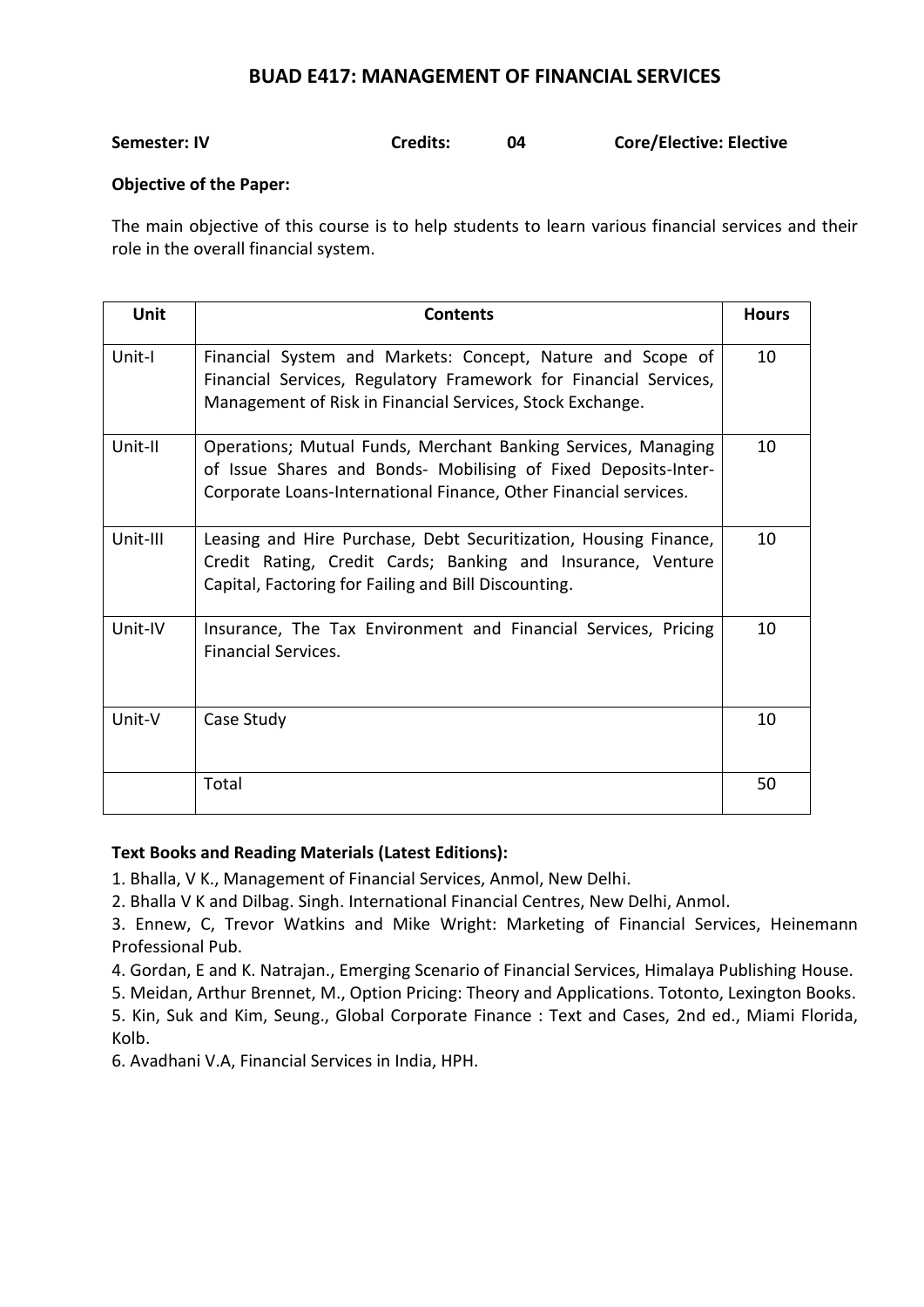# BUAD E417: MANAGEMENT OF FINANCIAL SERVICES

**Semester: IV** **Credits: 04** **Core/Elective: Elective**

**Objective of the Paper:**

The main objective of this course is to help students to learn various financial services and their role in the overall financial system.

| Unit | Contents | Hours |
|---|---|---|
| Unit-I | Financial System and Markets: Concept, Nature and Scope of Financial Services, Regulatory Framework for Financial Services, Management of Risk in Financial Services, Stock Exchange. | 10 |
| Unit-II | Operations; Mutual Funds, Merchant Banking Services, Managing of Issue Shares and Bonds- Mobilising of Fixed Deposits-Inter-Corporate Loans-International Finance, Other Financial services. | 10 |
| Unit-III | Leasing and Hire Purchase, Debt Securitization, Housing Finance, Credit Rating, Credit Cards; Banking and Insurance, Venture Capital, Factoring for Failing and Bill Discounting. | 10 |
| Unit-IV | Insurance, The Tax Environment and Financial Services, Pricing Financial Services. | 10 |
| Unit-V | Case Study | 10 |
| | Total | 50 |

**Text Books and Reading Materials (Latest Editions):**

1. Bhalla, V K., Management of Financial Services, Anmol, New Delhi.
2. Bhalla V K and Dilbag. Singh. International Financial Centres, New Delhi, Anmol.
3. Ennew, C, Trevor Watkins and Mike Wright: Marketing of Financial Services, Heinemann Professional Pub.
4. Gordan, E and K. Natrajan., Emerging Scenario of Financial Services, Himalaya Publishing House.
5. Meidan, Arthur Brennet, M., Option Pricing: Theory and Applications. Totonto, Lexington Books.
5. Kin, Suk and Kim, Seung., Global Corporate Finance : Text and Cases, 2nd ed., Miami Florida, Kolb.
6. Avadhani V.A, Financial Services in India, HPH.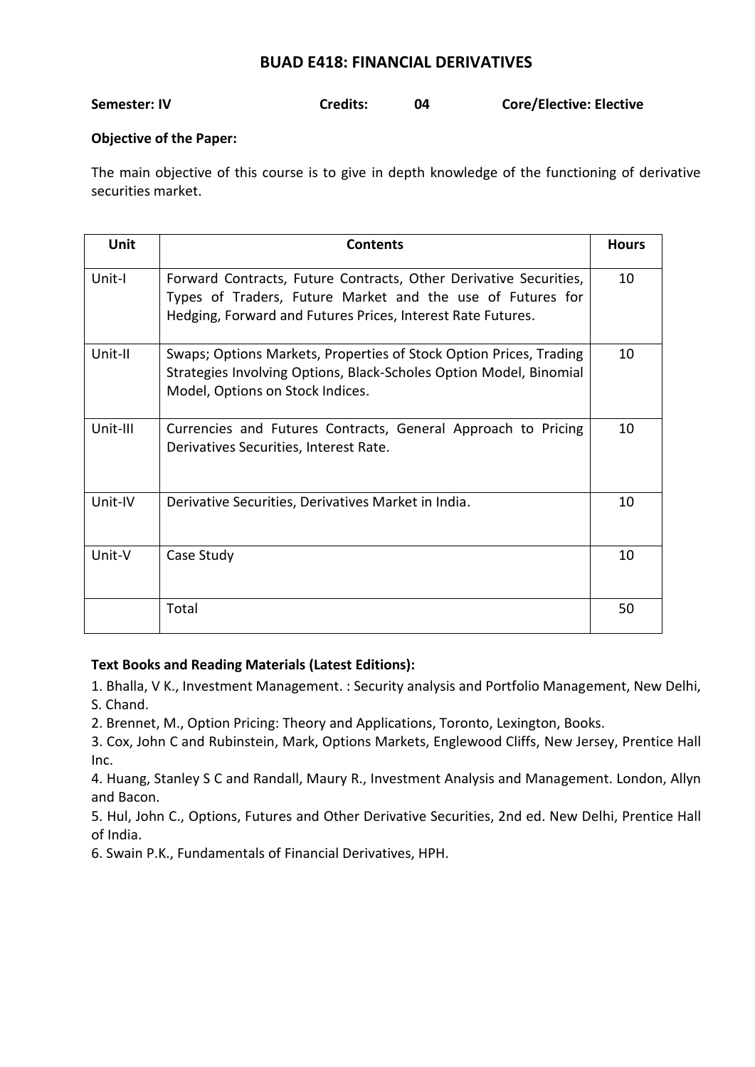## BUAD E418: FINANCIAL DERIVATIVES

**Semester: IV** **Credits: 04** **Core/Elective: Elective**

**Objective of the Paper:**

The main objective of this course is to give in depth knowledge of the functioning of derivative securities market.

| Unit | Contents | Hours |
|---|---|---|
| Unit-I | Forward Contracts, Future Contracts, Other Derivative Securities, Types of Traders, Future Market and the use of Futures for Hedging, Forward and Futures Prices, Interest Rate Futures. | 10 |
| Unit-II | Swaps; Options Markets, Properties of Stock Option Prices, Trading Strategies Involving Options, Black-Scholes Option Model, Binomial Model, Options on Stock Indices. | 10 |
| Unit-III | Currencies and Futures Contracts, General Approach to Pricing Derivatives Securities, Interest Rate. | 10 |
| Unit-IV | Derivative Securities, Derivatives Market in India. | 10 |
| Unit-V | Case Study | 10 |
| | Total | 50 |

**Text Books and Reading Materials (Latest Editions):**

1. Bhalla, V K., Investment Management. : Security analysis and Portfolio Management, New Delhi, S. Chand.
2. Brennet, M., Option Pricing: Theory and Applications, Toronto, Lexington, Books.
3. Cox, John C and Rubinstein, Mark, Options Markets, Englewood Cliffs, New Jersey, Prentice Hall Inc.
4. Huang, Stanley S C and Randall, Maury R., Investment Analysis and Management. London, Allyn and Bacon.
5. Hul, John C., Options, Futures and Other Derivative Securities, 2nd ed. New Delhi, Prentice Hall of India.
6. Swain P.K., Fundamentals of Financial Derivatives, HPH.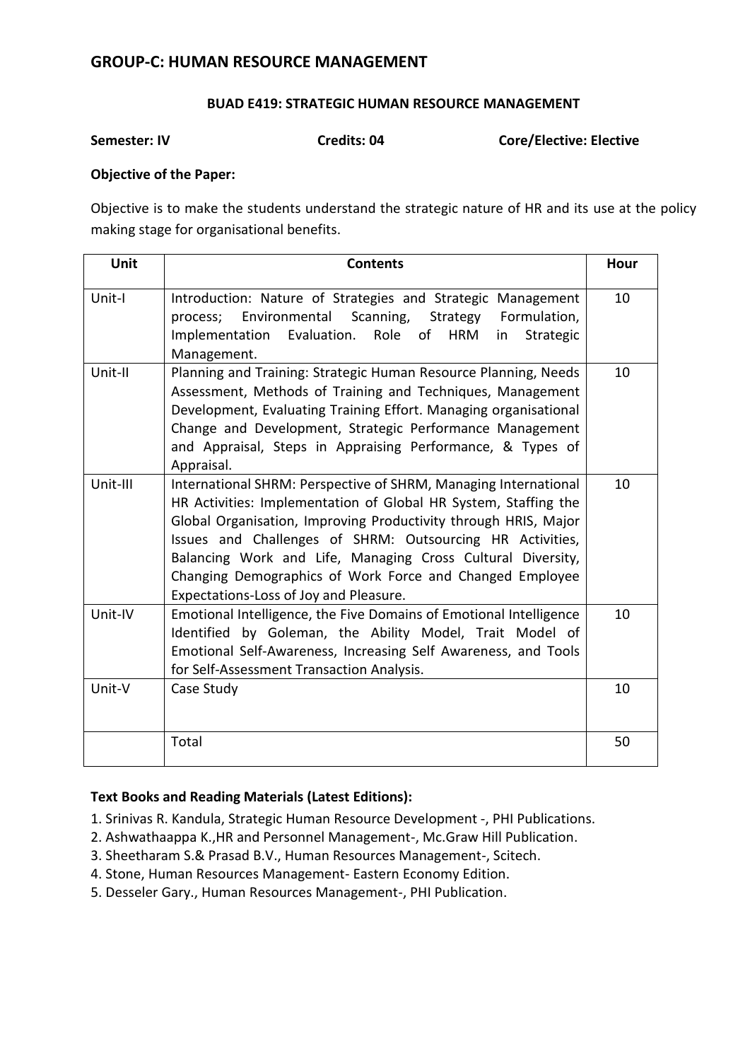## GROUP-C: HUMAN RESOURCE MANAGEMENT

### BUAD E419: STRATEGIC HUMAN RESOURCE MANAGEMENT

**Semester: IV** **Credits: 04** **Core/Elective: Elective**

**Objective of the Paper:**

Objective is to make the students understand the strategic nature of HR and its use at the policy making stage for organisational benefits.

| Unit | Contents | Hour |
|---|---|---|
| Unit-I | Introduction: Nature of Strategies and Strategic Management process; Environmental Scanning, Strategy Formulation, Implementation Evaluation. Role of HRM in Strategic Management. | 10 |
| Unit-II | Planning and Training: Strategic Human Resource Planning, Needs Assessment, Methods of Training and Techniques, Management Development, Evaluating Training Effort. Managing organisational Change and Development, Strategic Performance Management and Appraisal, Steps in Appraising Performance, & Types of Appraisal. | 10 |
| Unit-III | International SHRM: Perspective of SHRM, Managing International HR Activities: Implementation of Global HR System, Staffing the Global Organisation, Improving Productivity through HRIS, Major Issues and Challenges of SHRM: Outsourcing HR Activities, Balancing Work and Life, Managing Cross Cultural Diversity, Changing Demographics of Work Force and Changed Employee Expectations-Loss of Joy and Pleasure. | 10 |
| Unit-IV | Emotional Intelligence, the Five Domains of Emotional Intelligence Identified by Goleman, the Ability Model, Trait Model of Emotional Self-Awareness, Increasing Self Awareness, and Tools for Self-Assessment Transaction Analysis. | 10 |
| Unit-V | Case Study | 10 |
| | Total | 50 |

**Text Books and Reading Materials (Latest Editions):**

1. Srinivas R. Kandula, Strategic Human Resource Development -, PHI Publications.
2. Ashwathaappa K.,HR and Personnel Management-, Mc.Graw Hill Publication.
3. Sheetharam S.& Prasad B.V., Human Resources Management-, Scitech.
4. Stone, Human Resources Management- Eastern Economy Edition.
5. Desseler Gary., Human Resources Management-, PHI Publication.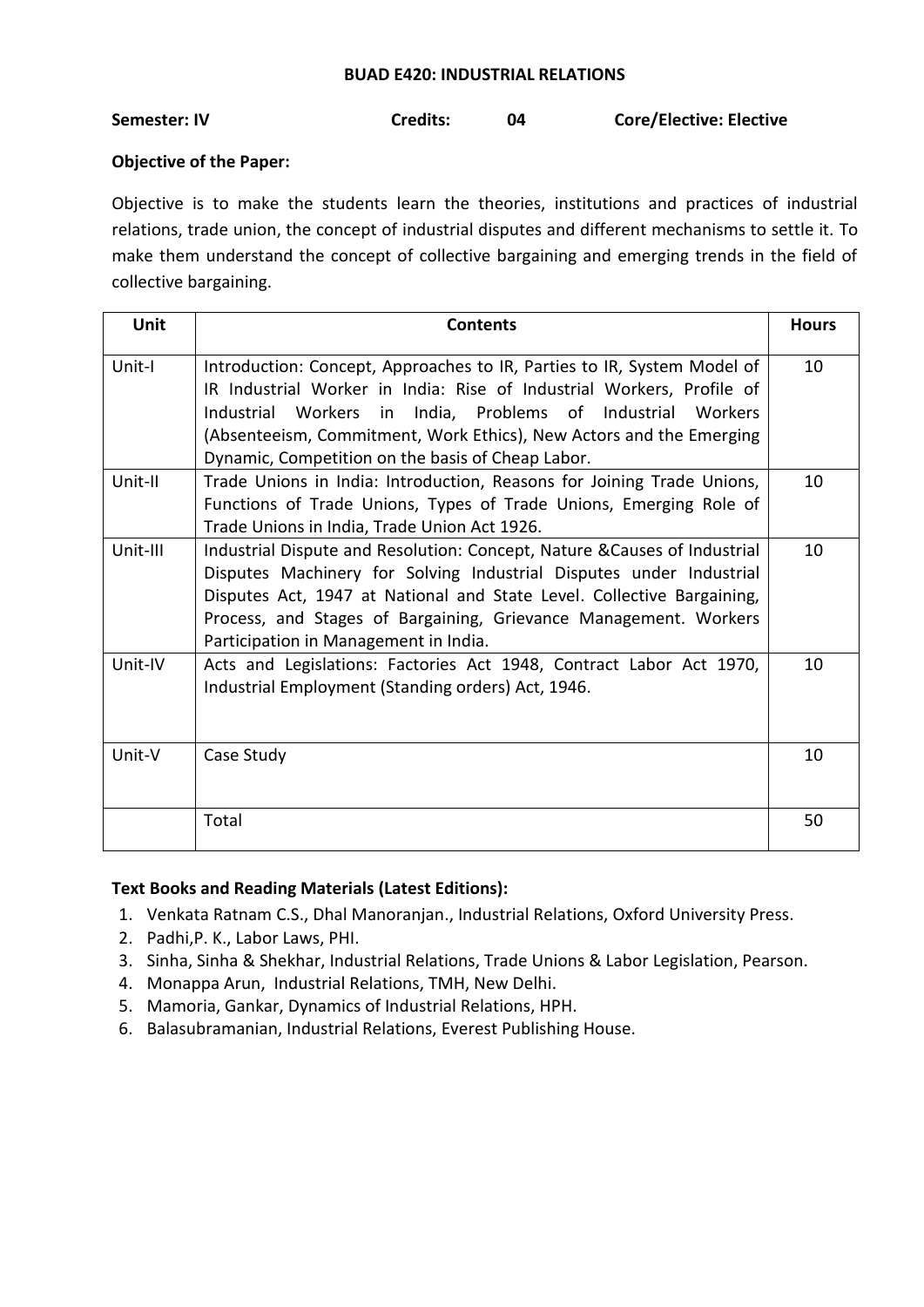## BUAD E420: INDUSTRIAL RELATIONS

**Semester: IV** **Credits: 04** **Core/Elective: Elective**

**Objective of the Paper:**

Objective is to make the students learn the theories, institutions and practices of industrial relations, trade union, the concept of industrial disputes and different mechanisms to settle it. To make them understand the concept of collective bargaining and emerging trends in the field of collective bargaining.

| Unit | Contents | Hours |
|---|---|---|
| Unit-I | Introduction: Concept, Approaches to IR, Parties to IR, System Model of IR Industrial Worker in India: Rise of Industrial Workers, Profile of Industrial Workers in India, Problems of Industrial Workers (Absenteeism, Commitment, Work Ethics), New Actors and the Emerging Dynamic, Competition on the basis of Cheap Labor. | 10 |
| Unit-II | Trade Unions in India: Introduction, Reasons for Joining Trade Unions, Functions of Trade Unions, Types of Trade Unions, Emerging Role of Trade Unions in India, Trade Union Act 1926. | 10 |
| Unit-III | Industrial Dispute and Resolution: Concept, Nature &Causes of Industrial Disputes Machinery for Solving Industrial Disputes under Industrial Disputes Act, 1947 at National and State Level. Collective Bargaining, Process, and Stages of Bargaining, Grievance Management. Workers Participation in Management in India. | 10 |
| Unit-IV | Acts and Legislations: Factories Act 1948, Contract Labor Act 1970, Industrial Employment (Standing orders) Act, 1946. | 10 |
| Unit-V | Case Study | 10 |
| | Total | 50 |

**Text Books and Reading Materials (Latest Editions):**

1. Venkata Ratnam C.S., Dhal Manoranjan., Industrial Relations, Oxford University Press.
2. Padhi,P. K., Labor Laws, PHI.
3. Sinha, Sinha & Shekhar, Industrial Relations, Trade Unions & Labor Legislation, Pearson.
4. Monappa Arun, Industrial Relations, TMH, New Delhi.
5. Mamoria, Gankar, Dynamics of Industrial Relations, HPH.
6. Balasubramanian, Industrial Relations, Everest Publishing House.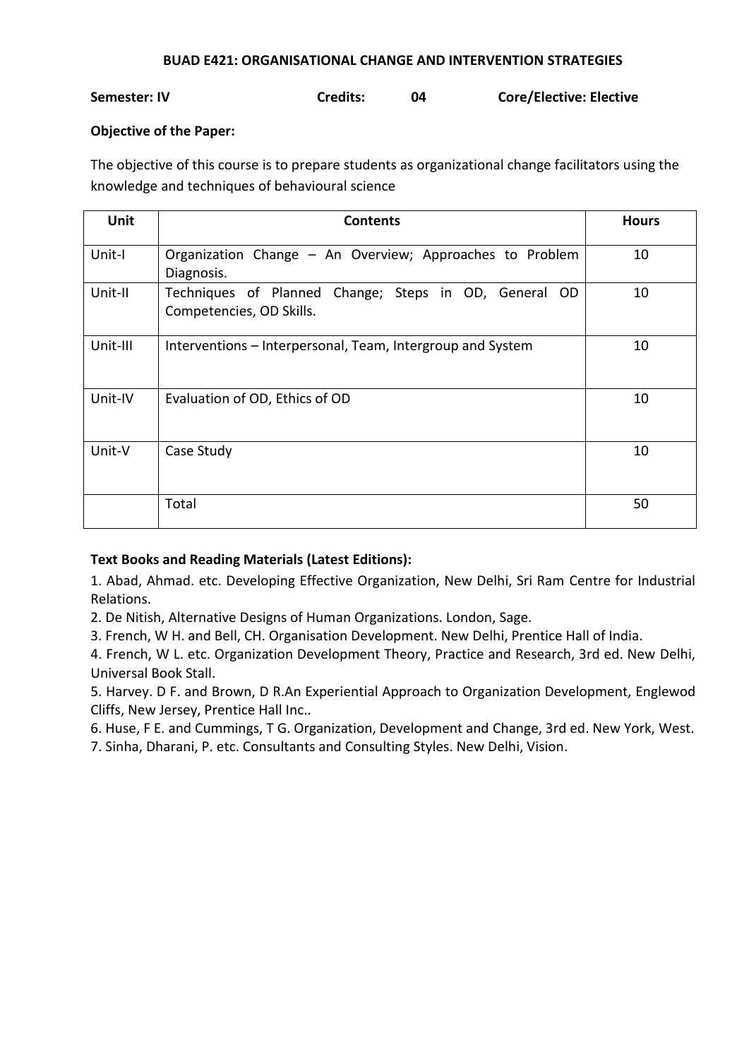## BUAD E421: ORGANISATIONAL CHANGE AND INTERVENTION STRATEGIES

**Semester: IV** **Credits: 04** **Core/Elective: Elective**

**Objective of the Paper:**

The objective of this course is to prepare students as organizational change facilitators using the knowledge and techniques of behavioural science

| Unit | Contents | Hours |
|---|---|---|
| Unit-I | Organization Change – An Overview; Approaches to Problem Diagnosis. | 10 |
| Unit-II | Techniques of Planned Change; Steps in OD, General OD Competencies, OD Skills. | 10 |
| Unit-III | Interventions – Interpersonal, Team, Intergroup and System | 10 |
| Unit-IV | Evaluation of OD, Ethics of OD | 10 |
| Unit-V | Case Study | 10 |
| | Total | 50 |

**Text Books and Reading Materials (Latest Editions):**

1. Abad, Ahmad. etc. Developing Effective Organization, New Delhi, Sri Ram Centre for Industrial Relations.
2. De Nitish, Alternative Designs of Human Organizations. London, Sage.
3. French, W H. and Bell, CH. Organisation Development. New Delhi, Prentice Hall of India.
4. French, W L. etc. Organization Development Theory, Practice and Research, 3rd ed. New Delhi, Universal Book Stall.
5. Harvey. D F. and Brown, D R.An Experiential Approach to Organization Development, Englewod Cliffs, New Jersey, Prentice Hall Inc..
6. Huse, F E. and Cummings, T G. Organization, Development and Change, 3rd ed. New York, West.
7. Sinha, Dharani, P. etc. Consultants and Consulting Styles. New Delhi, Vision.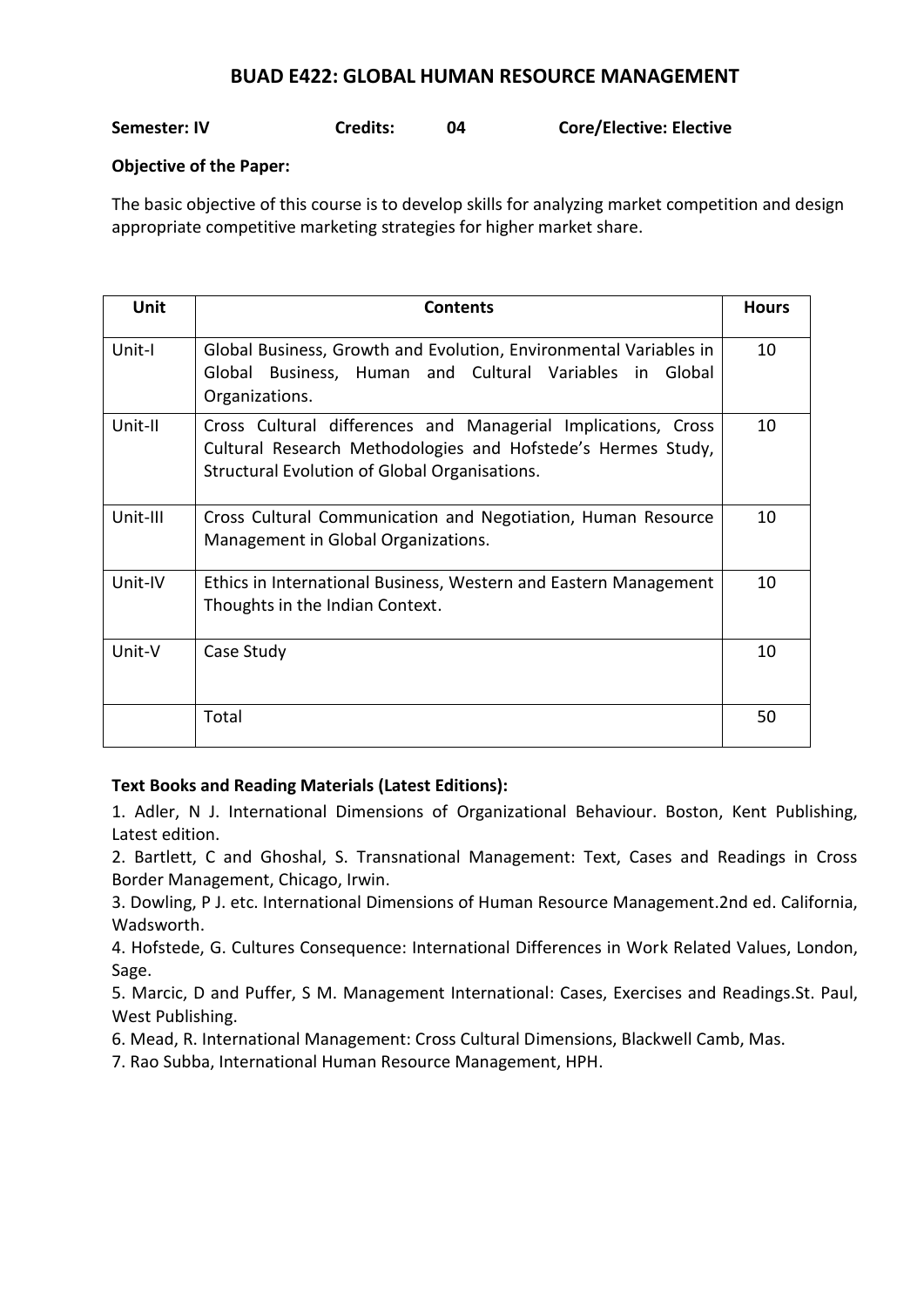# BUAD E422: GLOBAL HUMAN RESOURCE MANAGEMENT

**Semester: IV** **Credits: 04** **Core/Elective: Elective**

**Objective of the Paper:**

The basic objective of this course is to develop skills for analyzing market competition and design appropriate competitive marketing strategies for higher market share.

| Unit | Contents | Hours |
|---|---|---|
| Unit-I | Global Business, Growth and Evolution, Environmental Variables in Global Business, Human and Cultural Variables in Global Organizations. | 10 |
| Unit-II | Cross Cultural differences and Managerial Implications, Cross Cultural Research Methodologies and Hofstede's Hermes Study, Structural Evolution of Global Organisations. | 10 |
| Unit-III | Cross Cultural Communication and Negotiation, Human Resource Management in Global Organizations. | 10 |
| Unit-IV | Ethics in International Business, Western and Eastern Management Thoughts in the Indian Context. | 10 |
| Unit-V | Case Study | 10 |
| | Total | 50 |

**Text Books and Reading Materials (Latest Editions):**

1. Adler, N J. International Dimensions of Organizational Behaviour. Boston, Kent Publishing, Latest edition.
2. Bartlett, C and Ghoshal, S. Transnational Management: Text, Cases and Readings in Cross Border Management, Chicago, Irwin.
3. Dowling, P J. etc. International Dimensions of Human Resource Management.2nd ed. California, Wadsworth.
4. Hofstede, G. Cultures Consequence: International Differences in Work Related Values, London, Sage.
5. Marcic, D and Puffer, S M. Management International: Cases, Exercises and Readings.St. Paul, West Publishing.
6. Mead, R. International Management: Cross Cultural Dimensions, Blackwell Camb, Mas.
7. Rao Subba, International Human Resource Management, HPH.